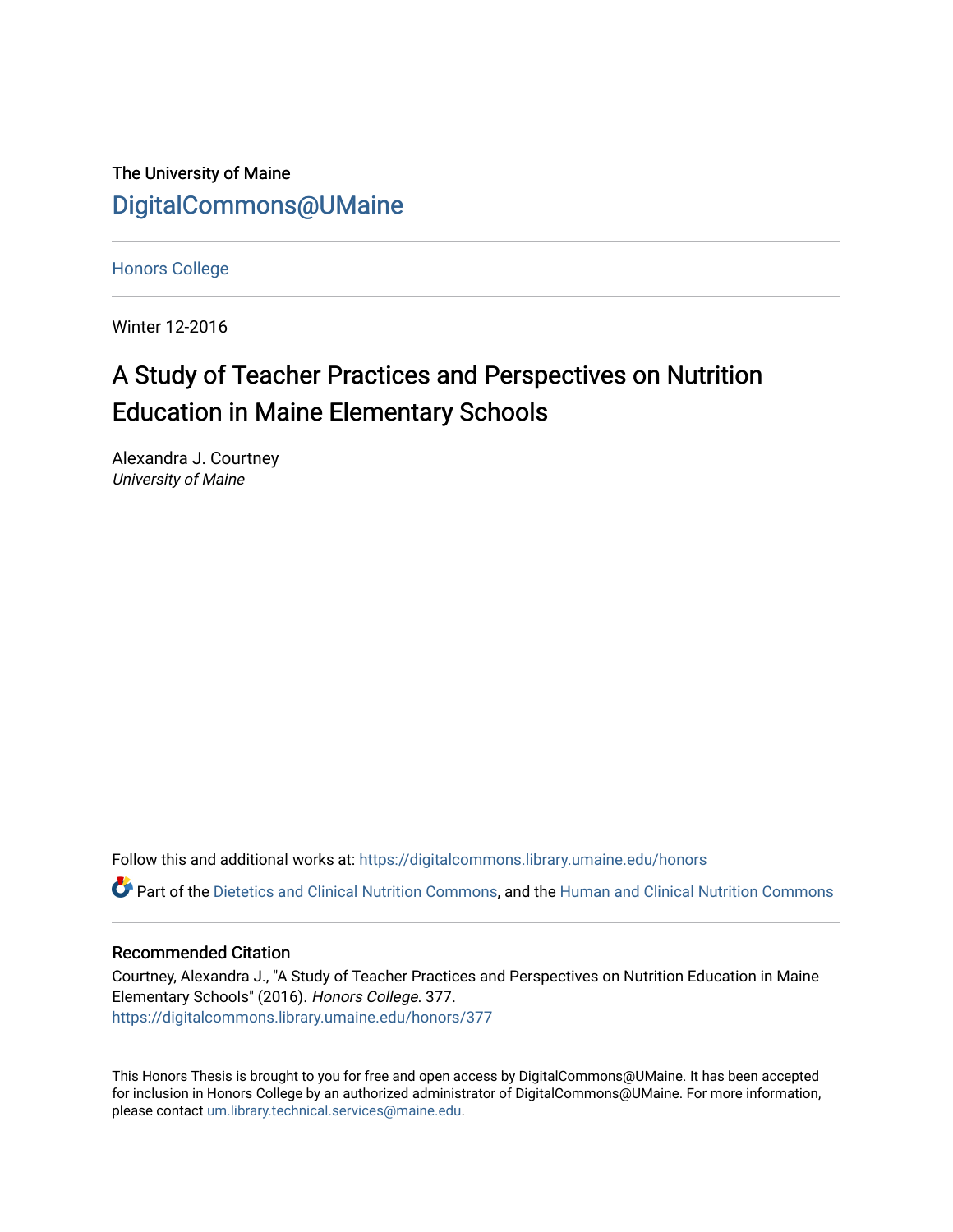The University of Maine

DigitalCommons@UMaine

---

Honors College

---

Winter 12-2016

# A Study of Teacher Practices and Perspectives on Nutrition Education in Maine Elementary Schools

Alexandra J. Courtney
*University of Maine*

Follow this and additional works at: https://digitalcommons.library.umaine.edu/honors

Part of the Dietetics and Clinical Nutrition Commons, and the Human and Clinical Nutrition Commons

---

### Recommended Citation

Courtney, Alexandra J., "A Study of Teacher Practices and Perspectives on Nutrition Education in Maine Elementary Schools" (2016). *Honors College*. 377.
https://digitalcommons.library.umaine.edu/honors/377

This Honors Thesis is brought to you for free and open access by DigitalCommons@UMaine. It has been accepted for inclusion in Honors College by an authorized administrator of DigitalCommons@UMaine. For more information, please contact um.library.technical.services@maine.edu.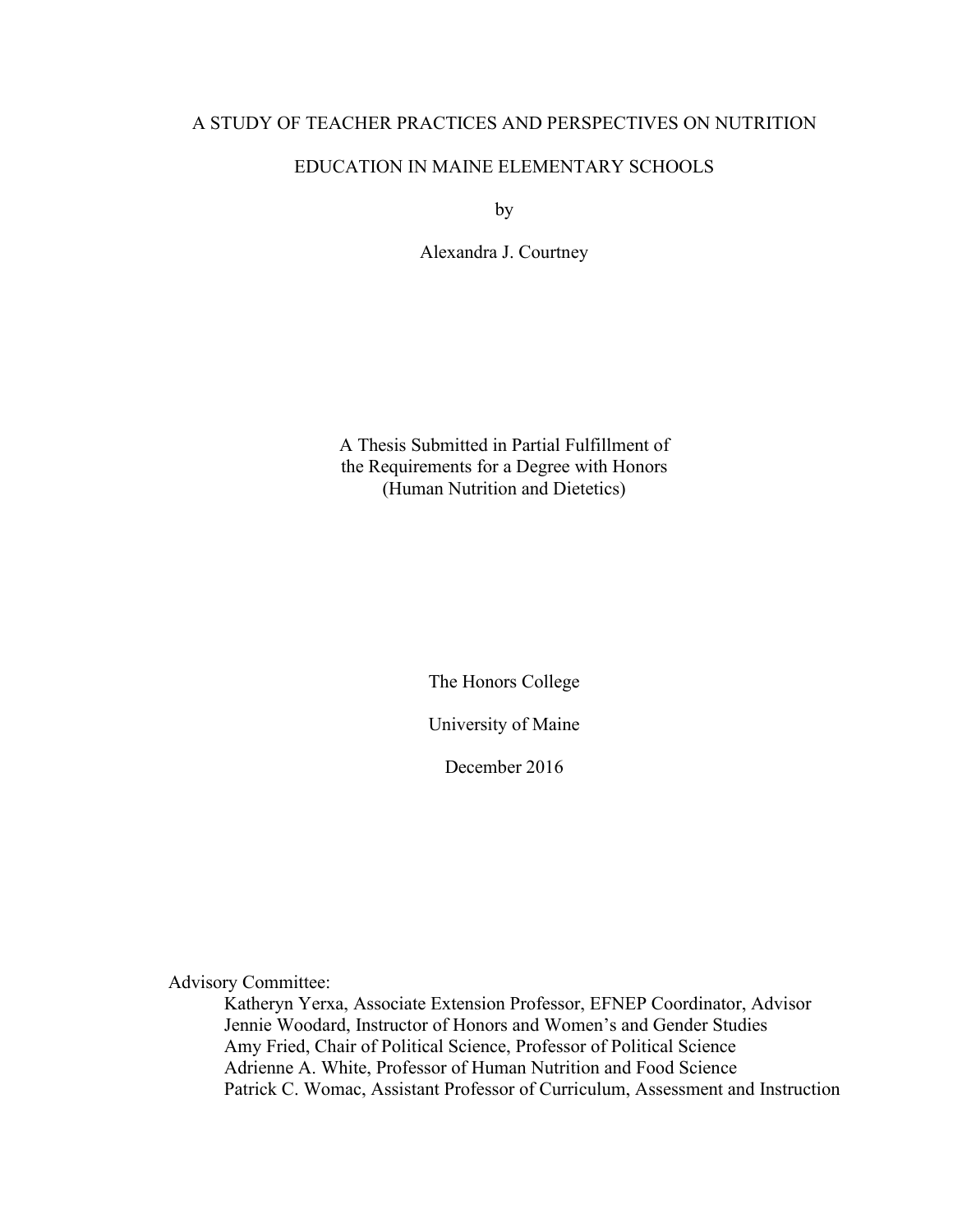# A STUDY OF TEACHER PRACTICES AND PERSPECTIVES ON NUTRITION EDUCATION IN MAINE ELEMENTARY SCHOOLS

by

Alexandra J. Courtney

A Thesis Submitted in Partial Fulfillment of
the Requirements for a Degree with Honors
(Human Nutrition and Dietetics)

The Honors College

University of Maine

December 2016

Advisory Committee:

Katheryn Yerxa, Associate Extension Professor, EFNEP Coordinator, Advisor
Jennie Woodard, Instructor of Honors and Women's and Gender Studies
Amy Fried, Chair of Political Science, Professor of Political Science
Adrienne A. White, Professor of Human Nutrition and Food Science
Patrick C. Womac, Assistant Professor of Curriculum, Assessment and Instruction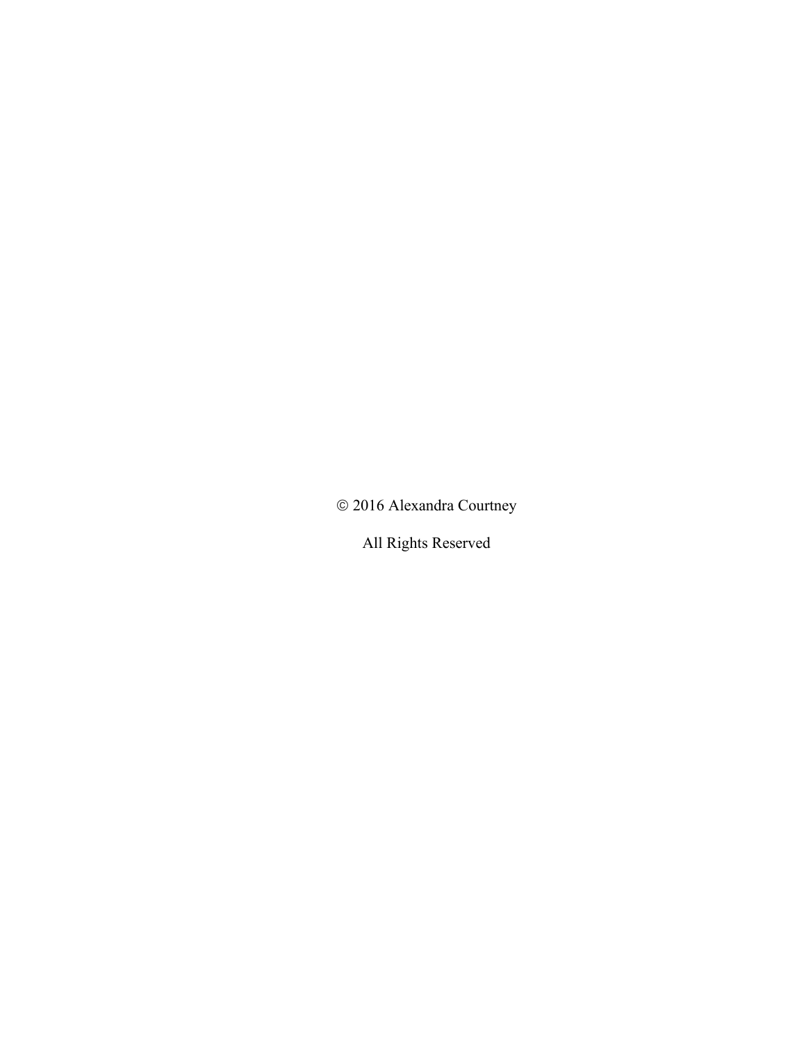© 2016 Alexandra Courtney

All Rights Reserved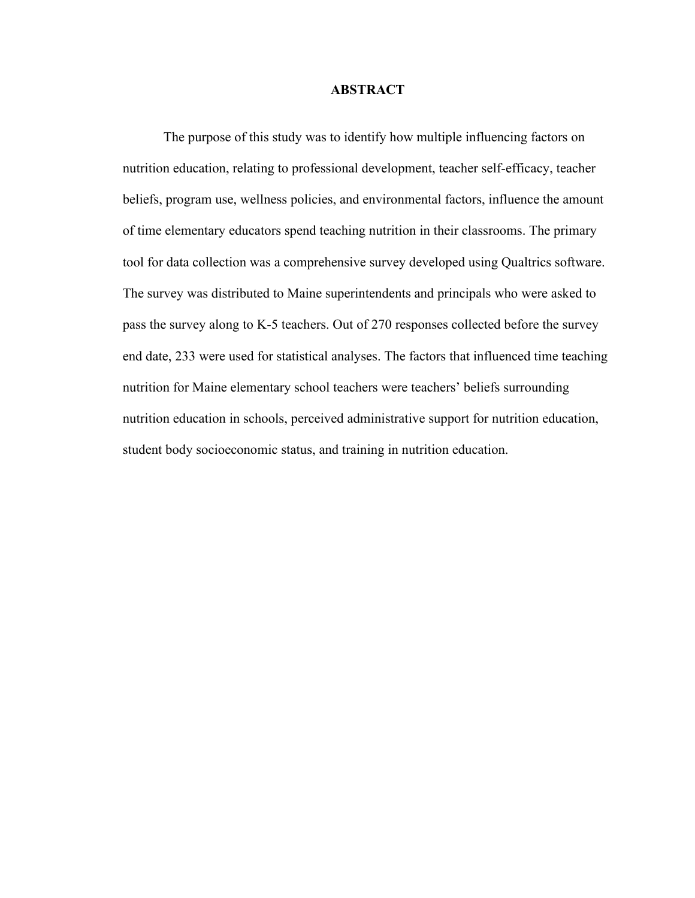# ABSTRACT

The purpose of this study was to identify how multiple influencing factors on nutrition education, relating to professional development, teacher self-efficacy, teacher beliefs, program use, wellness policies, and environmental factors, influence the amount of time elementary educators spend teaching nutrition in their classrooms. The primary tool for data collection was a comprehensive survey developed using Qualtrics software. The survey was distributed to Maine superintendents and principals who were asked to pass the survey along to K-5 teachers. Out of 270 responses collected before the survey end date, 233 were used for statistical analyses. The factors that influenced time teaching nutrition for Maine elementary school teachers were teachers' beliefs surrounding nutrition education in schools, perceived administrative support for nutrition education, student body socioeconomic status, and training in nutrition education.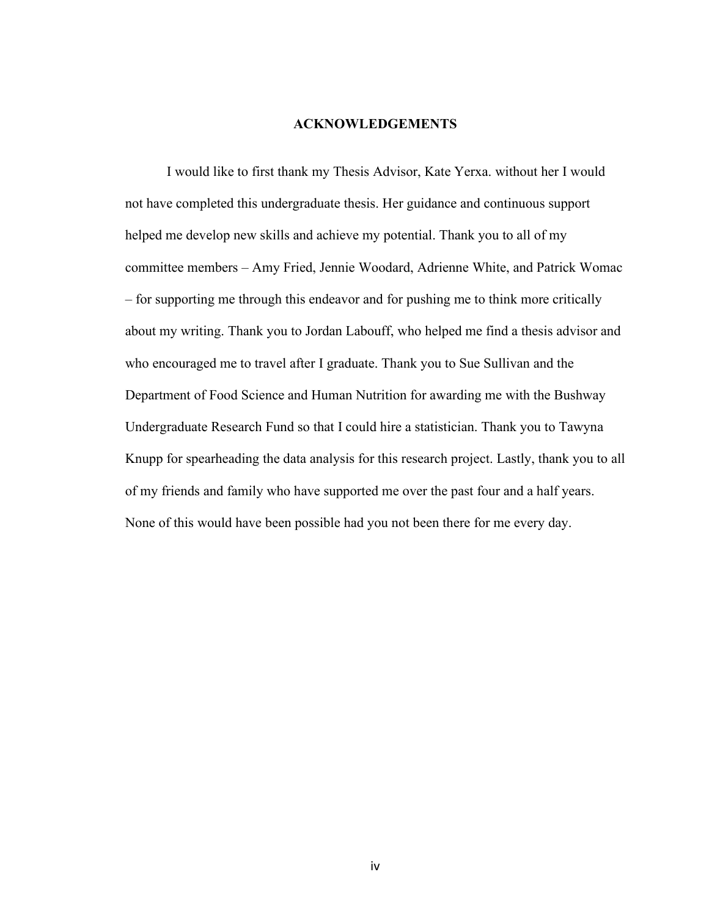## ACKNOWLEDGEMENTS

I would like to first thank my Thesis Advisor, Kate Yerxa. without her I would not have completed this undergraduate thesis. Her guidance and continuous support helped me develop new skills and achieve my potential. Thank you to all of my committee members – Amy Fried, Jennie Woodard, Adrienne White, and Patrick Womac – for supporting me through this endeavor and for pushing me to think more critically about my writing. Thank you to Jordan Labouff, who helped me find a thesis advisor and who encouraged me to travel after I graduate. Thank you to Sue Sullivan and the Department of Food Science and Human Nutrition for awarding me with the Bushway Undergraduate Research Fund so that I could hire a statistician. Thank you to Tawyna Knupp for spearheading the data analysis for this research project. Lastly, thank you to all of my friends and family who have supported me over the past four and a half years. None of this would have been possible had you not been there for me every day.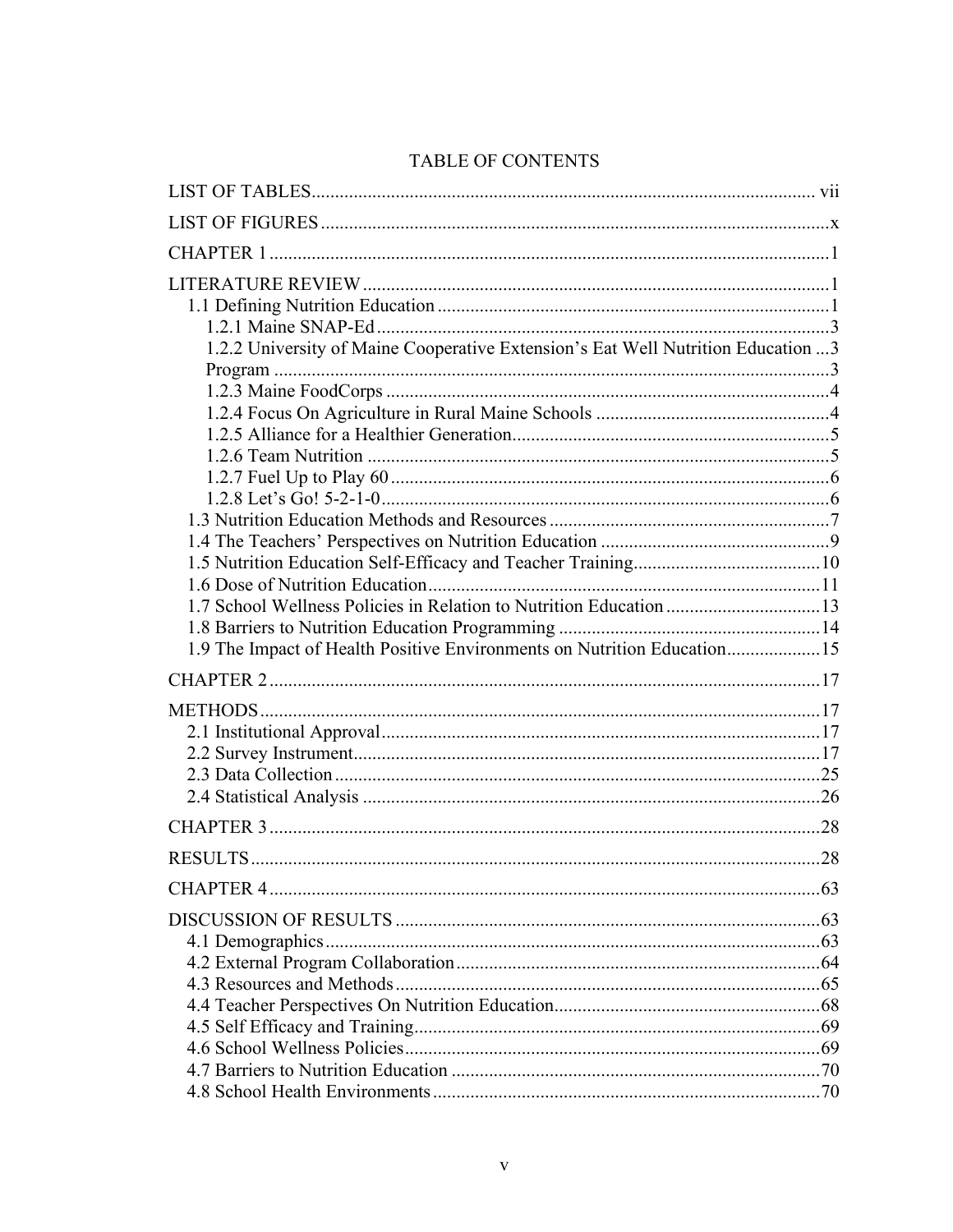# TABLE OF CONTENTS

LIST OF TABLES ........................................................................................................ vii

LIST OF FIGURES ........................................................................................................ x

CHAPTER 1 ........................................................................................................ 1

LITERATURE REVIEW ........................................................................................................ 1

- 1.1 Defining Nutrition Education ........................................................................................................ 1
  - 1.2.1 Maine SNAP-Ed ........................................................................................................ 3
  - 1.2.2 University of Maine Cooperative Extension's Eat Well Nutrition Education ...3 Program ........................................................................................................ 3
  - 1.2.3 Maine FoodCorps ........................................................................................................ 4
  - 1.2.4 Focus On Agriculture in Rural Maine Schools ........................................................................................................ 4
  - 1.2.5 Alliance for a Healthier Generation ........................................................................................................ 5
  - 1.2.6 Team Nutrition ........................................................................................................ 5
  - 1.2.7 Fuel Up to Play 60 ........................................................................................................ 6
  - 1.2.8 Let's Go! 5-2-1-0 ........................................................................................................ 6
- 1.3 Nutrition Education Methods and Resources ........................................................................................................ 7
- 1.4 The Teachers' Perspectives on Nutrition Education ........................................................................................................ 9
- 1.5 Nutrition Education Self-Efficacy and Teacher Training ........................................................................................................ 10
- 1.6 Dose of Nutrition Education ........................................................................................................ 11
- 1.7 School Wellness Policies in Relation to Nutrition Education ........................................................................................................ 13
- 1.8 Barriers to Nutrition Education Programming ........................................................................................................ 14
- 1.9 The Impact of Health Positive Environments on Nutrition Education ........................................................................................................ 15

CHAPTER 2 ........................................................................................................ 17

METHODS ........................................................................................................ 17

- 2.1 Institutional Approval ........................................................................................................ 17
- 2.2 Survey Instrument ........................................................................................................ 17
- 2.3 Data Collection ........................................................................................................ 25
- 2.4 Statistical Analysis ........................................................................................................ 26

CHAPTER 3 ........................................................................................................ 28

RESULTS ........................................................................................................ 28

CHAPTER 4 ........................................................................................................ 63

DISCUSSION OF RESULTS ........................................................................................................ 63

- 4.1 Demographics ........................................................................................................ 63
- 4.2 External Program Collaboration ........................................................................................................ 64
- 4.3 Resources and Methods ........................................................................................................ 65
- 4.4 Teacher Perspectives On Nutrition Education ........................................................................................................ 68
- 4.5 Self Efficacy and Training ........................................................................................................ 69
- 4.6 School Wellness Policies ........................................................................................................ 69
- 4.7 Barriers to Nutrition Education ........................................................................................................ 70
- 4.8 School Health Environments ........................................................................................................ 70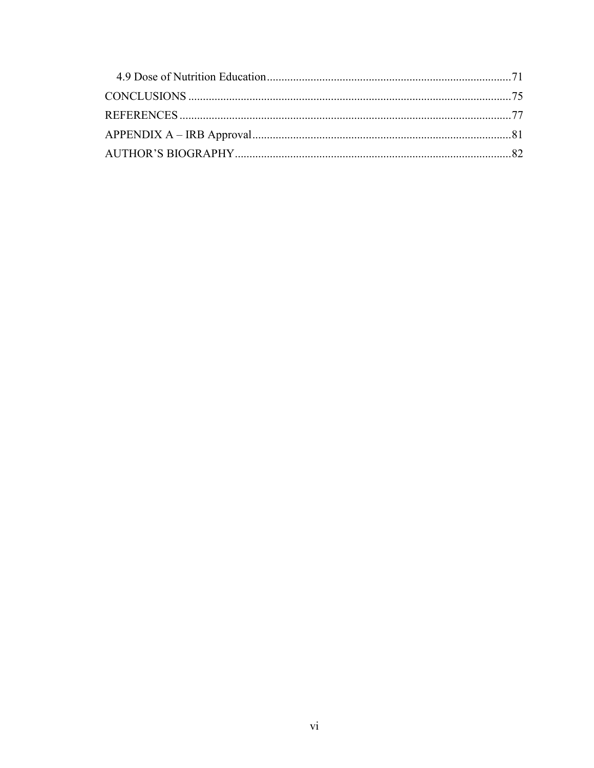4.9 Dose of Nutrition Education........................................................................................71

CONCLUSIONS ................................................................................................................75

REFERENCES ...................................................................................................................77

APPENDIX A – IRB Approval..........................................................................................81

AUTHOR'S BIOGRAPHY................................................................................................82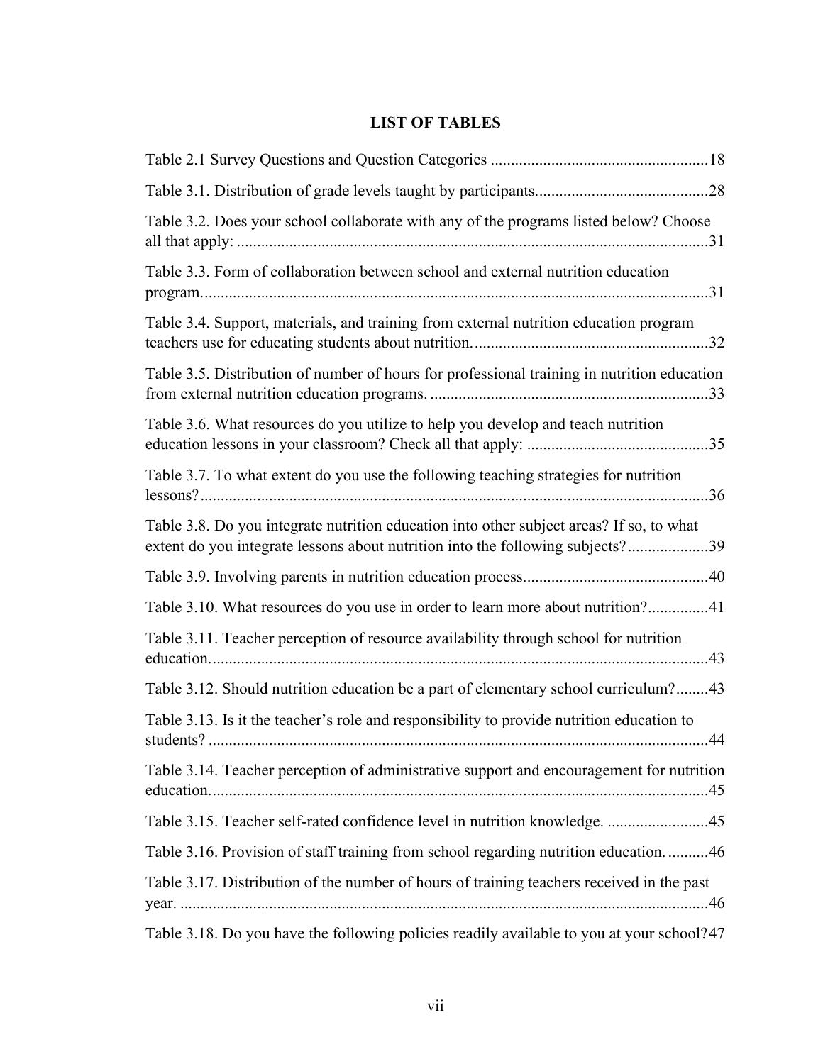# LIST OF TABLES

Table 2.1 Survey Questions and Question Categories ....................................................18

Table 3.1. Distribution of grade levels taught by participants...........................................28

Table 3.2. Does your school collaborate with any of the programs listed below? Choose all that apply: .....................................................................................................................31

Table 3.3. Form of collaboration between school and external nutrition education program.............................................................................................................................31

Table 3.4. Support, materials, and training from external nutrition education program teachers use for educating students about nutrition...........................................................32

Table 3.5. Distribution of number of hours for professional training in nutrition education from external nutrition education programs. .....................................................................33

Table 3.6. What resources do you utilize to help you develop and teach nutrition education lessons in your classroom? Check all that apply: .............................................35

Table 3.7. To what extent do you use the following teaching strategies for nutrition lessons?.............................................................................................................................36

Table 3.8. Do you integrate nutrition education into other subject areas? If so, to what extent do you integrate lessons about nutrition into the following subjects?....................39

Table 3.9. Involving parents in nutrition education process.............................................40

Table 3.10. What resources do you use in order to learn more about nutrition?...............41

Table 3.11. Teacher perception of resource availability through school for nutrition education...........................................................................................................................43

Table 3.12. Should nutrition education be a part of elementary school curriculum?........43

Table 3.13. Is it the teacher's role and responsibility to provide nutrition education to students? ...........................................................................................................................44

Table 3.14. Teacher perception of administrative support and encouragement for nutrition education...........................................................................................................................45

Table 3.15. Teacher self-rated confidence level in nutrition knowledge. .........................45

Table 3.16. Provision of staff training from school regarding nutrition education. ..........46

Table 3.17. Distribution of the number of hours of training teachers received in the past year. ..................................................................................................................................46

Table 3.18. Do you have the following policies readily available to you at your school?47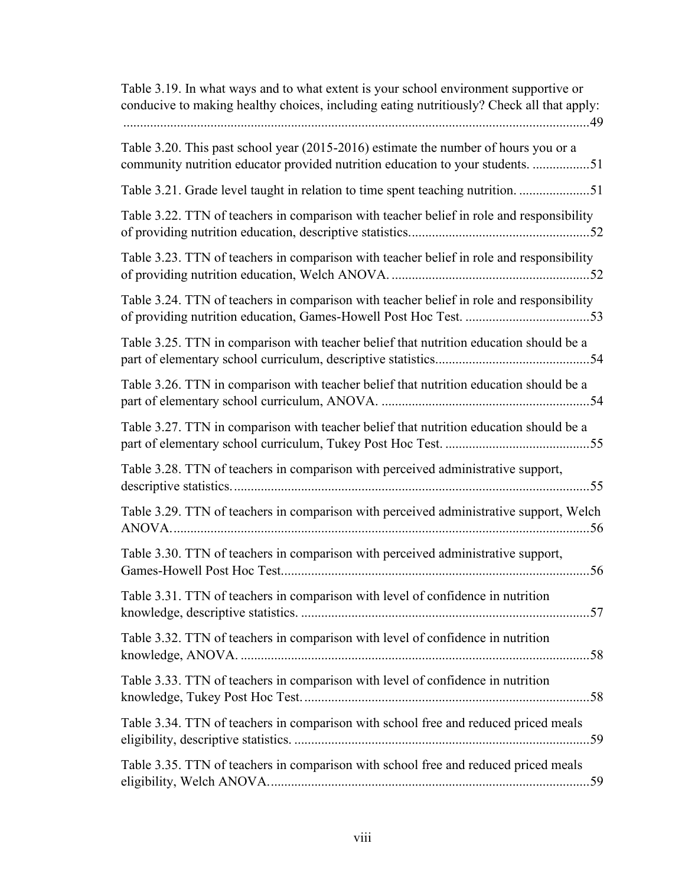Table 3.19. In what ways and to what extent is your school environment supportive or conducive to making healthy choices, including eating nutritiously? Check all that apply: ..........49

Table 3.20. This past school year (2015-2016) estimate the number of hours you or a community nutrition educator provided nutrition education to your students. ..........51

Table 3.21. Grade level taught in relation to time spent teaching nutrition. ..........51

Table 3.22. TTN of teachers in comparison with teacher belief in role and responsibility of providing nutrition education, descriptive statistics..........52

Table 3.23. TTN of teachers in comparison with teacher belief in role and responsibility of providing nutrition education, Welch ANOVA. ..........52

Table 3.24. TTN of teachers in comparison with teacher belief in role and responsibility of providing nutrition education, Games-Howell Post Hoc Test. ..........53

Table 3.25. TTN in comparison with teacher belief that nutrition education should be a part of elementary school curriculum, descriptive statistics..........54

Table 3.26. TTN in comparison with teacher belief that nutrition education should be a part of elementary school curriculum, ANOVA. ..........54

Table 3.27. TTN in comparison with teacher belief that nutrition education should be a part of elementary school curriculum, Tukey Post Hoc Test. ..........55

Table 3.28. TTN of teachers in comparison with perceived administrative support, descriptive statistics..........55

Table 3.29. TTN of teachers in comparison with perceived administrative support, Welch ANOVA..........56

Table 3.30. TTN of teachers in comparison with perceived administrative support, Games-Howell Post Hoc Test..........56

Table 3.31. TTN of teachers in comparison with level of confidence in nutrition knowledge, descriptive statistics. ..........57

Table 3.32. TTN of teachers in comparison with level of confidence in nutrition knowledge, ANOVA. ..........58

Table 3.33. TTN of teachers in comparison with level of confidence in nutrition knowledge, Tukey Post Hoc Test..........58

Table 3.34. TTN of teachers in comparison with school free and reduced priced meals eligibility, descriptive statistics. ..........59

Table 3.35. TTN of teachers in comparison with school free and reduced priced meals eligibility, Welch ANOVA..........59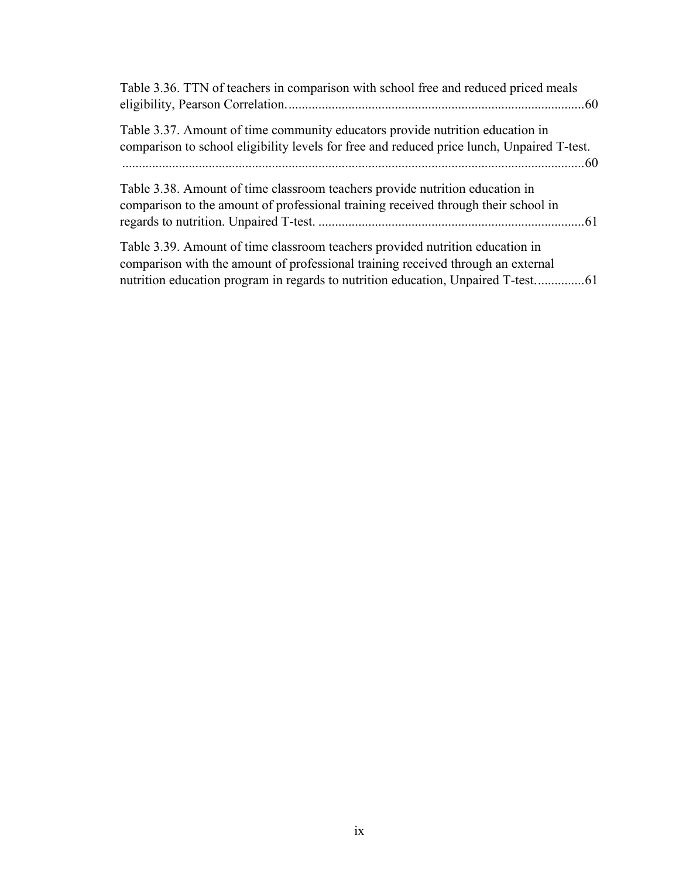Table 3.36. TTN of teachers in comparison with school free and reduced priced meals eligibility, Pearson Correlation. ........................................................................................60

Table 3.37. Amount of time community educators provide nutrition education in comparison to school eligibility levels for free and reduced price lunch, Unpaired T-test. ...........................................................................................................................................60

Table 3.38. Amount of time classroom teachers provide nutrition education in comparison to the amount of professional training received through their school in regards to nutrition. Unpaired T-test. ................................................................................61

Table 3.39. Amount of time classroom teachers provided nutrition education in comparison with the amount of professional training received through an external nutrition education program in regards to nutrition education, Unpaired T-test...............61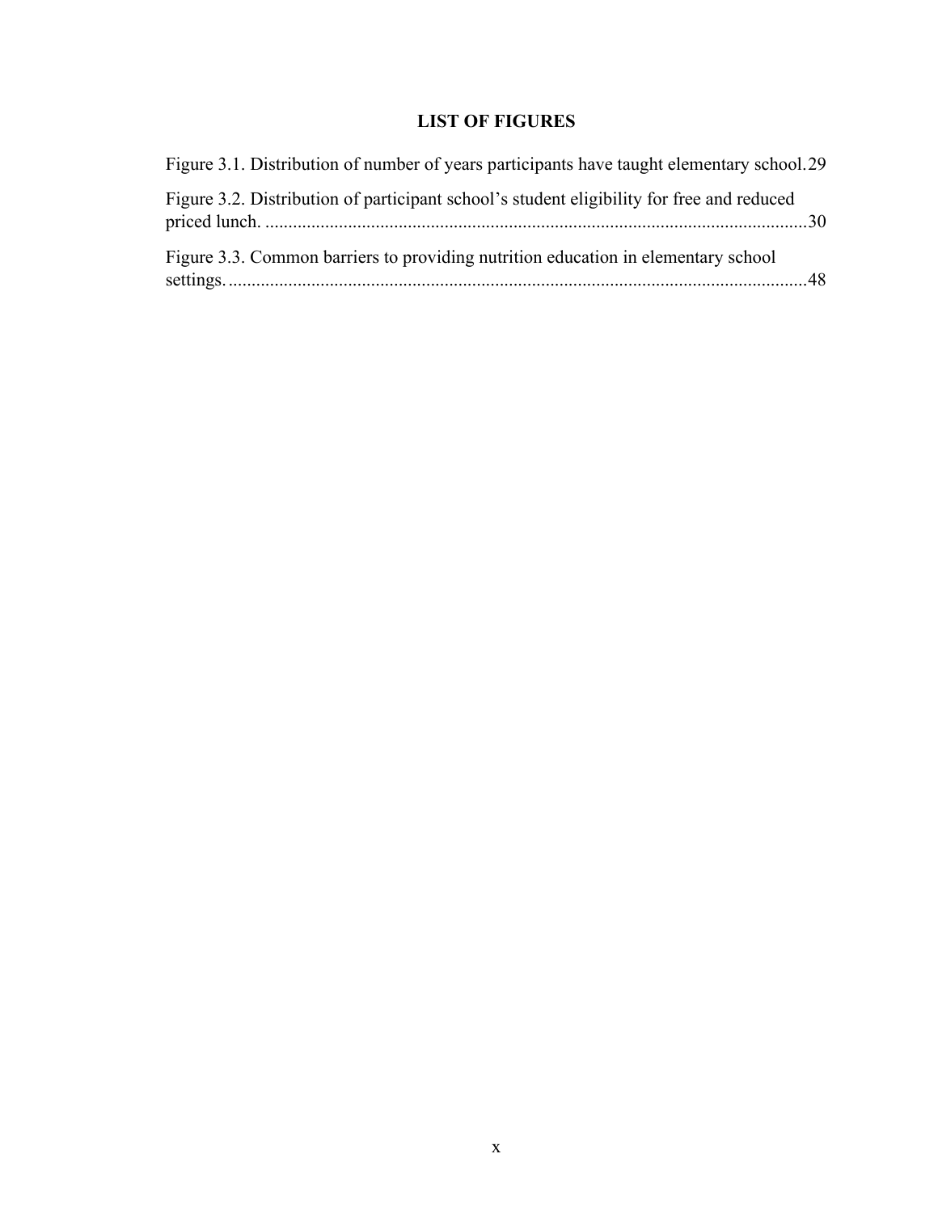## LIST OF FIGURES

Figure 3.1. Distribution of number of years participants have taught elementary school. 29

Figure 3.2. Distribution of participant school's student eligibility for free and reduced priced lunch. ....................................................................................................................30

Figure 3.3. Common barriers to providing nutrition education in elementary school settings. ...........................................................................................................................48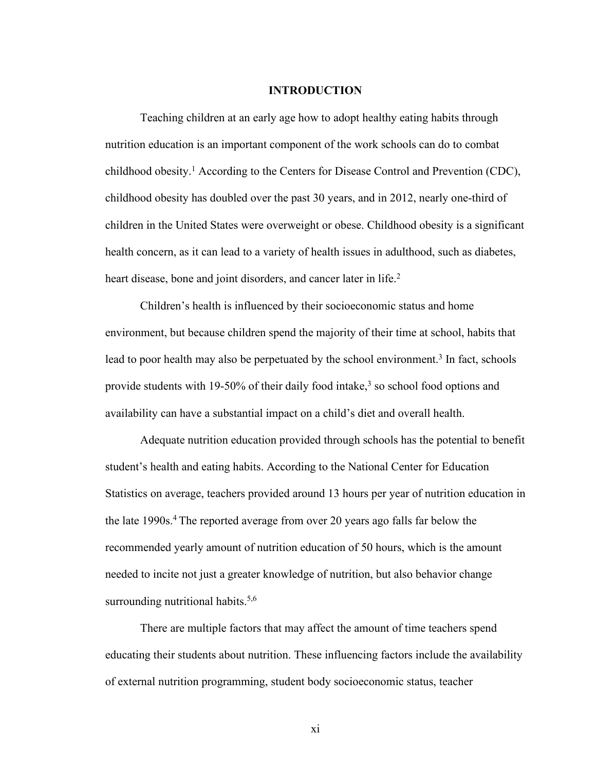# INTRODUCTION

Teaching children at an early age how to adopt healthy eating habits through nutrition education is an important component of the work schools can do to combat childhood obesity.[1] According to the Centers for Disease Control and Prevention (CDC), childhood obesity has doubled over the past 30 years, and in 2012, nearly one-third of children in the United States were overweight or obese. Childhood obesity is a significant health concern, as it can lead to a variety of health issues in adulthood, such as diabetes, heart disease, bone and joint disorders, and cancer later in life.[2]

Children's health is influenced by their socioeconomic status and home environment, but because children spend the majority of their time at school, habits that lead to poor health may also be perpetuated by the school environment.[3] In fact, schools provide students with 19-50% of their daily food intake,[3] so school food options and availability can have a substantial impact on a child's diet and overall health.

Adequate nutrition education provided through schools has the potential to benefit student's health and eating habits. According to the National Center for Education Statistics on average, teachers provided around 13 hours per year of nutrition education in the late 1990s.[4] The reported average from over 20 years ago falls far below the recommended yearly amount of nutrition education of 50 hours, which is the amount needed to incite not just a greater knowledge of nutrition, but also behavior change surrounding nutritional habits.[5,6]

There are multiple factors that may affect the amount of time teachers spend educating their students about nutrition. These influencing factors include the availability of external nutrition programming, student body socioeconomic status, teacher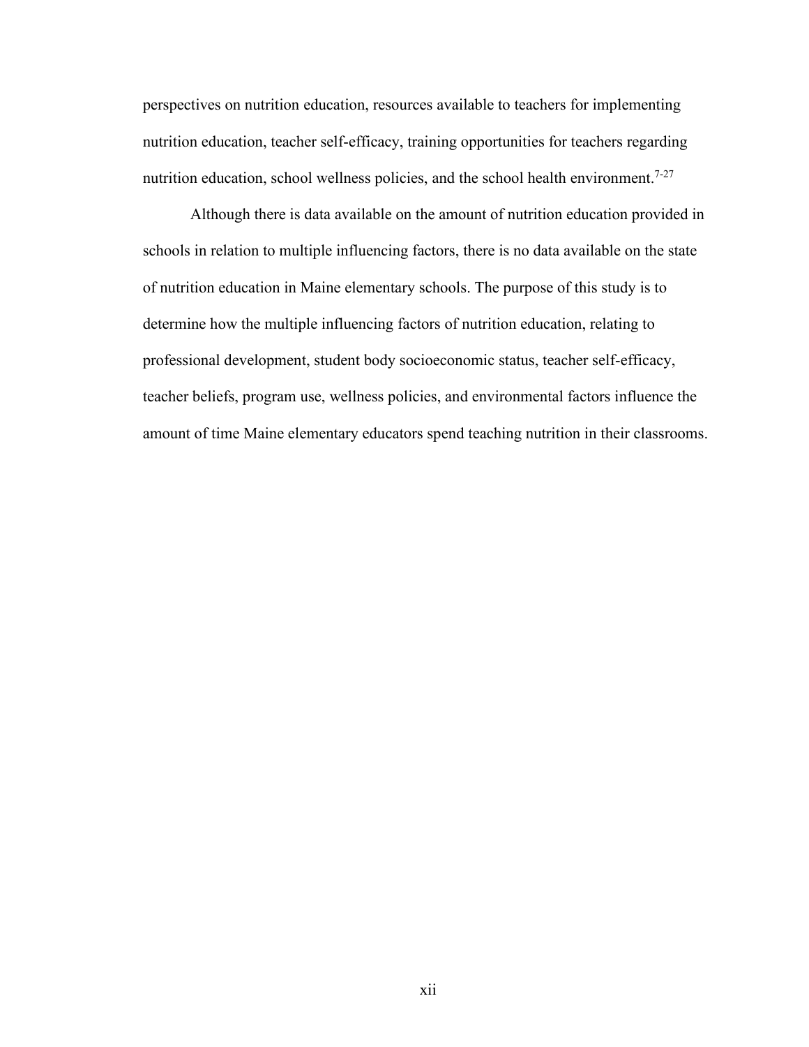perspectives on nutrition education, resources available to teachers for implementing nutrition education, teacher self-efficacy, training opportunities for teachers regarding nutrition education, school wellness policies, and the school health environment.[7-27]

Although there is data available on the amount of nutrition education provided in schools in relation to multiple influencing factors, there is no data available on the state of nutrition education in Maine elementary schools. The purpose of this study is to determine how the multiple influencing factors of nutrition education, relating to professional development, student body socioeconomic status, teacher self-efficacy, teacher beliefs, program use, wellness policies, and environmental factors influence the amount of time Maine elementary educators spend teaching nutrition in their classrooms.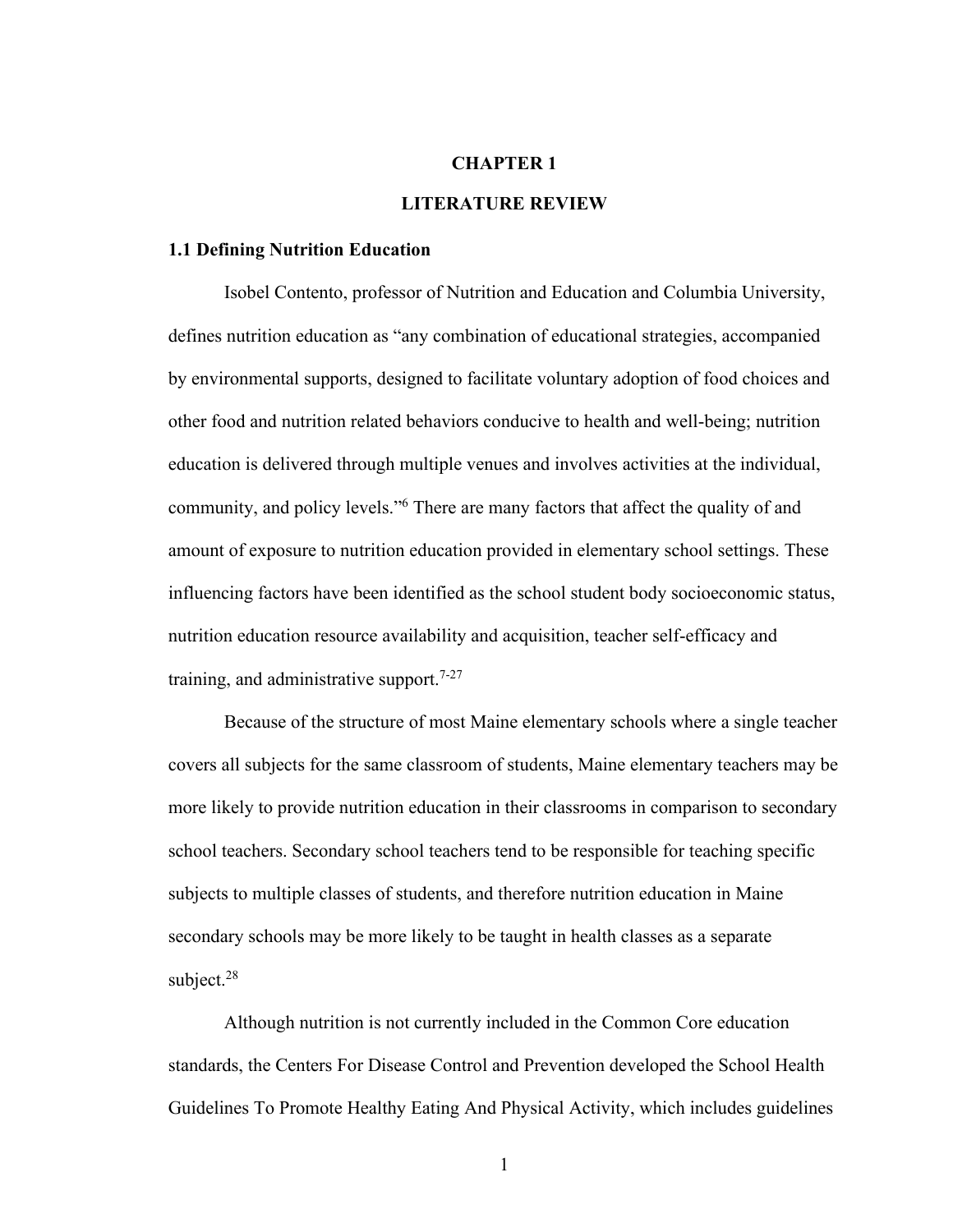# CHAPTER 1

# LITERATURE REVIEW

## 1.1 Defining Nutrition Education

Isobel Contento, professor of Nutrition and Education and Columbia University, defines nutrition education as "any combination of educational strategies, accompanied by environmental supports, designed to facilitate voluntary adoption of food choices and other food and nutrition related behaviors conducive to health and well-being; nutrition education is delivered through multiple venues and involves activities at the individual, community, and policy levels."[6] There are many factors that affect the quality of and amount of exposure to nutrition education provided in elementary school settings. These influencing factors have been identified as the school student body socioeconomic status, nutrition education resource availability and acquisition, teacher self-efficacy and training, and administrative support.[7-27]

Because of the structure of most Maine elementary schools where a single teacher covers all subjects for the same classroom of students, Maine elementary teachers may be more likely to provide nutrition education in their classrooms in comparison to secondary school teachers. Secondary school teachers tend to be responsible for teaching specific subjects to multiple classes of students, and therefore nutrition education in Maine secondary schools may be more likely to be taught in health classes as a separate subject.[28]

Although nutrition is not currently included in the Common Core education standards, the Centers For Disease Control and Prevention developed the School Health Guidelines To Promote Healthy Eating And Physical Activity, which includes guidelines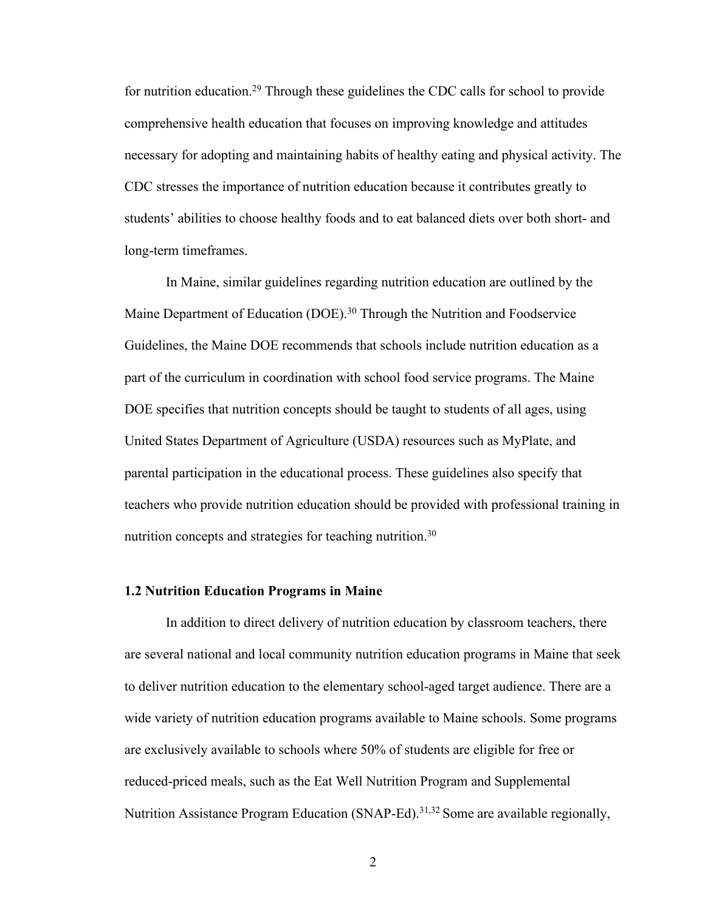for nutrition education.[29] Through these guidelines the CDC calls for school to provide comprehensive health education that focuses on improving knowledge and attitudes necessary for adopting and maintaining habits of healthy eating and physical activity. The CDC stresses the importance of nutrition education because it contributes greatly to students' abilities to choose healthy foods and to eat balanced diets over both short- and long-term timeframes.

In Maine, similar guidelines regarding nutrition education are outlined by the Maine Department of Education (DOE).[30] Through the Nutrition and Foodservice Guidelines, the Maine DOE recommends that schools include nutrition education as a part of the curriculum in coordination with school food service programs. The Maine DOE specifies that nutrition concepts should be taught to students of all ages, using United States Department of Agriculture (USDA) resources such as MyPlate, and parental participation in the educational process. These guidelines also specify that teachers who provide nutrition education should be provided with professional training in nutrition concepts and strategies for teaching nutrition.[30]

### 1.2 Nutrition Education Programs in Maine

In addition to direct delivery of nutrition education by classroom teachers, there are several national and local community nutrition education programs in Maine that seek to deliver nutrition education to the elementary school-aged target audience. There are a wide variety of nutrition education programs available to Maine schools. Some programs are exclusively available to schools where 50% of students are eligible for free or reduced-priced meals, such as the Eat Well Nutrition Program and Supplemental Nutrition Assistance Program Education (SNAP-Ed).[31,32] Some are available regionally,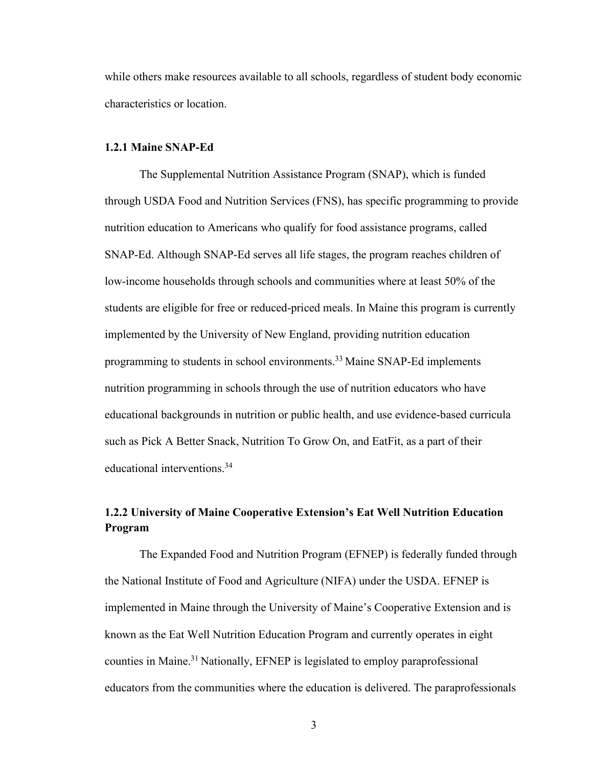while others make resources available to all schools, regardless of student body economic characteristics or location.

### 1.2.1 Maine SNAP-Ed

The Supplemental Nutrition Assistance Program (SNAP), which is funded through USDA Food and Nutrition Services (FNS), has specific programming to provide nutrition education to Americans who qualify for food assistance programs, called SNAP-Ed. Although SNAP-Ed serves all life stages, the program reaches children of low-income households through schools and communities where at least 50% of the students are eligible for free or reduced-priced meals. In Maine this program is currently implemented by the University of New England, providing nutrition education programming to students in school environments.[33] Maine SNAP-Ed implements nutrition programming in schools through the use of nutrition educators who have educational backgrounds in nutrition or public health, and use evidence-based curricula such as Pick A Better Snack, Nutrition To Grow On, and EatFit, as a part of their educational interventions.[34]

### 1.2.2 University of Maine Cooperative Extension's Eat Well Nutrition Education Program

The Expanded Food and Nutrition Program (EFNEP) is federally funded through the National Institute of Food and Agriculture (NIFA) under the USDA. EFNEP is implemented in Maine through the University of Maine's Cooperative Extension and is known as the Eat Well Nutrition Education Program and currently operates in eight counties in Maine.[31] Nationally, EFNEP is legislated to employ paraprofessional educators from the communities where the education is delivered. The paraprofessionals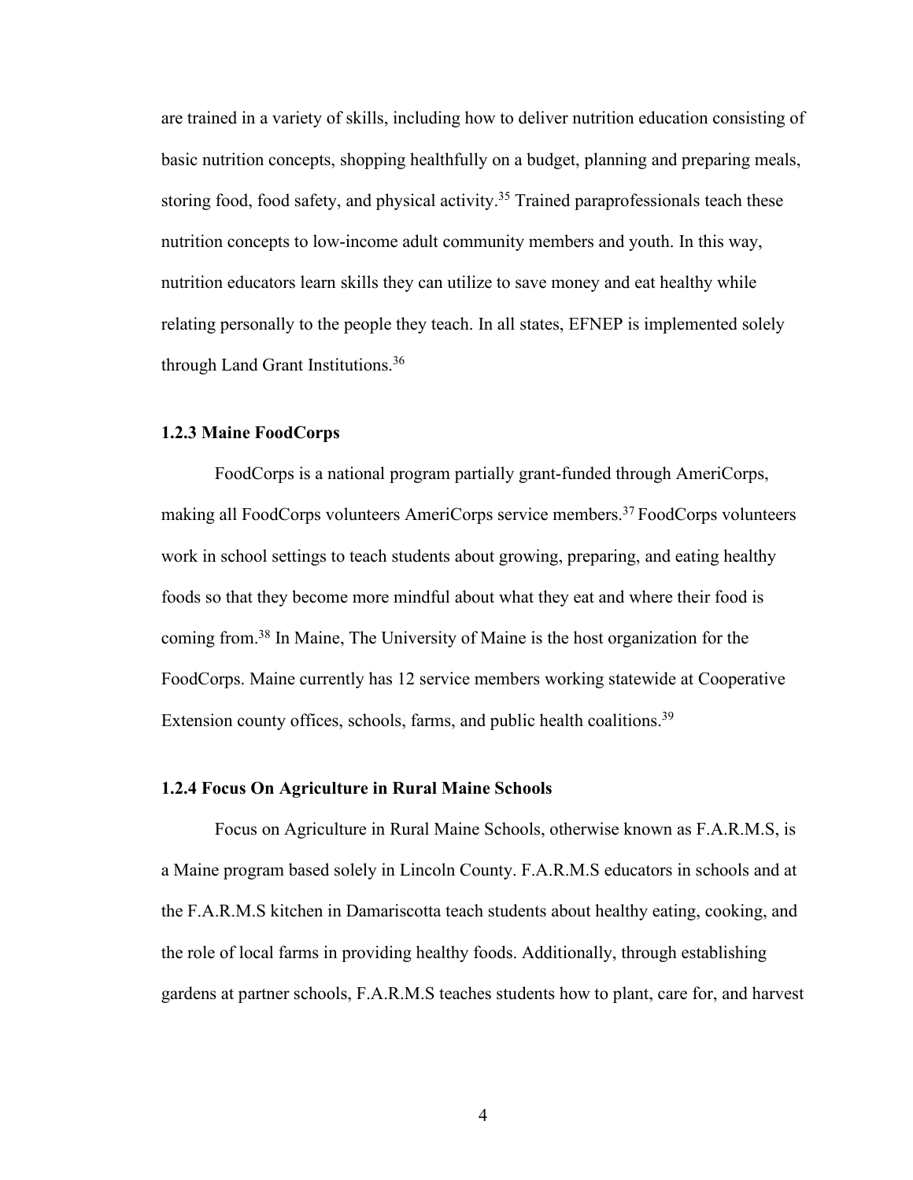are trained in a variety of skills, including how to deliver nutrition education consisting of basic nutrition concepts, shopping healthfully on a budget, planning and preparing meals, storing food, food safety, and physical activity.[35] Trained paraprofessionals teach these nutrition concepts to low-income adult community members and youth. In this way, nutrition educators learn skills they can utilize to save money and eat healthy while relating personally to the people they teach. In all states, EFNEP is implemented solely through Land Grant Institutions.[36]

### 1.2.3 Maine FoodCorps

FoodCorps is a national program partially grant-funded through AmeriCorps, making all FoodCorps volunteers AmeriCorps service members.[37] FoodCorps volunteers work in school settings to teach students about growing, preparing, and eating healthy foods so that they become more mindful about what they eat and where their food is coming from.[38] In Maine, The University of Maine is the host organization for the FoodCorps. Maine currently has 12 service members working statewide at Cooperative Extension county offices, schools, farms, and public health coalitions.[39]

### 1.2.4 Focus On Agriculture in Rural Maine Schools

Focus on Agriculture in Rural Maine Schools, otherwise known as F.A.R.M.S, is a Maine program based solely in Lincoln County. F.A.R.M.S educators in schools and at the F.A.R.M.S kitchen in Damariscotta teach students about healthy eating, cooking, and the role of local farms in providing healthy foods. Additionally, through establishing gardens at partner schools, F.A.R.M.S teaches students how to plant, care for, and harvest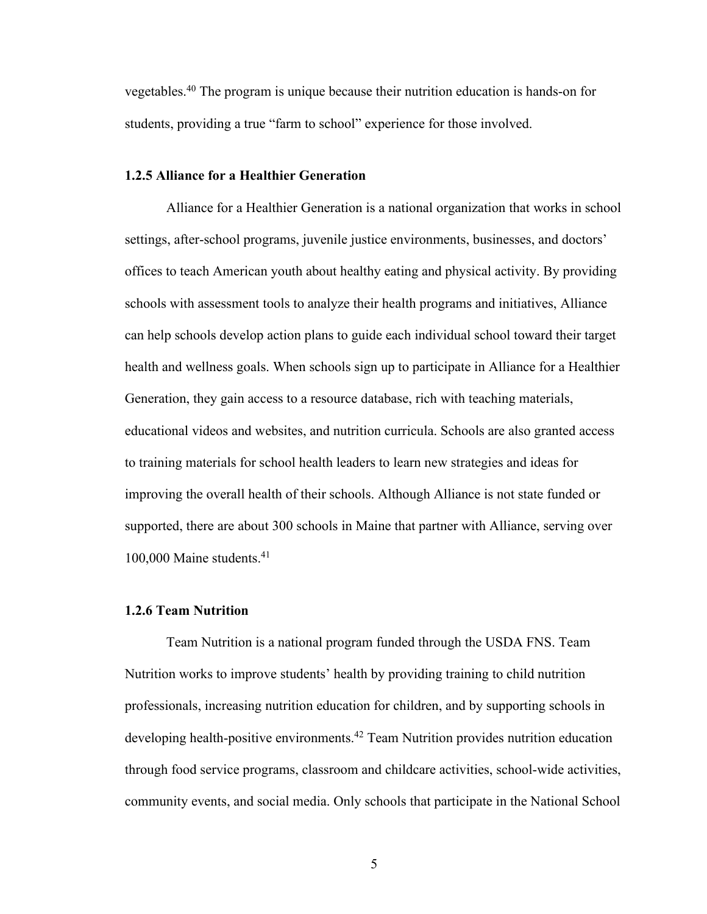vegetables.[40] The program is unique because their nutrition education is hands-on for students, providing a true "farm to school" experience for those involved.

### 1.2.5 Alliance for a Healthier Generation

Alliance for a Healthier Generation is a national organization that works in school settings, after-school programs, juvenile justice environments, businesses, and doctors' offices to teach American youth about healthy eating and physical activity. By providing schools with assessment tools to analyze their health programs and initiatives, Alliance can help schools develop action plans to guide each individual school toward their target health and wellness goals. When schools sign up to participate in Alliance for a Healthier Generation, they gain access to a resource database, rich with teaching materials, educational videos and websites, and nutrition curricula. Schools are also granted access to training materials for school health leaders to learn new strategies and ideas for improving the overall health of their schools. Although Alliance is not state funded or supported, there are about 300 schools in Maine that partner with Alliance, serving over 100,000 Maine students.[41]

### 1.2.6 Team Nutrition

Team Nutrition is a national program funded through the USDA FNS. Team Nutrition works to improve students' health by providing training to child nutrition professionals, increasing nutrition education for children, and by supporting schools in developing health-positive environments.[42] Team Nutrition provides nutrition education through food service programs, classroom and childcare activities, school-wide activities, community events, and social media. Only schools that participate in the National School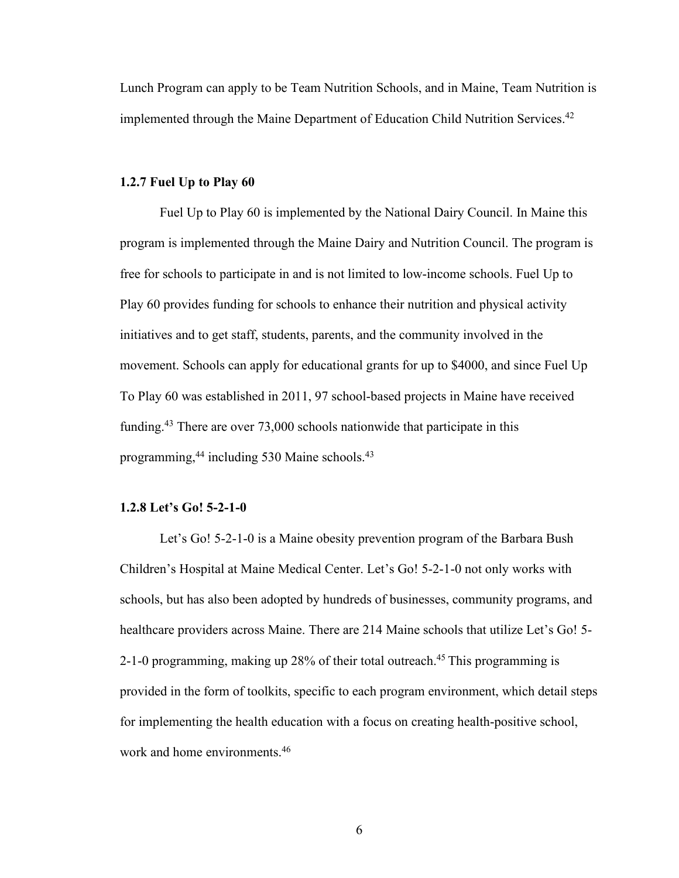Lunch Program can apply to be Team Nutrition Schools, and in Maine, Team Nutrition is implemented through the Maine Department of Education Child Nutrition Services.[42]

### 1.2.7 Fuel Up to Play 60

Fuel Up to Play 60 is implemented by the National Dairy Council. In Maine this program is implemented through the Maine Dairy and Nutrition Council. The program is free for schools to participate in and is not limited to low-income schools. Fuel Up to Play 60 provides funding for schools to enhance their nutrition and physical activity initiatives and to get staff, students, parents, and the community involved in the movement. Schools can apply for educational grants for up to $4000, and since Fuel Up To Play 60 was established in 2011, 97 school-based projects in Maine have received funding.[43] There are over 73,000 schools nationwide that participate in this programming,[44] including 530 Maine schools.[43]

### 1.2.8 Let's Go! 5-2-1-0

Let's Go! 5-2-1-0 is a Maine obesity prevention program of the Barbara Bush Children's Hospital at Maine Medical Center. Let's Go! 5-2-1-0 not only works with schools, but has also been adopted by hundreds of businesses, community programs, and healthcare providers across Maine. There are 214 Maine schools that utilize Let's Go! 5-2-1-0 programming, making up 28% of their total outreach.[45] This programming is provided in the form of toolkits, specific to each program environment, which detail steps for implementing the health education with a focus on creating health-positive school, work and home environments.[46]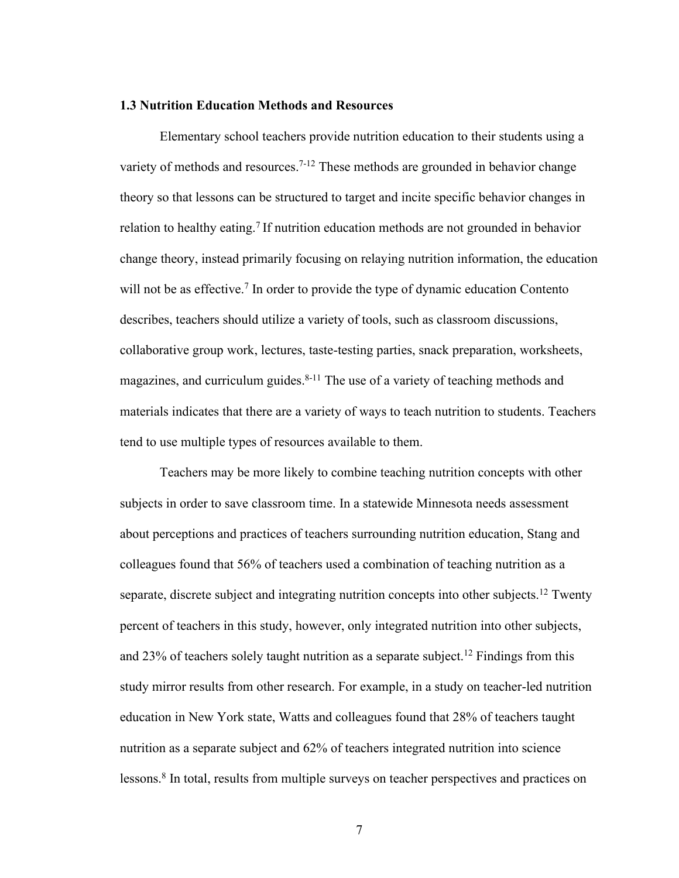### 1.3 Nutrition Education Methods and Resources

Elementary school teachers provide nutrition education to their students using a variety of methods and resources.[7-12] These methods are grounded in behavior change theory so that lessons can be structured to target and incite specific behavior changes in relation to healthy eating.[7] If nutrition education methods are not grounded in behavior change theory, instead primarily focusing on relaying nutrition information, the education will not be as effective.[7] In order to provide the type of dynamic education Contento describes, teachers should utilize a variety of tools, such as classroom discussions, collaborative group work, lectures, taste-testing parties, snack preparation, worksheets, magazines, and curriculum guides.[8-11] The use of a variety of teaching methods and materials indicates that there are a variety of ways to teach nutrition to students. Teachers tend to use multiple types of resources available to them.

Teachers may be more likely to combine teaching nutrition concepts with other subjects in order to save classroom time. In a statewide Minnesota needs assessment about perceptions and practices of teachers surrounding nutrition education, Stang and colleagues found that 56% of teachers used a combination of teaching nutrition as a separate, discrete subject and integrating nutrition concepts into other subjects.[12] Twenty percent of teachers in this study, however, only integrated nutrition into other subjects, and 23% of teachers solely taught nutrition as a separate subject.[12] Findings from this study mirror results from other research. For example, in a study on teacher-led nutrition education in New York state, Watts and colleagues found that 28% of teachers taught nutrition as a separate subject and 62% of teachers integrated nutrition into science lessons.[8] In total, results from multiple surveys on teacher perspectives and practices on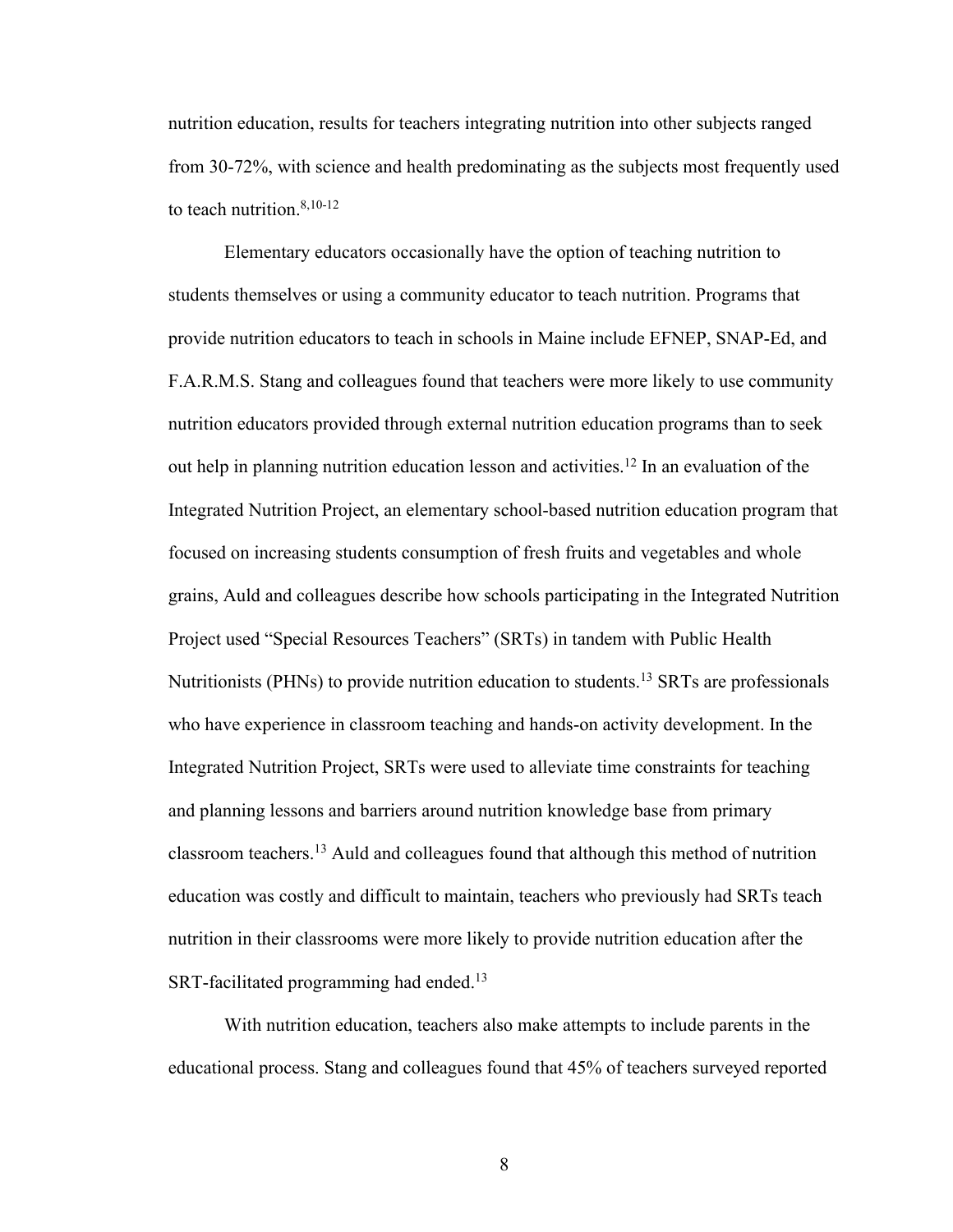nutrition education, results for teachers integrating nutrition into other subjects ranged from 30-72%, with science and health predominating as the subjects most frequently used to teach nutrition.[8,10-12]

Elementary educators occasionally have the option of teaching nutrition to students themselves or using a community educator to teach nutrition. Programs that provide nutrition educators to teach in schools in Maine include EFNEP, SNAP-Ed, and F.A.R.M.S. Stang and colleagues found that teachers were more likely to use community nutrition educators provided through external nutrition education programs than to seek out help in planning nutrition education lesson and activities.[12] In an evaluation of the Integrated Nutrition Project, an elementary school-based nutrition education program that focused on increasing students consumption of fresh fruits and vegetables and whole grains, Auld and colleagues describe how schools participating in the Integrated Nutrition Project used "Special Resources Teachers" (SRTs) in tandem with Public Health Nutritionists (PHNs) to provide nutrition education to students.[13] SRTs are professionals who have experience in classroom teaching and hands-on activity development. In the Integrated Nutrition Project, SRTs were used to alleviate time constraints for teaching and planning lessons and barriers around nutrition knowledge base from primary classroom teachers.[13] Auld and colleagues found that although this method of nutrition education was costly and difficult to maintain, teachers who previously had SRTs teach nutrition in their classrooms were more likely to provide nutrition education after the SRT-facilitated programming had ended.[13]

With nutrition education, teachers also make attempts to include parents in the educational process. Stang and colleagues found that 45% of teachers surveyed reported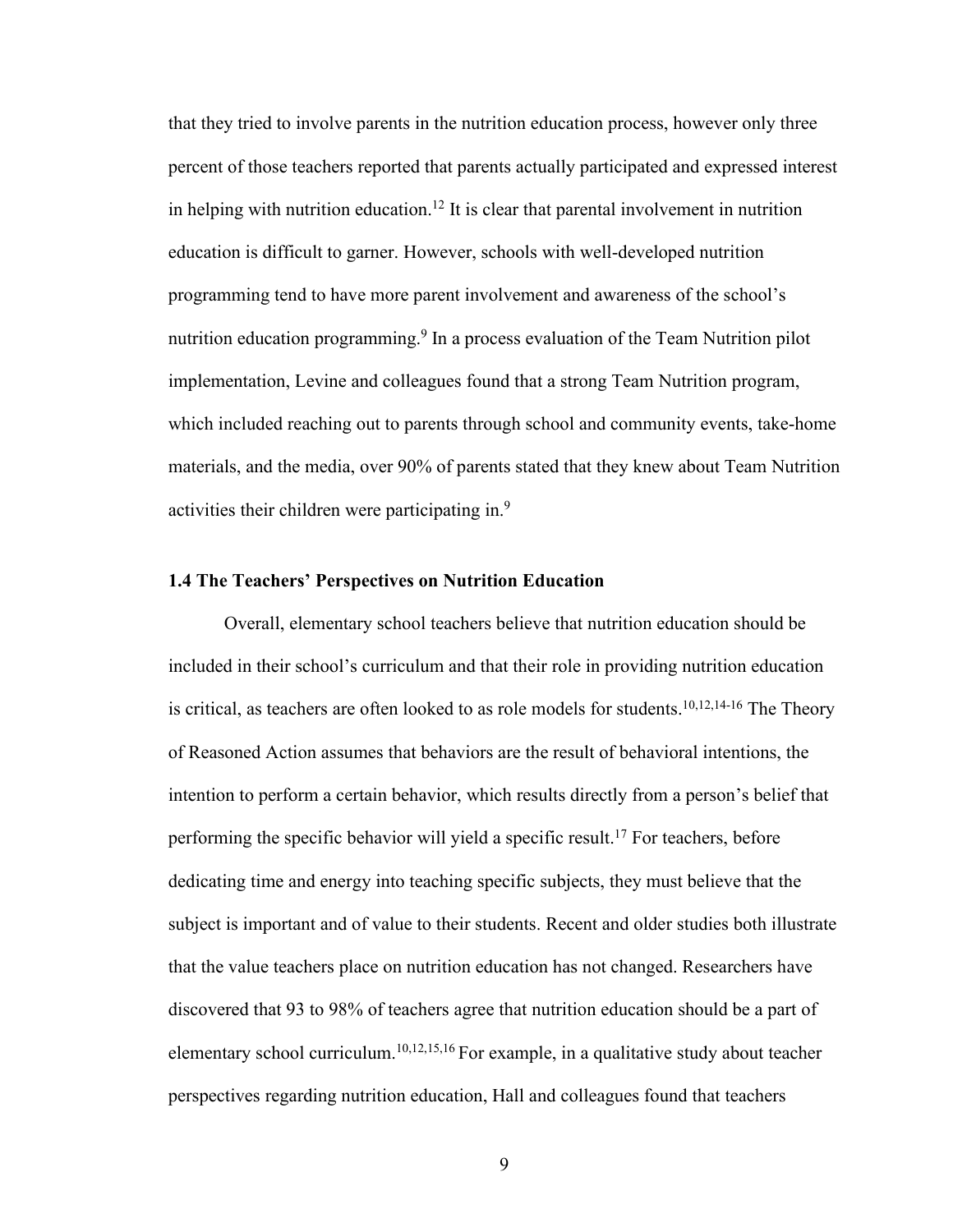that they tried to involve parents in the nutrition education process, however only three percent of those teachers reported that parents actually participated and expressed interest in helping with nutrition education.[12] It is clear that parental involvement in nutrition education is difficult to garner. However, schools with well-developed nutrition programming tend to have more parent involvement and awareness of the school's nutrition education programming.[9] In a process evaluation of the Team Nutrition pilot implementation, Levine and colleagues found that a strong Team Nutrition program, which included reaching out to parents through school and community events, take-home materials, and the media, over 90% of parents stated that they knew about Team Nutrition activities their children were participating in.[9]

### 1.4 The Teachers' Perspectives on Nutrition Education

Overall, elementary school teachers believe that nutrition education should be included in their school's curriculum and that their role in providing nutrition education is critical, as teachers are often looked to as role models for students.[10,12,14-16] The Theory of Reasoned Action assumes that behaviors are the result of behavioral intentions, the intention to perform a certain behavior, which results directly from a person's belief that performing the specific behavior will yield a specific result.[17] For teachers, before dedicating time and energy into teaching specific subjects, they must believe that the subject is important and of value to their students. Recent and older studies both illustrate that the value teachers place on nutrition education has not changed. Researchers have discovered that 93 to 98% of teachers agree that nutrition education should be a part of elementary school curriculum.[10,12,15,16] For example, in a qualitative study about teacher perspectives regarding nutrition education, Hall and colleagues found that teachers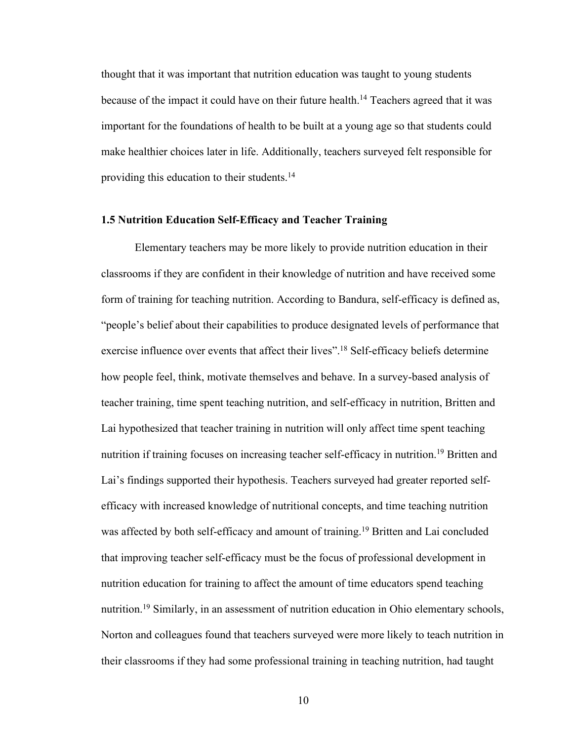thought that it was important that nutrition education was taught to young students because of the impact it could have on their future health.[14] Teachers agreed that it was important for the foundations of health to be built at a young age so that students could make healthier choices later in life. Additionally, teachers surveyed felt responsible for providing this education to their students.[14]

### 1.5 Nutrition Education Self-Efficacy and Teacher Training

Elementary teachers may be more likely to provide nutrition education in their classrooms if they are confident in their knowledge of nutrition and have received some form of training for teaching nutrition. According to Bandura, self-efficacy is defined as, "people's belief about their capabilities to produce designated levels of performance that exercise influence over events that affect their lives".[18] Self-efficacy beliefs determine how people feel, think, motivate themselves and behave. In a survey-based analysis of teacher training, time spent teaching nutrition, and self-efficacy in nutrition, Britten and Lai hypothesized that teacher training in nutrition will only affect time spent teaching nutrition if training focuses on increasing teacher self-efficacy in nutrition.[19] Britten and Lai's findings supported their hypothesis. Teachers surveyed had greater reported self-efficacy with increased knowledge of nutritional concepts, and time teaching nutrition was affected by both self-efficacy and amount of training.[19] Britten and Lai concluded that improving teacher self-efficacy must be the focus of professional development in nutrition education for training to affect the amount of time educators spend teaching nutrition.[19] Similarly, in an assessment of nutrition education in Ohio elementary schools, Norton and colleagues found that teachers surveyed were more likely to teach nutrition in their classrooms if they had some professional training in teaching nutrition, had taught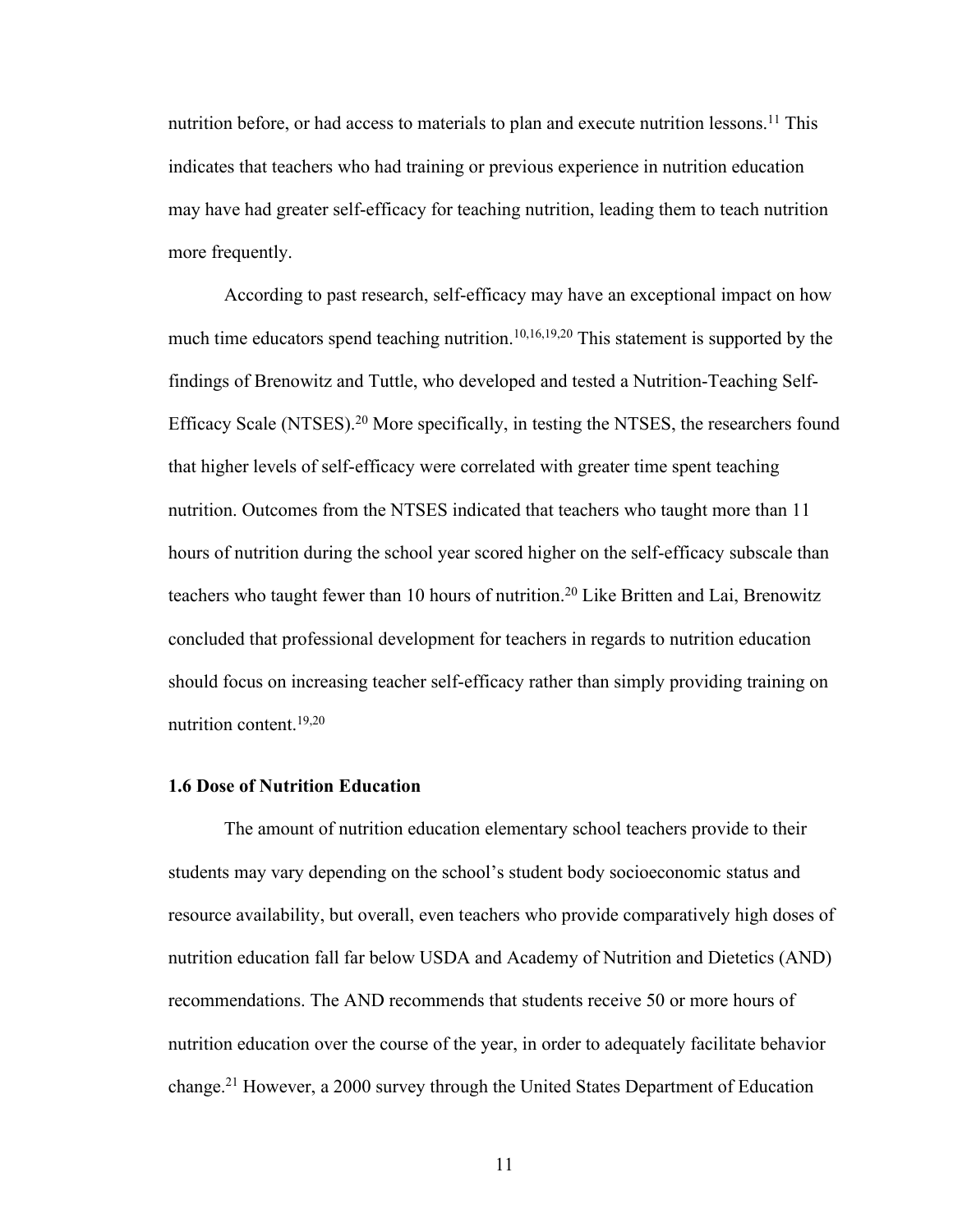nutrition before, or had access to materials to plan and execute nutrition lessons.[11] This indicates that teachers who had training or previous experience in nutrition education may have had greater self-efficacy for teaching nutrition, leading them to teach nutrition more frequently.

According to past research, self-efficacy may have an exceptional impact on how much time educators spend teaching nutrition.[10,16,19,20] This statement is supported by the findings of Brenowitz and Tuttle, who developed and tested a Nutrition-Teaching Self-Efficacy Scale (NTSES).[20] More specifically, in testing the NTSES, the researchers found that higher levels of self-efficacy were correlated with greater time spent teaching nutrition. Outcomes from the NTSES indicated that teachers who taught more than 11 hours of nutrition during the school year scored higher on the self-efficacy subscale than teachers who taught fewer than 10 hours of nutrition.[20] Like Britten and Lai, Brenowitz concluded that professional development for teachers in regards to nutrition education should focus on increasing teacher self-efficacy rather than simply providing training on nutrition content.[19,20]

### 1.6 Dose of Nutrition Education

The amount of nutrition education elementary school teachers provide to their students may vary depending on the school's student body socioeconomic status and resource availability, but overall, even teachers who provide comparatively high doses of nutrition education fall far below USDA and Academy of Nutrition and Dietetics (AND) recommendations. The AND recommends that students receive 50 or more hours of nutrition education over the course of the year, in order to adequately facilitate behavior change.[21] However, a 2000 survey through the United States Department of Education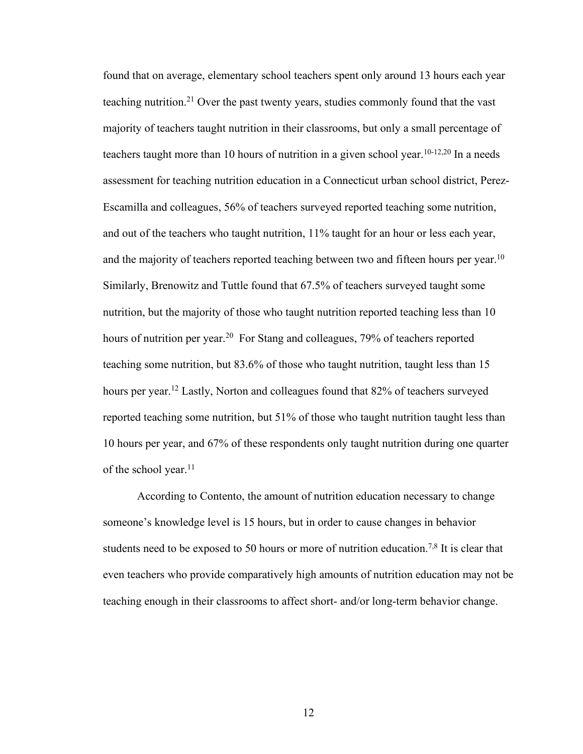found that on average, elementary school teachers spent only around 13 hours each year teaching nutrition.[21] Over the past twenty years, studies commonly found that the vast majority of teachers taught nutrition in their classrooms, but only a small percentage of teachers taught more than 10 hours of nutrition in a given school year.[10-12,20] In a needs assessment for teaching nutrition education in a Connecticut urban school district, Perez-Escamilla and colleagues, 56% of teachers surveyed reported teaching some nutrition, and out of the teachers who taught nutrition, 11% taught for an hour or less each year, and the majority of teachers reported teaching between two and fifteen hours per year.[10] Similarly, Brenowitz and Tuttle found that 67.5% of teachers surveyed taught some nutrition, but the majority of those who taught nutrition reported teaching less than 10 hours of nutrition per year.[20] For Stang and colleagues, 79% of teachers reported teaching some nutrition, but 83.6% of those who taught nutrition, taught less than 15 hours per year.[12] Lastly, Norton and colleagues found that 82% of teachers surveyed reported teaching some nutrition, but 51% of those who taught nutrition taught less than 10 hours per year, and 67% of these respondents only taught nutrition during one quarter of the school year.[11]

According to Contento, the amount of nutrition education necessary to change someone's knowledge level is 15 hours, but in order to cause changes in behavior students need to be exposed to 50 hours or more of nutrition education.[7,8] It is clear that even teachers who provide comparatively high amounts of nutrition education may not be teaching enough in their classrooms to affect short- and/or long-term behavior change.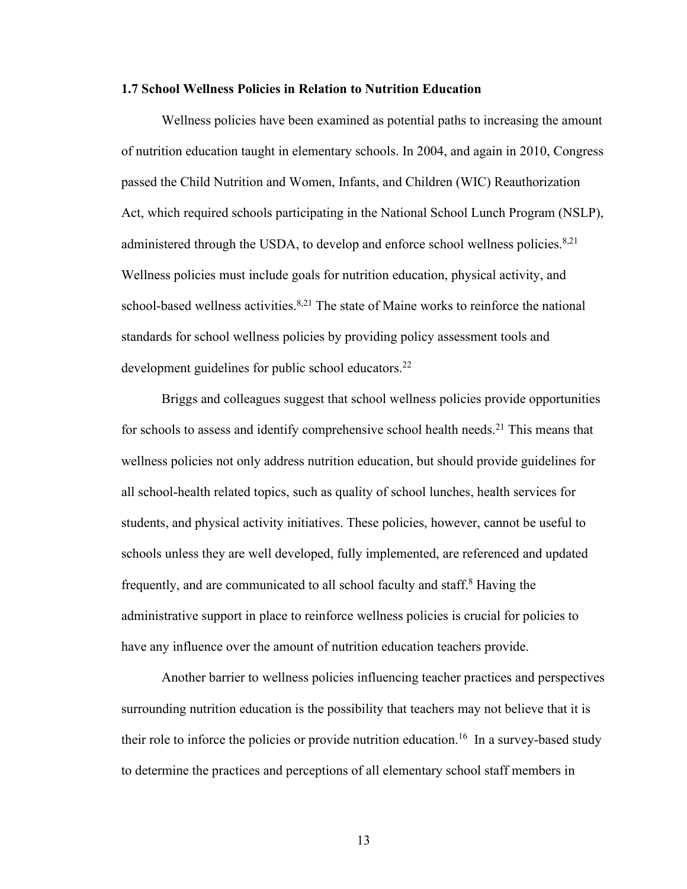### 1.7 School Wellness Policies in Relation to Nutrition Education

Wellness policies have been examined as potential paths to increasing the amount of nutrition education taught in elementary schools. In 2004, and again in 2010, Congress passed the Child Nutrition and Women, Infants, and Children (WIC) Reauthorization Act, which required schools participating in the National School Lunch Program (NSLP), administered through the USDA, to develop and enforce school wellness policies.[8,21] Wellness policies must include goals for nutrition education, physical activity, and school-based wellness activities.[8,21] The state of Maine works to reinforce the national standards for school wellness policies by providing policy assessment tools and development guidelines for public school educators.[22]

Briggs and colleagues suggest that school wellness policies provide opportunities for schools to assess and identify comprehensive school health needs.[21] This means that wellness policies not only address nutrition education, but should provide guidelines for all school-health related topics, such as quality of school lunches, health services for students, and physical activity initiatives. These policies, however, cannot be useful to schools unless they are well developed, fully implemented, are referenced and updated frequently, and are communicated to all school faculty and staff.[8] Having the administrative support in place to reinforce wellness policies is crucial for policies to have any influence over the amount of nutrition education teachers provide.

Another barrier to wellness policies influencing teacher practices and perspectives surrounding nutrition education is the possibility that teachers may not believe that it is their role to inforce the policies or provide nutrition education.[16] In a survey-based study to determine the practices and perceptions of all elementary school staff members in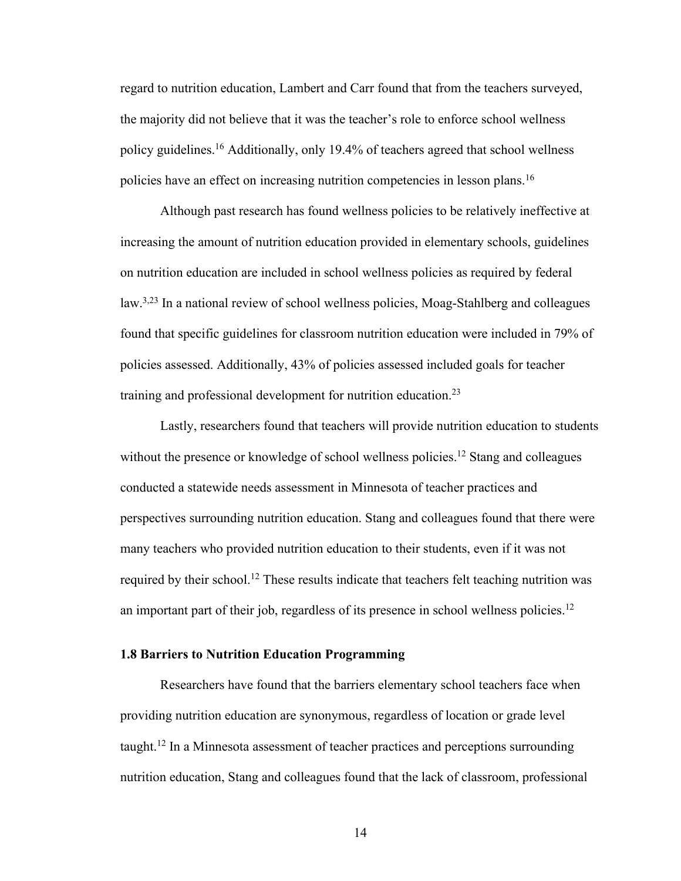regard to nutrition education, Lambert and Carr found that from the teachers surveyed, the majority did not believe that it was the teacher's role to enforce school wellness policy guidelines.[16] Additionally, only 19.4% of teachers agreed that school wellness policies have an effect on increasing nutrition competencies in lesson plans.[16]

Although past research has found wellness policies to be relatively ineffective at increasing the amount of nutrition education provided in elementary schools, guidelines on nutrition education are included in school wellness policies as required by federal law.[3,23] In a national review of school wellness policies, Moag-Stahlberg and colleagues found that specific guidelines for classroom nutrition education were included in 79% of policies assessed. Additionally, 43% of policies assessed included goals for teacher training and professional development for nutrition education.[23]

Lastly, researchers found that teachers will provide nutrition education to students without the presence or knowledge of school wellness policies.[12] Stang and colleagues conducted a statewide needs assessment in Minnesota of teacher practices and perspectives surrounding nutrition education. Stang and colleagues found that there were many teachers who provided nutrition education to their students, even if it was not required by their school.[12] These results indicate that teachers felt teaching nutrition was an important part of their job, regardless of its presence in school wellness policies.[12]

### 1.8 Barriers to Nutrition Education Programming

Researchers have found that the barriers elementary school teachers face when providing nutrition education are synonymous, regardless of location or grade level taught.[12] In a Minnesota assessment of teacher practices and perceptions surrounding nutrition education, Stang and colleagues found that the lack of classroom, professional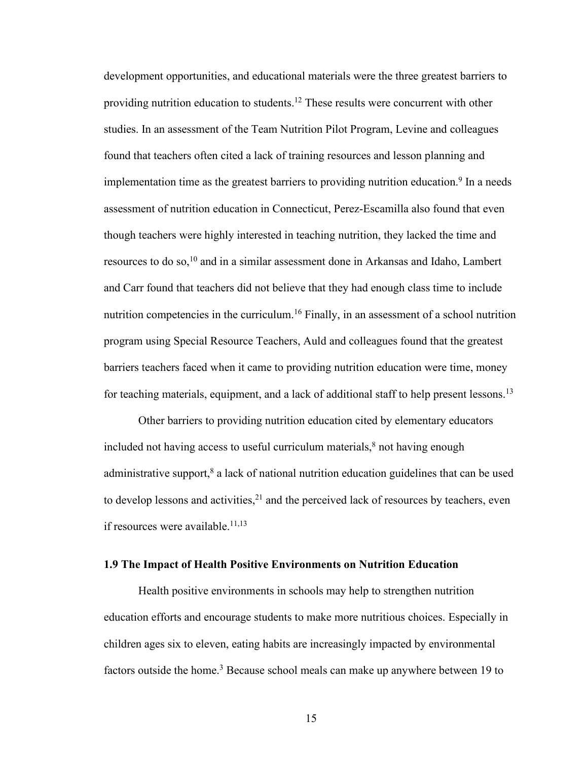development opportunities, and educational materials were the three greatest barriers to providing nutrition education to students.[12] These results were concurrent with other studies. In an assessment of the Team Nutrition Pilot Program, Levine and colleagues found that teachers often cited a lack of training resources and lesson planning and implementation time as the greatest barriers to providing nutrition education.[9] In a needs assessment of nutrition education in Connecticut, Perez-Escamilla also found that even though teachers were highly interested in teaching nutrition, they lacked the time and resources to do so,[10] and in a similar assessment done in Arkansas and Idaho, Lambert and Carr found that teachers did not believe that they had enough class time to include nutrition competencies in the curriculum.[16] Finally, in an assessment of a school nutrition program using Special Resource Teachers, Auld and colleagues found that the greatest barriers teachers faced when it came to providing nutrition education were time, money for teaching materials, equipment, and a lack of additional staff to help present lessons.[13]

Other barriers to providing nutrition education cited by elementary educators included not having access to useful curriculum materials,[8] not having enough administrative support,[8] a lack of national nutrition education guidelines that can be used to develop lessons and activities,[21] and the perceived lack of resources by teachers, even if resources were available.[11,13]

### 1.9 The Impact of Health Positive Environments on Nutrition Education

Health positive environments in schools may help to strengthen nutrition education efforts and encourage students to make more nutritious choices. Especially in children ages six to eleven, eating habits are increasingly impacted by environmental factors outside the home.[3] Because school meals can make up anywhere between 19 to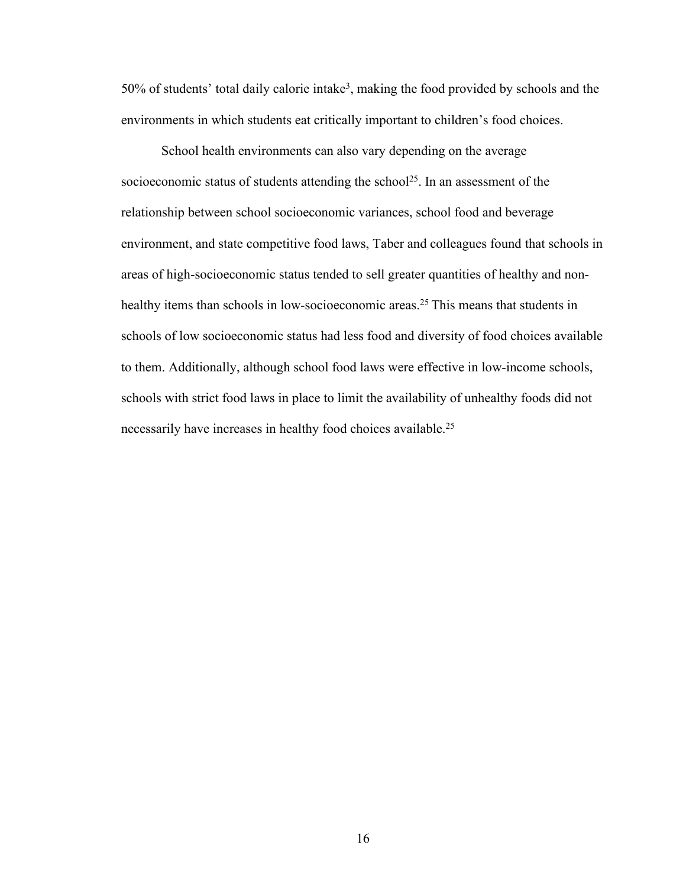50% of students' total daily calorie intake[3], making the food provided by schools and the environments in which students eat critically important to children's food choices.

School health environments can also vary depending on the average socioeconomic status of students attending the school[25]. In an assessment of the relationship between school socioeconomic variances, school food and beverage environment, and state competitive food laws, Taber and colleagues found that schools in areas of high-socioeconomic status tended to sell greater quantities of healthy and non-healthy items than schools in low-socioeconomic areas.[25] This means that students in schools of low socioeconomic status had less food and diversity of food choices available to them. Additionally, although school food laws were effective in low-income schools, schools with strict food laws in place to limit the availability of unhealthy foods did not necessarily have increases in healthy food choices available.[25]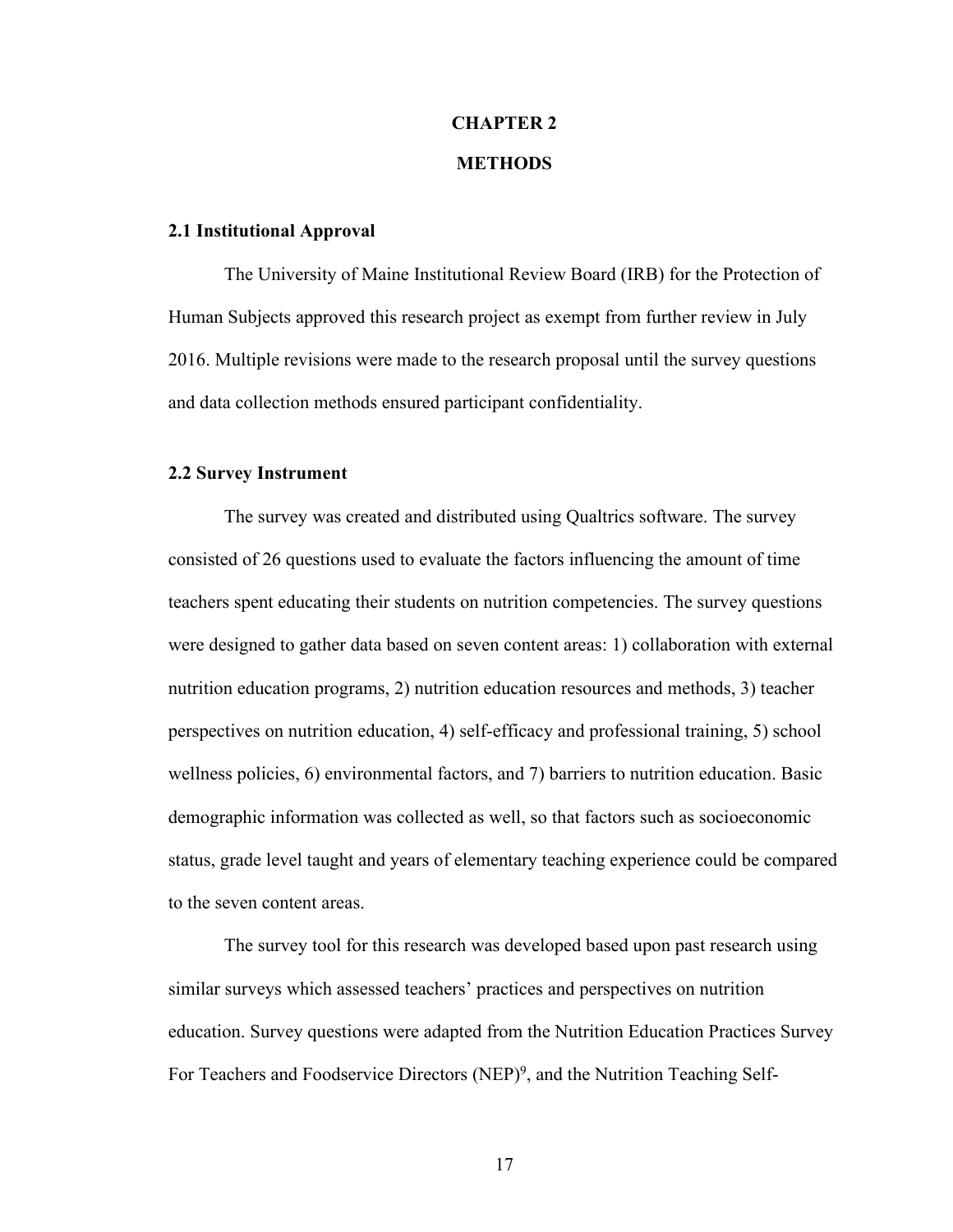# CHAPTER 2

# METHODS

## 2.1 Institutional Approval

The University of Maine Institutional Review Board (IRB) for the Protection of Human Subjects approved this research project as exempt from further review in July 2016. Multiple revisions were made to the research proposal until the survey questions and data collection methods ensured participant confidentiality.

## 2.2 Survey Instrument

The survey was created and distributed using Qualtrics software. The survey consisted of 26 questions used to evaluate the factors influencing the amount of time teachers spent educating their students on nutrition competencies. The survey questions were designed to gather data based on seven content areas: 1) collaboration with external nutrition education programs, 2) nutrition education resources and methods, 3) teacher perspectives on nutrition education, 4) self-efficacy and professional training, 5) school wellness policies, 6) environmental factors, and 7) barriers to nutrition education. Basic demographic information was collected as well, so that factors such as socioeconomic status, grade level taught and years of elementary teaching experience could be compared to the seven content areas.

The survey tool for this research was developed based upon past research using similar surveys which assessed teachers' practices and perspectives on nutrition education. Survey questions were adapted from the Nutrition Education Practices Survey For Teachers and Foodservice Directors (NEP)[9], and the Nutrition Teaching Self-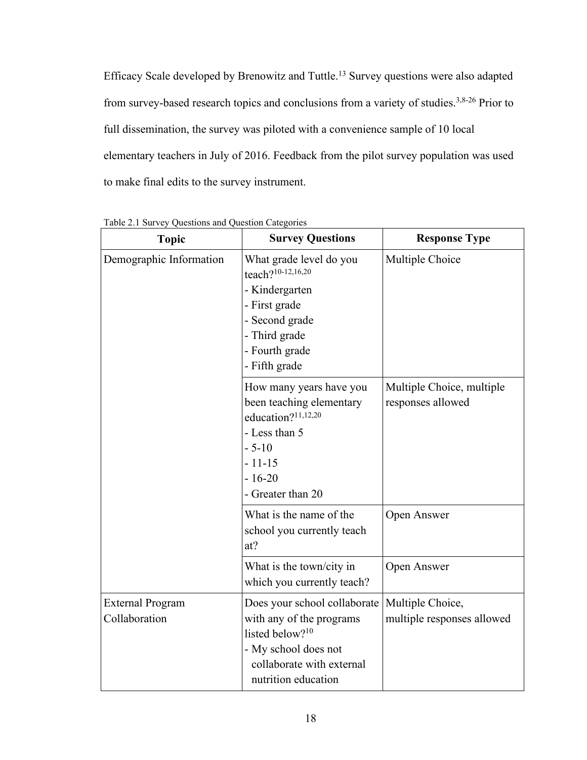Efficacy Scale developed by Brenowitz and Tuttle.[13] Survey questions were also adapted from survey-based research topics and conclusions from a variety of studies.[3,8-26] Prior to full dissemination, the survey was piloted with a convenience sample of 10 local elementary teachers in July of 2016. Feedback from the pilot survey population was used to make final edits to the survey instrument.

Table 2.1 Survey Questions and Question Categories

| Topic | Survey Questions | Response Type |
|---|---|---|
| Demographic Information | What grade level do you teach?[10-12,16,20]<br>- Kindergarten<br>- First grade<br>- Second grade<br>- Third grade<br>- Fourth grade<br>- Fifth grade | Multiple Choice |
| | How many years have you been teaching elementary education?[11,12,20]<br>- Less than 5<br>- 5-10<br>- 11-15<br>- 16-20<br>- Greater than 20 | Multiple Choice, multiple responses allowed |
| | What is the name of the school you currently teach at? | Open Answer |
| | What is the town/city in which you currently teach? | Open Answer |
| External Program Collaboration | Does your school collaborate with any of the programs listed below?[10]<br>- My school does not collaborate with external nutrition education | Multiple Choice, multiple responses allowed |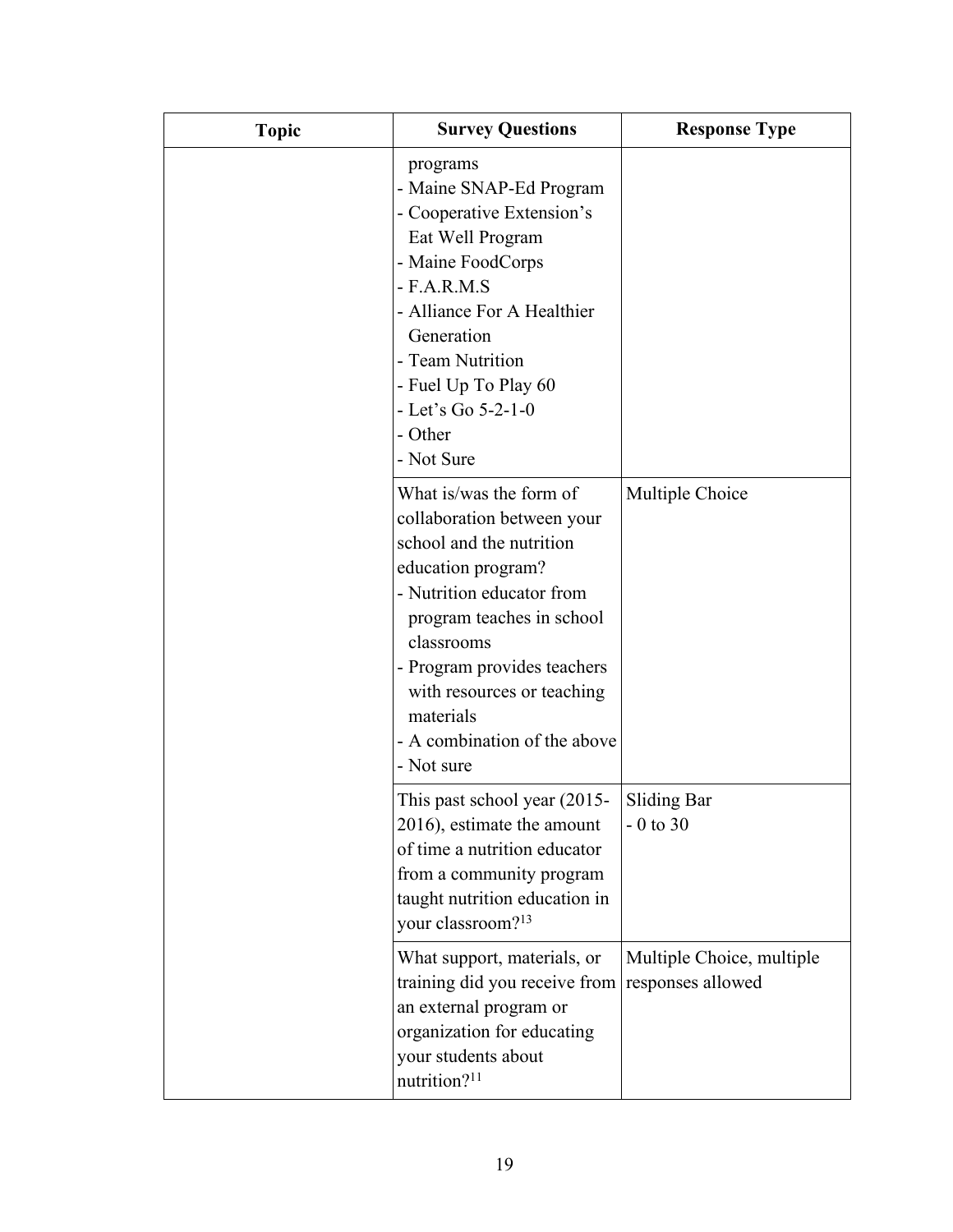| Topic | Survey Questions | Response Type |
|---|---|---|
| | programs<br>- Maine SNAP-Ed Program<br>- Cooperative Extension's Eat Well Program<br>- Maine FoodCorps<br>- F.A.R.M.S<br>- Alliance For A Healthier Generation<br>- Team Nutrition<br>- Fuel Up To Play 60<br>- Let's Go 5-2-1-0<br>- Other<br>- Not Sure | |
| | What is/was the form of collaboration between your school and the nutrition education program?<br>- Nutrition educator from program teaches in school classrooms<br>- Program provides teachers with resources or teaching materials<br>- A combination of the above<br>- Not sure | Multiple Choice |
| | This past school year (2015-2016), estimate the amount of time a nutrition educator from a community program taught nutrition education in your classroom?[13] | Sliding Bar<br>- 0 to 30 |
| | What support, materials, or training did you receive from an external program or organization for educating your students about nutrition?[11] | Multiple Choice, multiple responses allowed |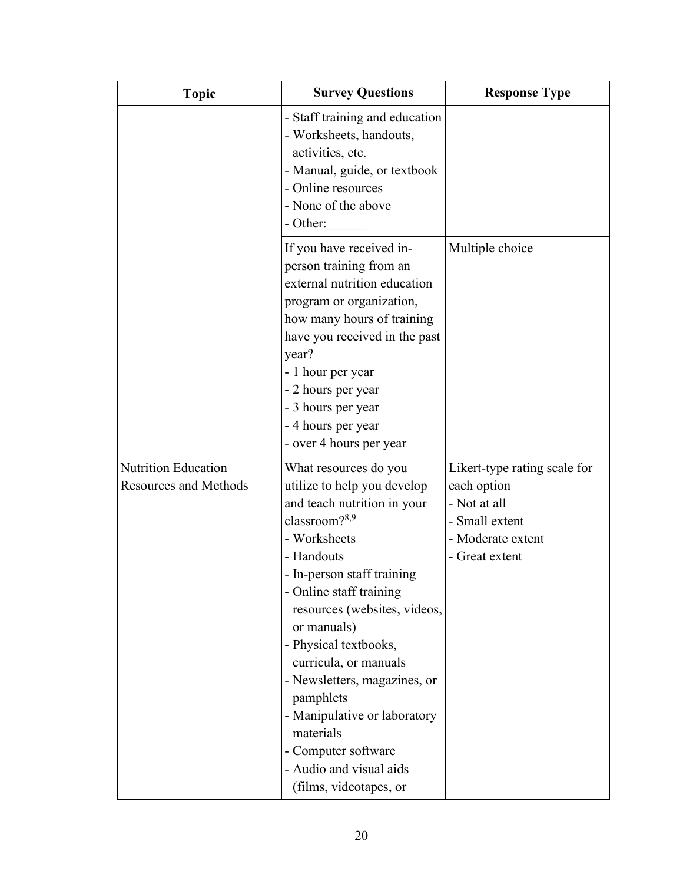| Topic | Survey Questions | Response Type |
|---|---|---|
| | - Staff training and education<br>- Worksheets, handouts, activities, etc.<br>- Manual, guide, or textbook<br>- Online resources<br>- None of the above<br>- Other:______ | |
| | If you have received in-person training from an external nutrition education program or organization, how many hours of training have you received in the past year?<br>- 1 hour per year<br>- 2 hours per year<br>- 3 hours per year<br>- 4 hours per year<br>- over 4 hours per year | Multiple choice |
| Nutrition Education Resources and Methods | What resources do you utilize to help you develop and teach nutrition in your classroom?[8,9]<br>- Worksheets<br>- Handouts<br>- In-person staff training<br>- Online staff training resources (websites, videos, or manuals)<br>- Physical textbooks, curricula, or manuals<br>- Newsletters, magazines, or pamphlets<br>- Manipulative or laboratory materials<br>- Computer software<br>- Audio and visual aids (films, videotapes, or | Likert-type rating scale for each option<br>- Not at all<br>- Small extent<br>- Moderate extent<br>- Great extent |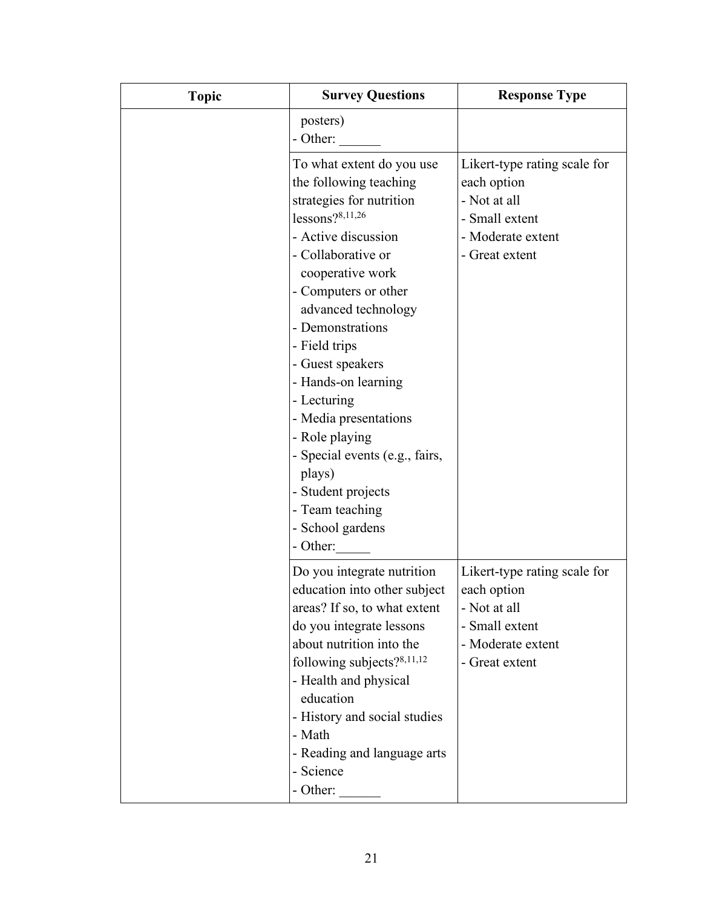| Topic | Survey Questions | Response Type |
|---|---|---|
| | posters)<br>- Other: ______ | |
| | To what extent do you use the following teaching strategies for nutrition lessons?[8,11,26]<br>- Active discussion<br>- Collaborative or cooperative work<br>- Computers or other advanced technology<br>- Demonstrations<br>- Field trips<br>- Guest speakers<br>- Hands-on learning<br>- Lecturing<br>- Media presentations<br>- Role playing<br>- Special events (e.g., fairs, plays)<br>- Student projects<br>- Team teaching<br>- School gardens<br>- Other:_____ | Likert-type rating scale for each option<br>- Not at all<br>- Small extent<br>- Moderate extent<br>- Great extent |
| | Do you integrate nutrition education into other subject areas? If so, to what extent do you integrate lessons about nutrition into the following subjects?[8,11,12]<br>- Health and physical education<br>- History and social studies<br>- Math<br>- Reading and language arts<br>- Science<br>- Other: ______ | Likert-type rating scale for each option<br>- Not at all<br>- Small extent<br>- Moderate extent<br>- Great extent |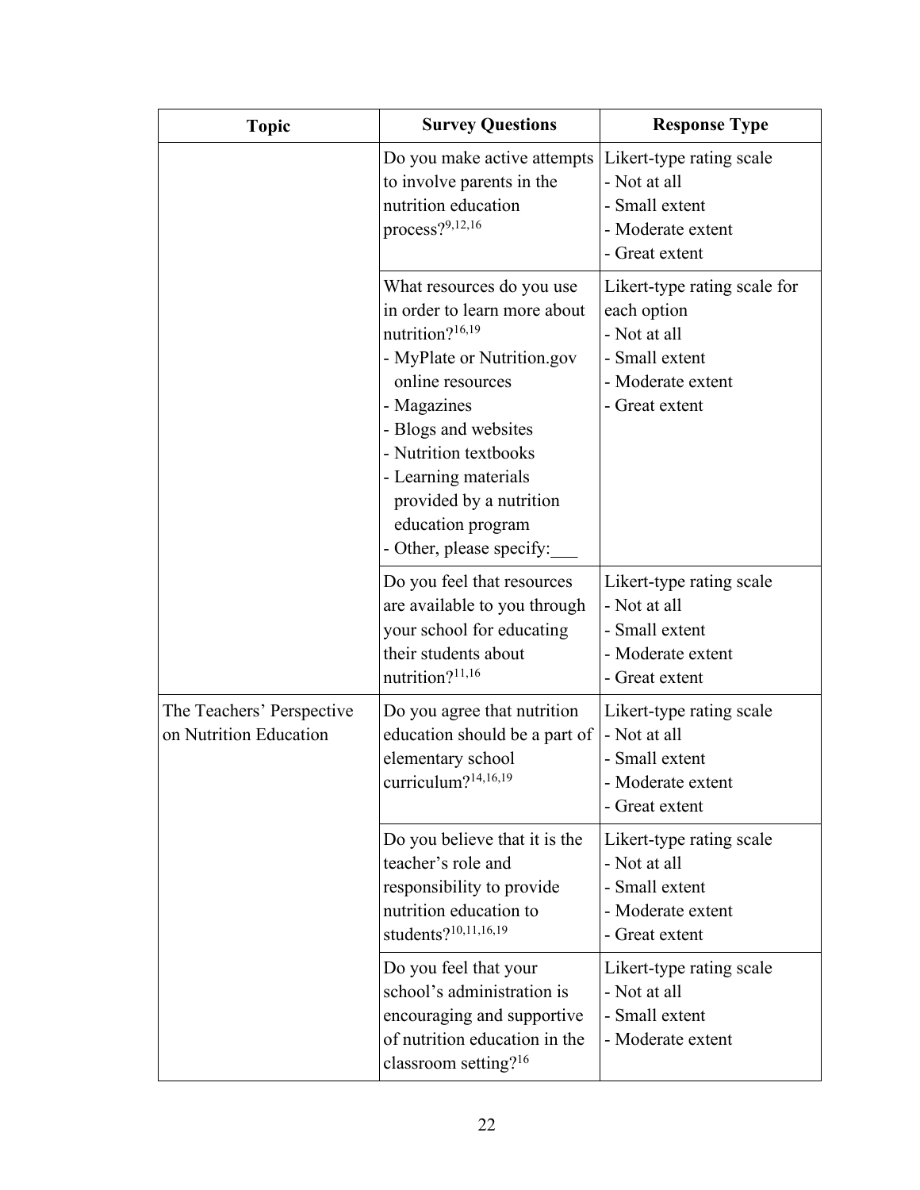| Topic | Survey Questions | Response Type |
|---|---|---|
| | Do you make active attempts to involve parents in the nutrition education process?[9,12,16] | Likert-type rating scale<br>- Not at all<br>- Small extent<br>- Moderate extent<br>- Great extent |
| | What resources do you use in order to learn more about nutrition?[16,19]<br>- MyPlate or Nutrition.gov online resources<br>- Magazines<br>- Blogs and websites<br>- Nutrition textbooks<br>- Learning materials provided by a nutrition education program<br>- Other, please specify:___ | Likert-type rating scale for each option<br>- Not at all<br>- Small extent<br>- Moderate extent<br>- Great extent |
| | Do you feel that resources are available to you through your school for educating their students about nutrition?[11,16] | Likert-type rating scale<br>- Not at all<br>- Small extent<br>- Moderate extent<br>- Great extent |
| The Teachers' Perspective on Nutrition Education | Do you agree that nutrition education should be a part of elementary school curriculum?[14,16,19] | Likert-type rating scale<br>- Not at all<br>- Small extent<br>- Moderate extent<br>- Great extent |
| | Do you believe that it is the teacher's role and responsibility to provide nutrition education to students?[10,11,16,19] | Likert-type rating scale<br>- Not at all<br>- Small extent<br>- Moderate extent<br>- Great extent |
| | Do you feel that your school's administration is encouraging and supportive of nutrition education in the classroom setting?[16] | Likert-type rating scale<br>- Not at all<br>- Small extent<br>- Moderate extent |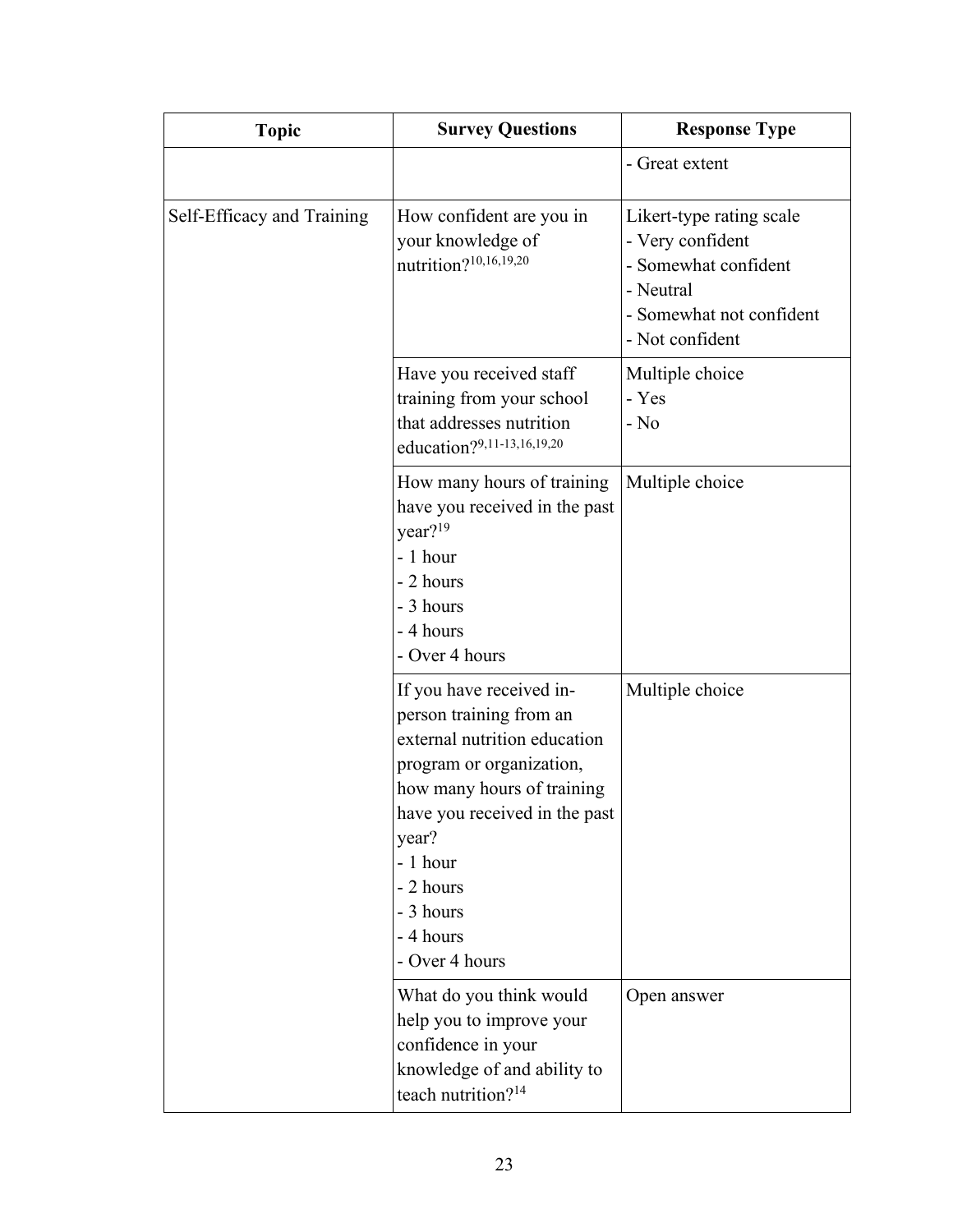| Topic | Survey Questions | Response Type |
| --- | --- | --- |
| | | - Great extent |
| Self-Efficacy and Training | How confident are you in your knowledge of nutrition?[10,16,19,20] | Likert-type rating scale<br>- Very confident<br>- Somewhat confident<br>- Neutral<br>- Somewhat not confident<br>- Not confident |
| | Have you received staff training from your school that addresses nutrition education?[9,11-13,16,19,20] | Multiple choice<br>- Yes<br>- No |
| | How many hours of training have you received in the past year?[19]<br>- 1 hour<br>- 2 hours<br>- 3 hours<br>- 4 hours<br>- Over 4 hours | Multiple choice |
| | If you have received in-person training from an external nutrition education program or organization, how many hours of training have you received in the past year?<br>- 1 hour<br>- 2 hours<br>- 3 hours<br>- 4 hours<br>- Over 4 hours | Multiple choice |
| | What do you think would help you to improve your confidence in your knowledge of and ability to teach nutrition?[14] | Open answer |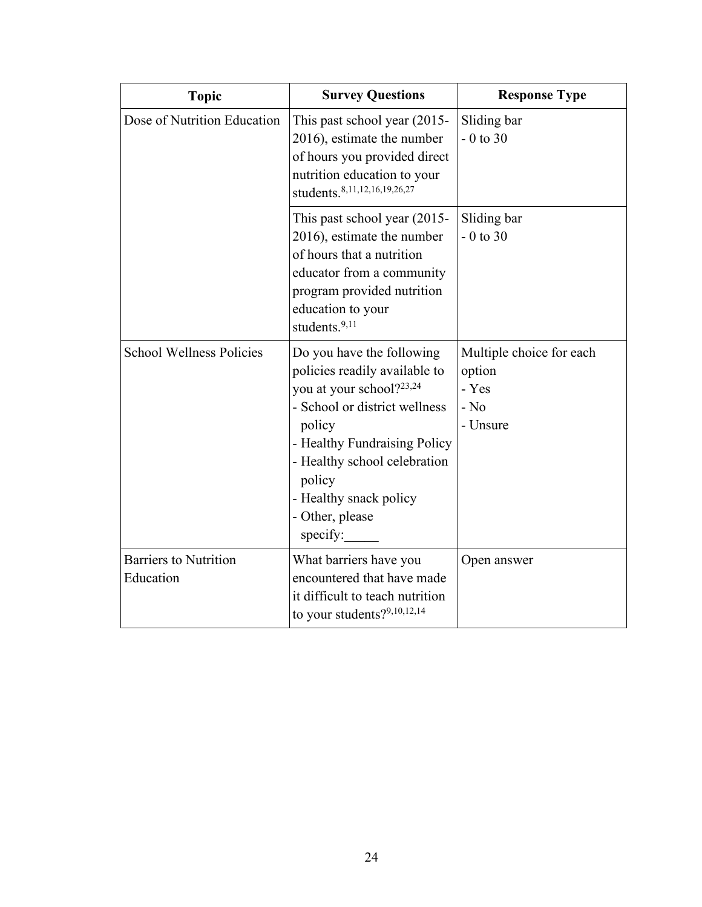| Topic | Survey Questions | Response Type |
|---|---|---|
| Dose of Nutrition Education | This past school year (2015-2016), estimate the number of hours you provided direct nutrition education to your students.[8,11,12,16,19,26,27] | Sliding bar<br>- 0 to 30 |
| | This past school year (2015-2016), estimate the number of hours that a nutrition educator from a community program provided nutrition education to your students.[9,11] | Sliding bar<br>- 0 to 30 |
| School Wellness Policies | Do you have the following policies readily available to you at your school?[23,24]<br>- School or district wellness policy<br>- Healthy Fundraising Policy<br>- Healthy school celebration policy<br>- Healthy snack policy<br>- Other, please specify:_____ | Multiple choice for each option<br>- Yes<br>- No<br>- Unsure |
| Barriers to Nutrition Education | What barriers have you encountered that have made it difficult to teach nutrition to your students?[9,10,12,14] | Open answer |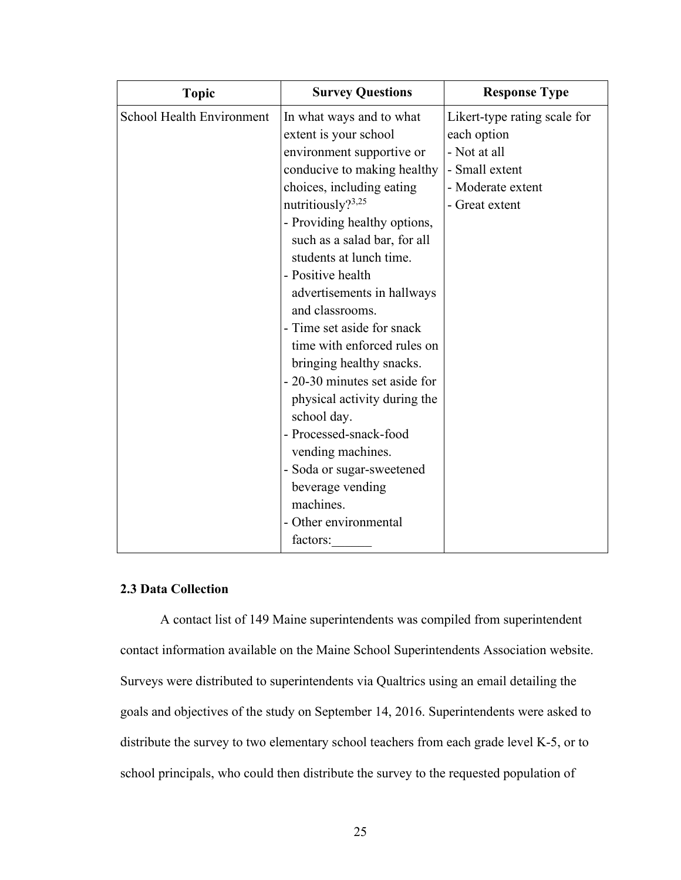| Topic | Survey Questions | Response Type |
|---|---|---|
| School Health Environment | In what ways and to what extent is your school environment supportive or conducive to making healthy choices, including eating nutritiously?[3,25]<br>- Providing healthy options, such as a salad bar, for all students at lunch time.<br>- Positive health advertisements in hallways and classrooms.<br>- Time set aside for snack time with enforced rules on bringing healthy snacks.<br>- 20-30 minutes set aside for physical activity during the school day.<br>- Processed-snack-food vending machines.<br>- Soda or sugar-sweetened beverage vending machines.<br>- Other environmental factors:______ | Likert-type rating scale for each option<br>- Not at all<br>- Small extent<br>- Moderate extent<br>- Great extent |

### 2.3 Data Collection

A contact list of 149 Maine superintendents was compiled from superintendent contact information available on the Maine School Superintendents Association website. Surveys were distributed to superintendents via Qualtrics using an email detailing the goals and objectives of the study on September 14, 2016. Superintendents were asked to distribute the survey to two elementary school teachers from each grade level K-5, or to school principals, who could then distribute the survey to the requested population of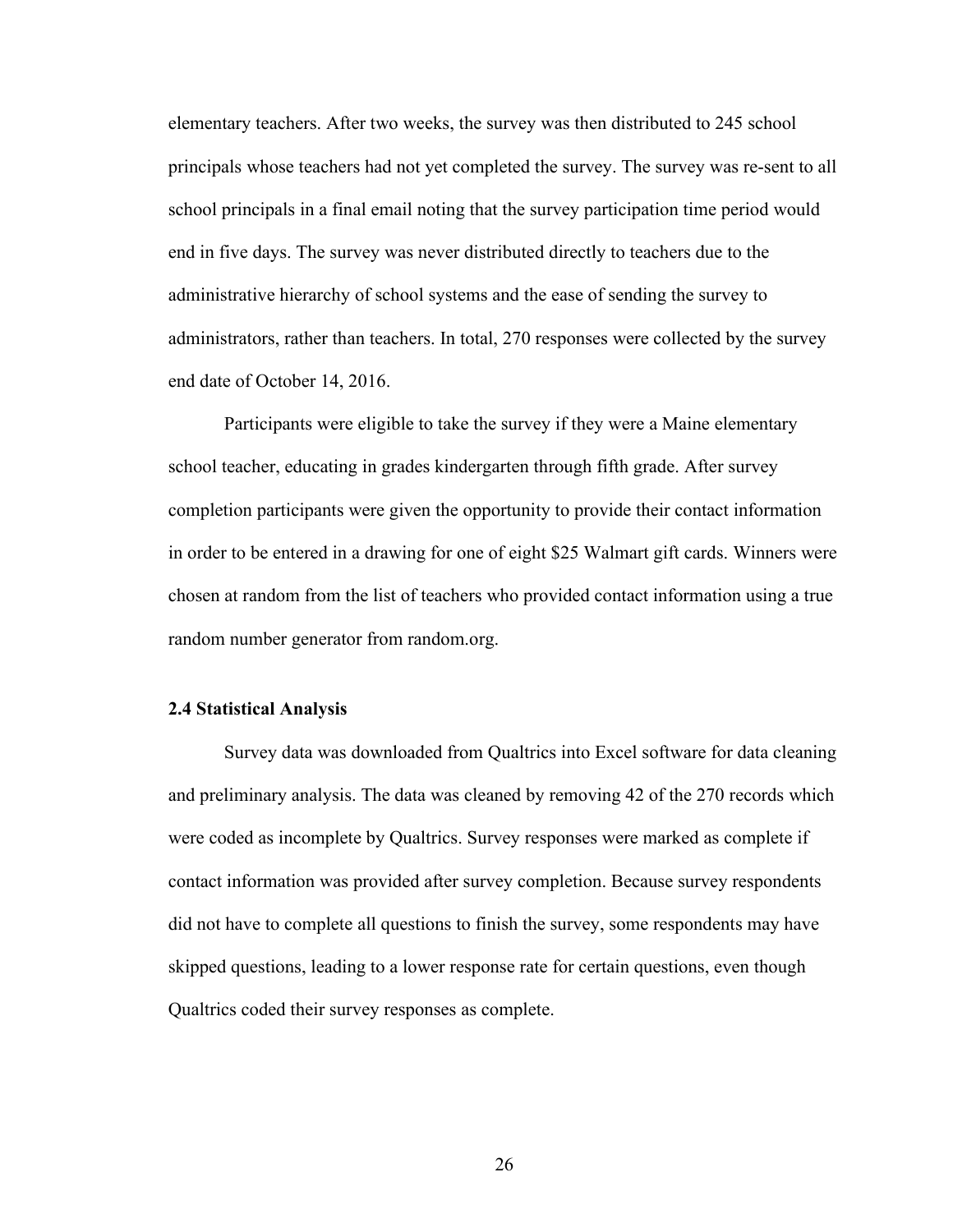elementary teachers. After two weeks, the survey was then distributed to 245 school principals whose teachers had not yet completed the survey. The survey was re-sent to all school principals in a final email noting that the survey participation time period would end in five days. The survey was never distributed directly to teachers due to the administrative hierarchy of school systems and the ease of sending the survey to administrators, rather than teachers. In total, 270 responses were collected by the survey end date of October 14, 2016.

Participants were eligible to take the survey if they were a Maine elementary school teacher, educating in grades kindergarten through fifth grade. After survey completion participants were given the opportunity to provide their contact information in order to be entered in a drawing for one of eight $25 Walmart gift cards. Winners were chosen at random from the list of teachers who provided contact information using a true random number generator from random.org.

### 2.4 Statistical Analysis

Survey data was downloaded from Qualtrics into Excel software for data cleaning and preliminary analysis. The data was cleaned by removing 42 of the 270 records which were coded as incomplete by Qualtrics. Survey responses were marked as complete if contact information was provided after survey completion. Because survey respondents did not have to complete all questions to finish the survey, some respondents may have skipped questions, leading to a lower response rate for certain questions, even though Qualtrics coded their survey responses as complete.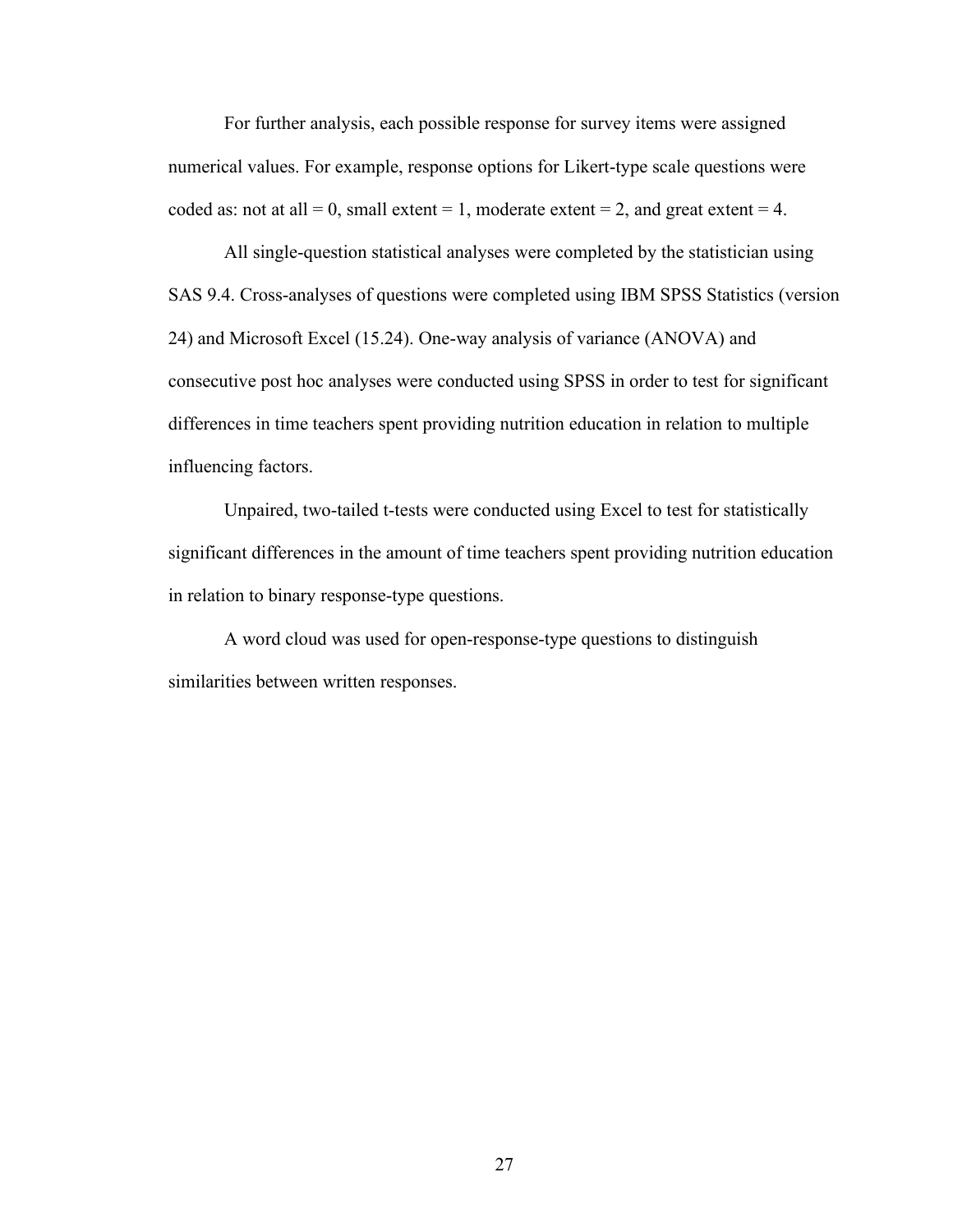For further analysis, each possible response for survey items were assigned numerical values. For example, response options for Likert-type scale questions were coded as: not at all = 0, small extent = 1, moderate extent = 2, and great extent = 4.

All single-question statistical analyses were completed by the statistician using SAS 9.4. Cross-analyses of questions were completed using IBM SPSS Statistics (version 24) and Microsoft Excel (15.24). One-way analysis of variance (ANOVA) and consecutive post hoc analyses were conducted using SPSS in order to test for significant differences in time teachers spent providing nutrition education in relation to multiple influencing factors.

Unpaired, two-tailed t-tests were conducted using Excel to test for statistically significant differences in the amount of time teachers spent providing nutrition education in relation to binary response-type questions.

A word cloud was used for open-response-type questions to distinguish similarities between written responses.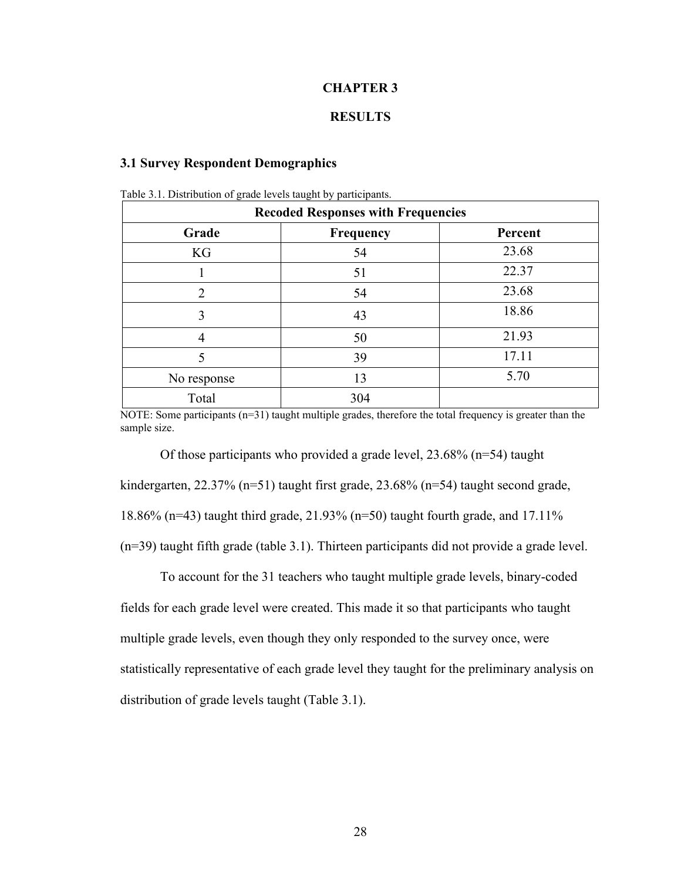# CHAPTER 3

# RESULTS

### 3.1 Survey Respondent Demographics

Table 3.1. Distribution of grade levels taught by participants.

| Recoded Responses with Frequencies | | |
|---|---|---|
| **Grade** | **Frequency** | **Percent** |
| KG | 54 | 23.68 |
| 1 | 51 | 22.37 |
| 2 | 54 | 23.68 |
| 3 | 43 | 18.86 |
| 4 | 50 | 21.93 |
| 5 | 39 | 17.11 |
| No response | 13 | 5.70 |
| Total | 304 | |

NOTE: Some participants (n=31) taught multiple grades, therefore the total frequency is greater than the sample size.

Of those participants who provided a grade level, 23.68% (n=54) taught kindergarten, 22.37% (n=51) taught first grade, 23.68% (n=54) taught second grade, 18.86% (n=43) taught third grade, 21.93% (n=50) taught fourth grade, and 17.11% (n=39) taught fifth grade (table 3.1). Thirteen participants did not provide a grade level.

To account for the 31 teachers who taught multiple grade levels, binary-coded fields for each grade level were created. This made it so that participants who taught multiple grade levels, even though they only responded to the survey once, were statistically representative of each grade level they taught for the preliminary analysis on distribution of grade levels taught (Table 3.1).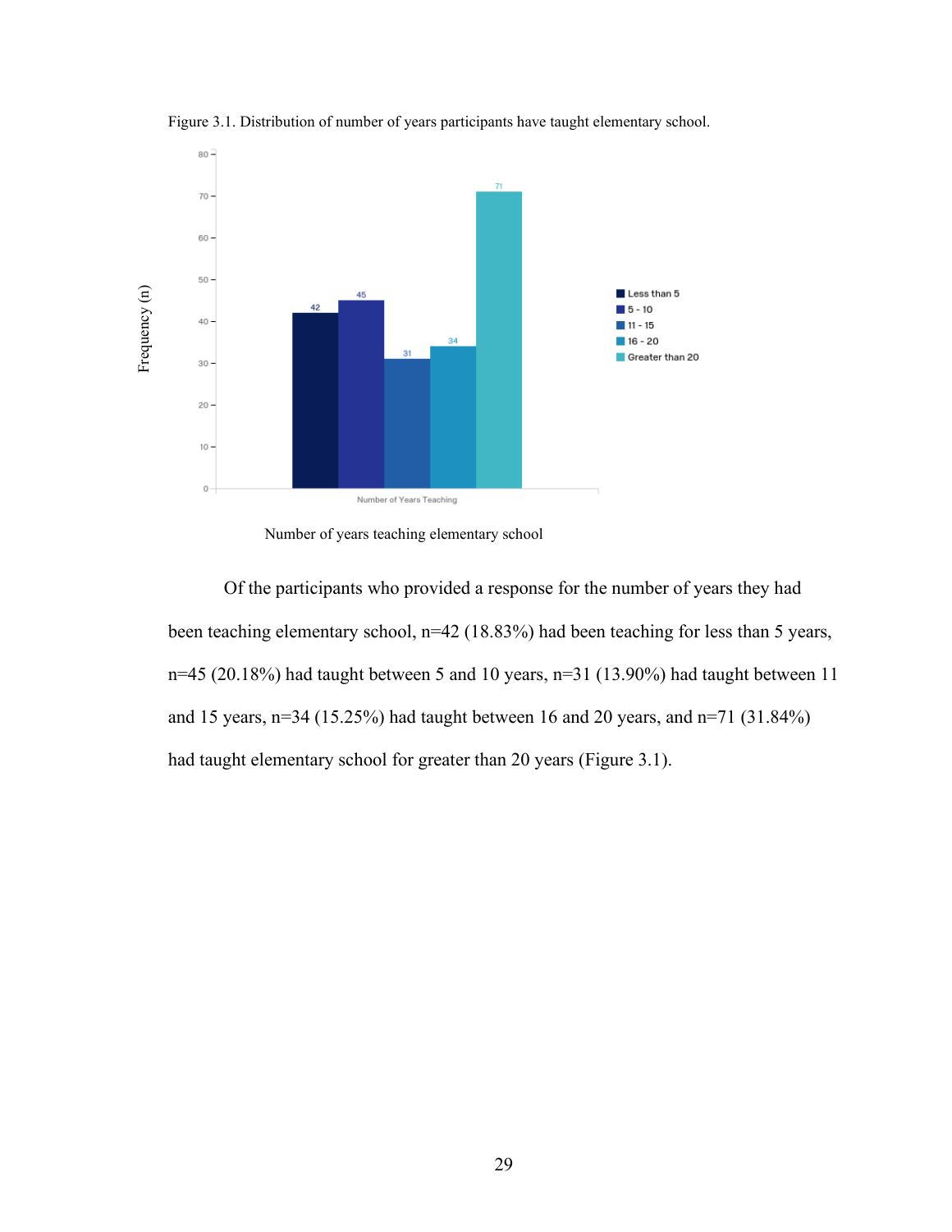Figure 3.1. Distribution of number of years participants have taught elementary school.

Number of years teaching elementary school

Of the participants who provided a response for the number of years they had been teaching elementary school, n=42 (18.83%) had been teaching for less than 5 years, n=45 (20.18%) had taught between 5 and 10 years, n=31 (13.90%) had taught between 11 and 15 years, n=34 (15.25%) had taught between 16 and 20 years, and n=71 (31.84%) had taught elementary school for greater than 20 years (Figure 3.1).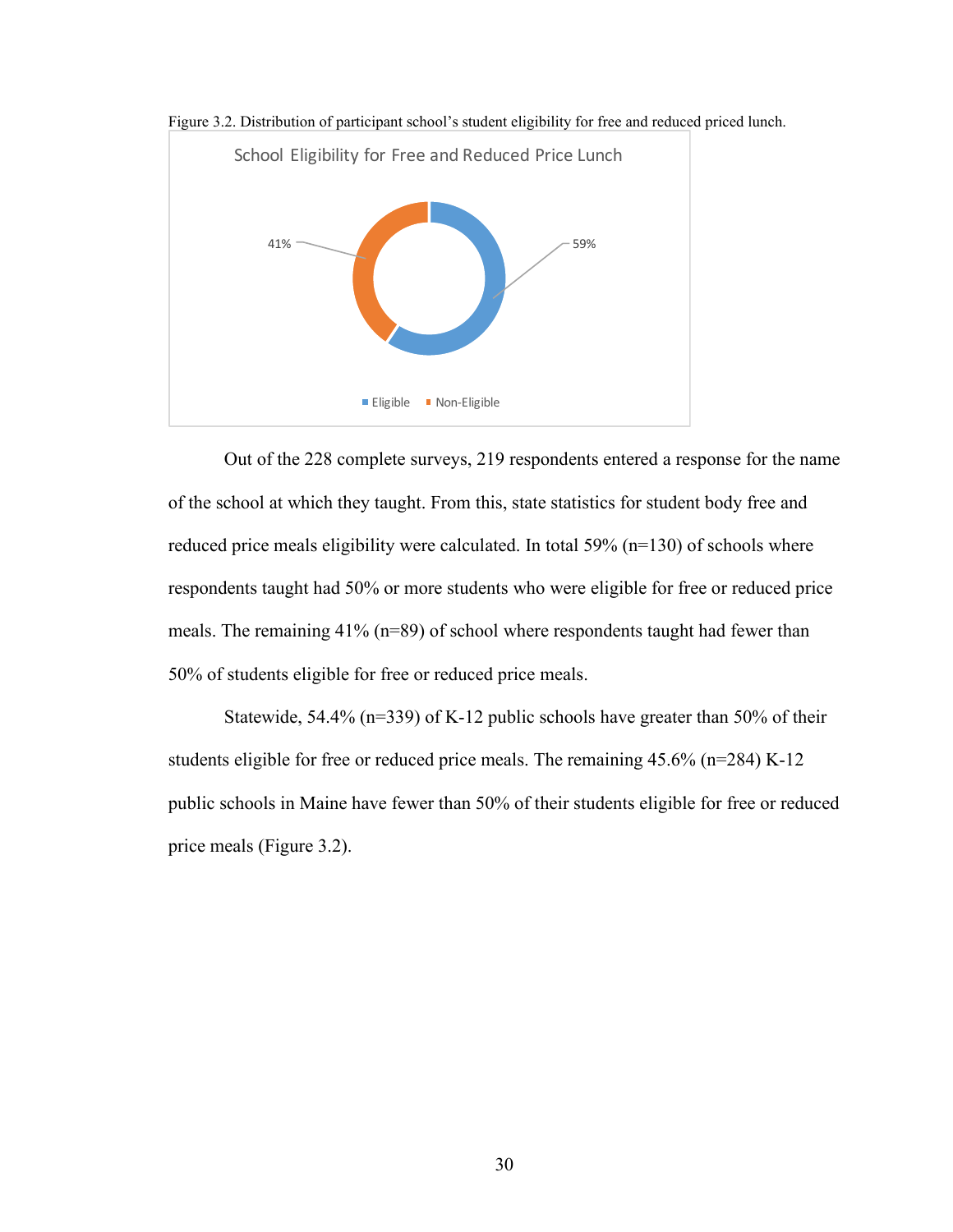Figure 3.2. Distribution of participant school's student eligibility for free and reduced priced lunch.

Out of the 228 complete surveys, 219 respondents entered a response for the name of the school at which they taught. From this, state statistics for student body free and reduced price meals eligibility were calculated. In total 59% (n=130) of schools where respondents taught had 50% or more students who were eligible for free or reduced price meals. The remaining 41% (n=89) of school where respondents taught had fewer than 50% of students eligible for free or reduced price meals.

Statewide, 54.4% (n=339) of K-12 public schools have greater than 50% of their students eligible for free or reduced price meals. The remaining 45.6% (n=284) K-12 public schools in Maine have fewer than 50% of their students eligible for free or reduced price meals (Figure 3.2).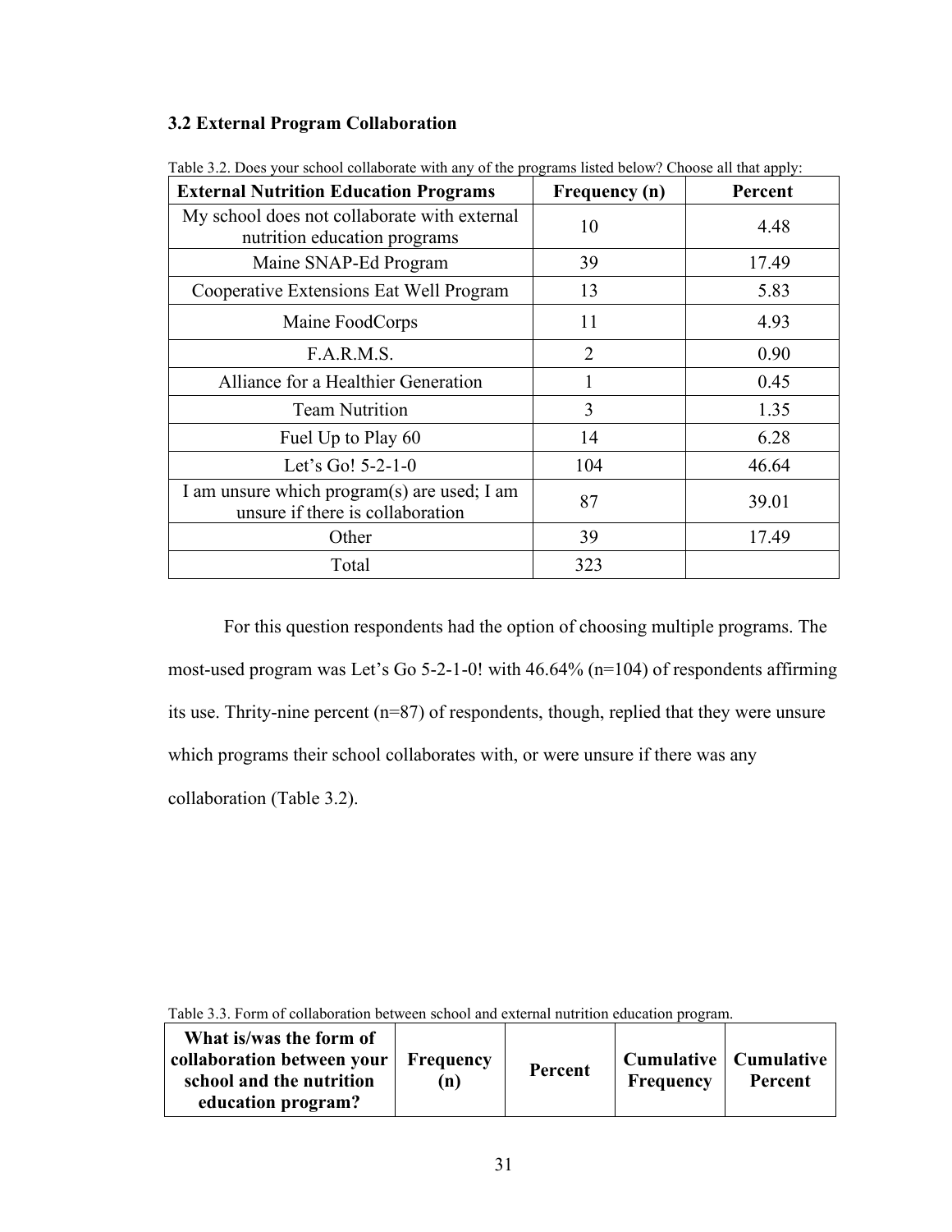### 3.2 External Program Collaboration

Table 3.2. Does your school collaborate with any of the programs listed below? Choose all that apply:

| External Nutrition Education Programs | Frequency (n) | Percent |
|---|---|---|
| My school does not collaborate with external nutrition education programs | 10 | 4.48 |
| Maine SNAP-Ed Program | 39 | 17.49 |
| Cooperative Extensions Eat Well Program | 13 | 5.83 |
| Maine FoodCorps | 11 | 4.93 |
| F.A.R.M.S. | 2 | 0.90 |
| Alliance for a Healthier Generation | 1 | 0.45 |
| Team Nutrition | 3 | 1.35 |
| Fuel Up to Play 60 | 14 | 6.28 |
| Let's Go! 5-2-1-0 | 104 | 46.64 |
| I am unsure which program(s) are used; I am unsure if there is collaboration | 87 | 39.01 |
| Other | 39 | 17.49 |
| Total | 323 | |

For this question respondents had the option of choosing multiple programs. The most-used program was Let's Go 5-2-1-0! with 46.64% (n=104) of respondents affirming its use. Thrity-nine percent (n=87) of respondents, though, replied that they were unsure which programs their school collaborates with, or were unsure if there was any collaboration (Table 3.2).

Table 3.3. Form of collaboration between school and external nutrition education program.

| What is/was the form of collaboration between your school and the nutrition education program? | Frequency (n) | Percent | Cumulative Frequency | Cumulative Percent |
|---|---|---|---|---|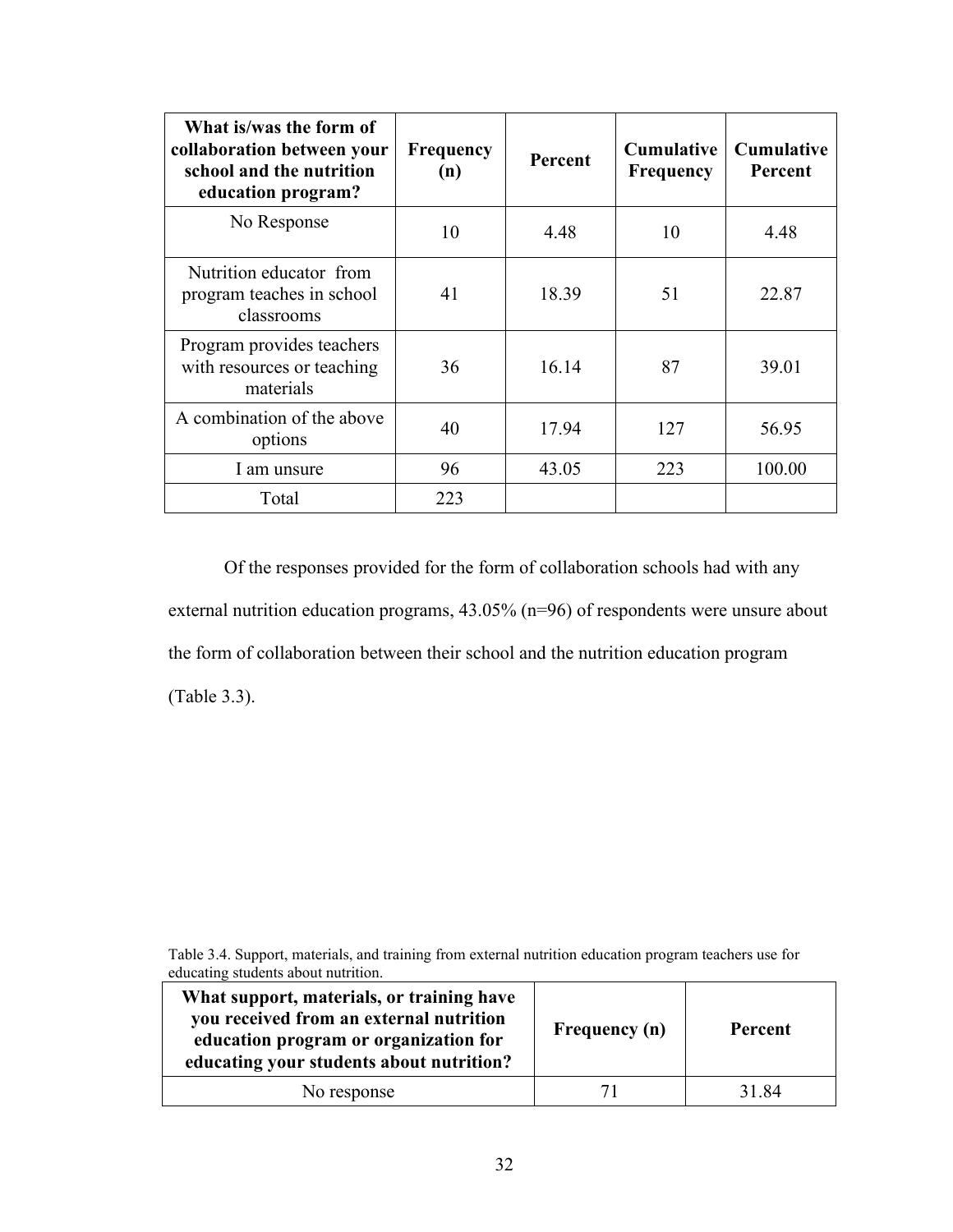| What is/was the form of collaboration between your school and the nutrition education program? | Frequency (n) | Percent | Cumulative Frequency | Cumulative Percent |
|---|---|---|---|---|
| No Response | 10 | 4.48 | 10 | 4.48 |
| Nutrition educator from program teaches in school classrooms | 41 | 18.39 | 51 | 22.87 |
| Program provides teachers with resources or teaching materials | 36 | 16.14 | 87 | 39.01 |
| A combination of the above options | 40 | 17.94 | 127 | 56.95 |
| I am unsure | 96 | 43.05 | 223 | 100.00 |
| Total | 223 | | | |

Of the responses provided for the form of collaboration schools had with any external nutrition education programs, 43.05% (n=96) of respondents were unsure about the form of collaboration between their school and the nutrition education program (Table 3.3).

Table 3.4. Support, materials, and training from external nutrition education program teachers use for educating students about nutrition.

| What support, materials, or training have you received from an external nutrition education program or organization for educating your students about nutrition? | Frequency (n) | Percent |
|---|---|---|
| No response | 71 | 31.84 |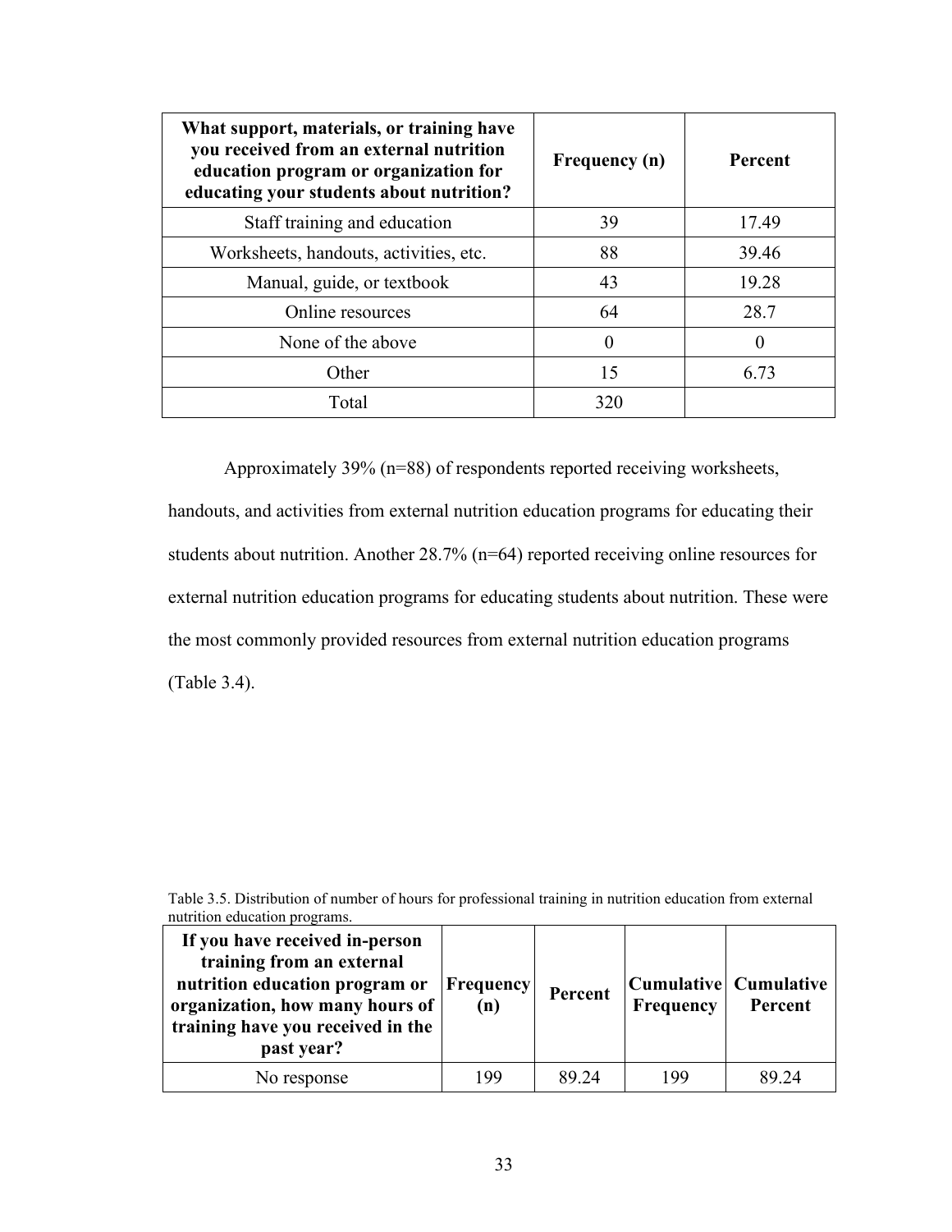| What support, materials, or training have you received from an external nutrition education program or organization for educating your students about nutrition? | Frequency (n) | Percent |
|---|---|---|
| Staff training and education | 39 | 17.49 |
| Worksheets, handouts, activities, etc. | 88 | 39.46 |
| Manual, guide, or textbook | 43 | 19.28 |
| Online resources | 64 | 28.7 |
| None of the above | 0 | 0 |
| Other | 15 | 6.73 |
| Total | 320 | |

Approximately 39% (n=88) of respondents reported receiving worksheets, handouts, and activities from external nutrition education programs for educating their students about nutrition. Another 28.7% (n=64) reported receiving online resources for external nutrition education programs for educating students about nutrition. These were the most commonly provided resources from external nutrition education programs (Table 3.4).

Table 3.5. Distribution of number of hours for professional training in nutrition education from external nutrition education programs.

| If you have received in-person training from an external nutrition education program or organization, how many hours of training have you received in the past year? | Frequency (n) | Percent | Cumulative Frequency | Cumulative Percent |
|---|---|---|---|---|
| No response | 199 | 89.24 | 199 | 89.24 |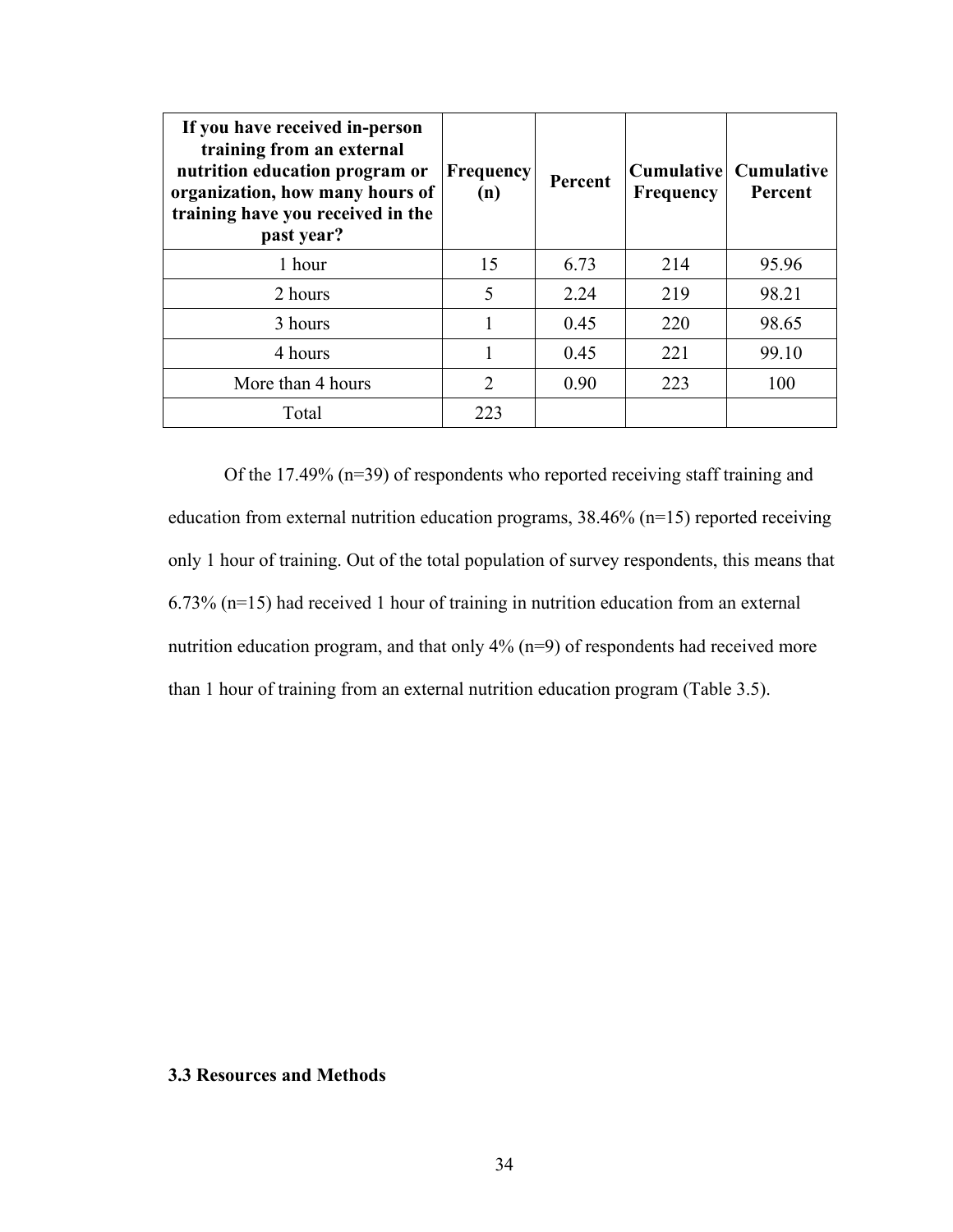| If you have received in-person training from an external nutrition education program or organization, how many hours of training have you received in the past year? | Frequency (n) | Percent | Cumulative Frequency | Cumulative Percent |
|---|---|---|---|---|
| 1 hour | 15 | 6.73 | 214 | 95.96 |
| 2 hours | 5 | 2.24 | 219 | 98.21 |
| 3 hours | 1 | 0.45 | 220 | 98.65 |
| 4 hours | 1 | 0.45 | 221 | 99.10 |
| More than 4 hours | 2 | 0.90 | 223 | 100 |
| Total | 223 | | | |

Of the 17.49% (n=39) of respondents who reported receiving staff training and education from external nutrition education programs, 38.46% (n=15) reported receiving only 1 hour of training. Out of the total population of survey respondents, this means that 6.73% (n=15) had received 1 hour of training in nutrition education from an external nutrition education program, and that only 4% (n=9) of respondents had received more than 1 hour of training from an external nutrition education program (Table 3.5).

### 3.3 Resources and Methods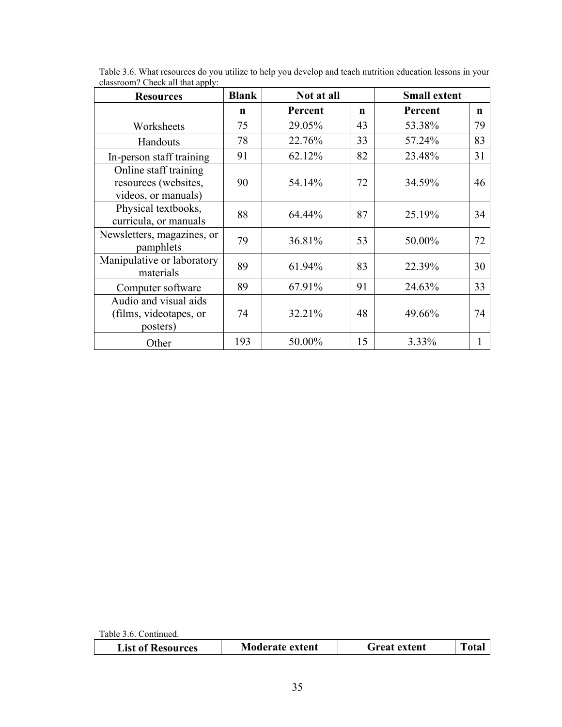Table 3.6. What resources do you utilize to help you develop and teach nutrition education lessons in your classroom? Check all that apply:

| Resources | Blank | Not at all | | Small extent | |
|---|---|---|---|---|---|
| | n | Percent | n | Percent | n |
| Worksheets | 75 | 29.05% | 43 | 53.38% | 79 |
| Handouts | 78 | 22.76% | 33 | 57.24% | 83 |
| In-person staff training | 91 | 62.12% | 82 | 23.48% | 31 |
| Online staff training resources (websites, videos, or manuals) | 90 | 54.14% | 72 | 34.59% | 46 |
| Physical textbooks, curricula, or manuals | 88 | 64.44% | 87 | 25.19% | 34 |
| Newsletters, magazines, or pamphlets | 79 | 36.81% | 53 | 50.00% | 72 |
| Manipulative or laboratory materials | 89 | 61.94% | 83 | 22.39% | 30 |
| Computer software | 89 | 67.91% | 91 | 24.63% | 33 |
| Audio and visual aids (films, videotapes, or posters) | 74 | 32.21% | 48 | 49.66% | 74 |
| Other | 193 | 50.00% | 15 | 3.33% | 1 |

Table 3.6. Continued.

| List of Resources | Moderate extent | Great extent | Total |
|---|---|---|---|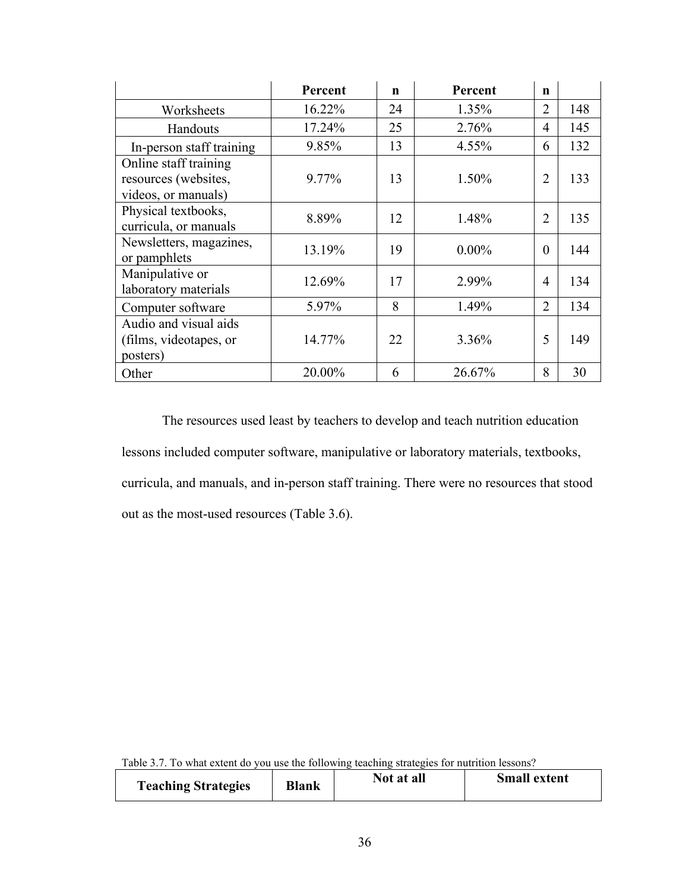| | Percent | n | Percent | n | |
|---|---|---|---|---|---|
| Worksheets | 16.22% | 24 | 1.35% | 2 | 148 |
| Handouts | 17.24% | 25 | 2.76% | 4 | 145 |
| In-person staff training | 9.85% | 13 | 4.55% | 6 | 132 |
| Online staff training resources (websites, videos, or manuals) | 9.77% | 13 | 1.50% | 2 | 133 |
| Physical textbooks, curricula, or manuals | 8.89% | 12 | 1.48% | 2 | 135 |
| Newsletters, magazines, or pamphlets | 13.19% | 19 | 0.00% | 0 | 144 |
| Manipulative or laboratory materials | 12.69% | 17 | 2.99% | 4 | 134 |
| Computer software | 5.97% | 8 | 1.49% | 2 | 134 |
| Audio and visual aids (films, videotapes, or posters) | 14.77% | 22 | 3.36% | 5 | 149 |
| Other | 20.00% | 6 | 26.67% | 8 | 30 |

The resources used least by teachers to develop and teach nutrition education lessons included computer software, manipulative or laboratory materials, textbooks, curricula, and manuals, and in-person staff training. There were no resources that stood out as the most-used resources (Table 3.6).

Table 3.7. To what extent do you use the following teaching strategies for nutrition lessons?

| Teaching Strategies | Blank | Not at all | Small extent |
|---|---|---|---|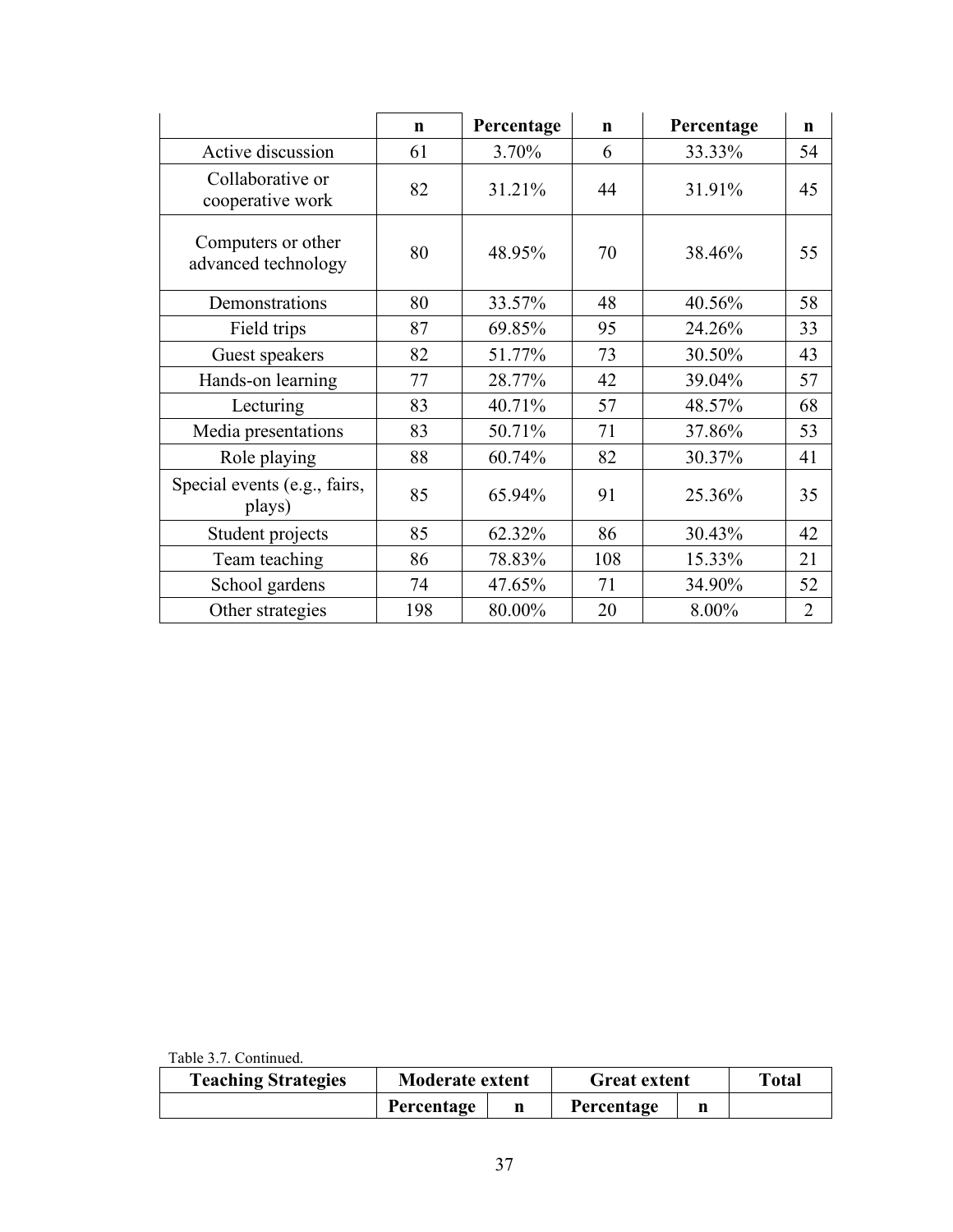| | n | Percentage | n | Percentage | n |
|---|---|---|---|---|---|
| Active discussion | 61 | 3.70% | 6 | 33.33% | 54 |
| Collaborative or cooperative work | 82 | 31.21% | 44 | 31.91% | 45 |
| Computers or other advanced technology | 80 | 48.95% | 70 | 38.46% | 55 |
| Demonstrations | 80 | 33.57% | 48 | 40.56% | 58 |
| Field trips | 87 | 69.85% | 95 | 24.26% | 33 |
| Guest speakers | 82 | 51.77% | 73 | 30.50% | 43 |
| Hands-on learning | 77 | 28.77% | 42 | 39.04% | 57 |
| Lecturing | 83 | 40.71% | 57 | 48.57% | 68 |
| Media presentations | 83 | 50.71% | 71 | 37.86% | 53 |
| Role playing | 88 | 60.74% | 82 | 30.37% | 41 |
| Special events (e.g., fairs, plays) | 85 | 65.94% | 91 | 25.36% | 35 |
| Student projects | 85 | 62.32% | 86 | 30.43% | 42 |
| Team teaching | 86 | 78.83% | 108 | 15.33% | 21 |
| School gardens | 74 | 47.65% | 71 | 34.90% | 52 |
| Other strategies | 198 | 80.00% | 20 | 8.00% | 2 |

Table 3.7. Continued.

| Teaching Strategies | Moderate extent | | Great extent | | Total |
|---|---|---|---|---|---|
| | Percentage | n | Percentage | n | |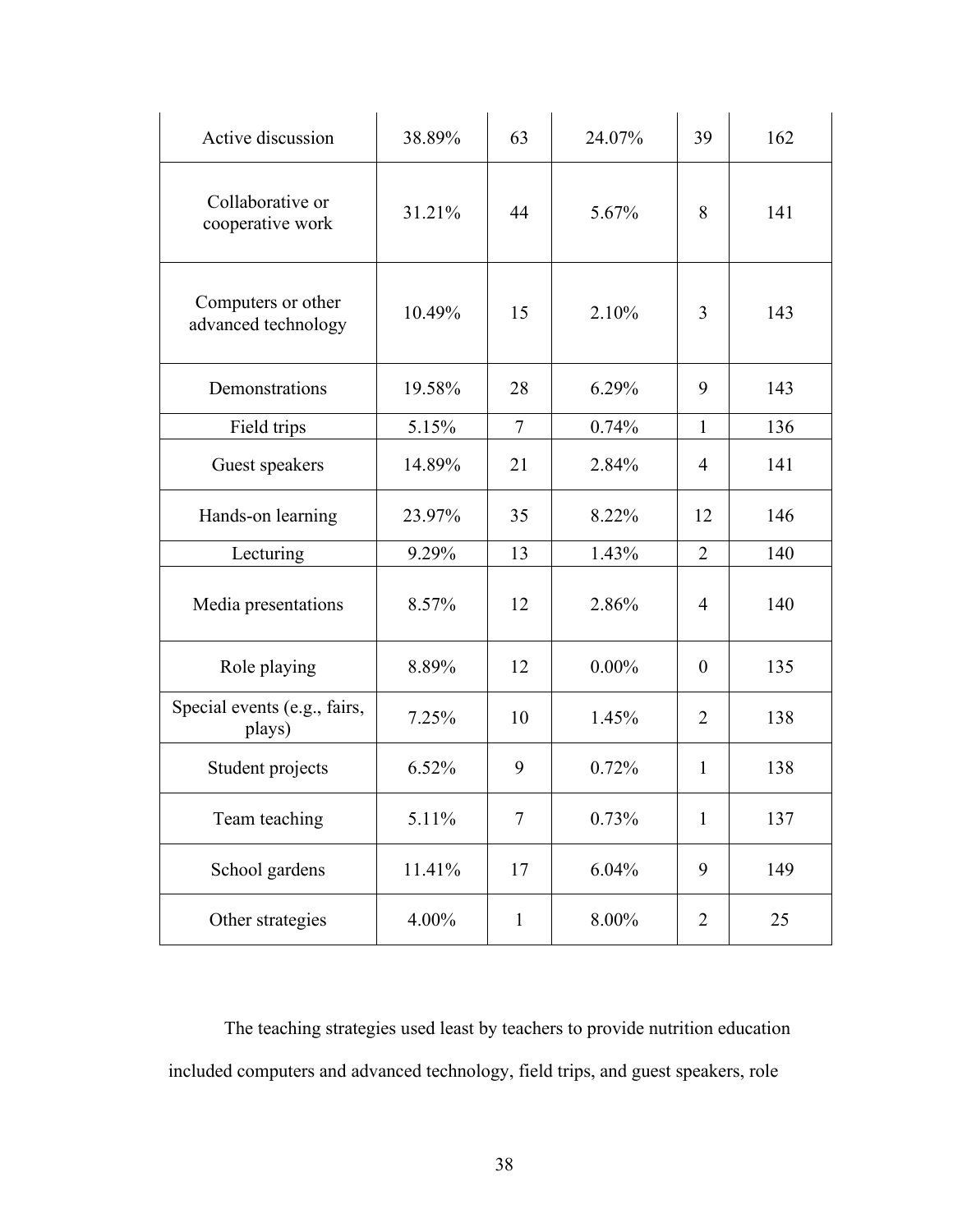| | | | | | |
|---|---|---|---|---|---|
| Active discussion | 38.89% | 63 | 24.07% | 39 | 162 |
| Collaborative or cooperative work | 31.21% | 44 | 5.67% | 8 | 141 |
| Computers or other advanced technology | 10.49% | 15 | 2.10% | 3 | 143 |
| Demonstrations | 19.58% | 28 | 6.29% | 9 | 143 |
| Field trips | 5.15% | 7 | 0.74% | 1 | 136 |
| Guest speakers | 14.89% | 21 | 2.84% | 4 | 141 |
| Hands-on learning | 23.97% | 35 | 8.22% | 12 | 146 |
| Lecturing | 9.29% | 13 | 1.43% | 2 | 140 |
| Media presentations | 8.57% | 12 | 2.86% | 4 | 140 |
| Role playing | 8.89% | 12 | 0.00% | 0 | 135 |
| Special events (e.g., fairs, plays) | 7.25% | 10 | 1.45% | 2 | 138 |
| Student projects | 6.52% | 9 | 0.72% | 1 | 138 |
| Team teaching | 5.11% | 7 | 0.73% | 1 | 137 |
| School gardens | 11.41% | 17 | 6.04% | 9 | 149 |
| Other strategies | 4.00% | 1 | 8.00% | 2 | 25 |

The teaching strategies used least by teachers to provide nutrition education included computers and advanced technology, field trips, and guest speakers, role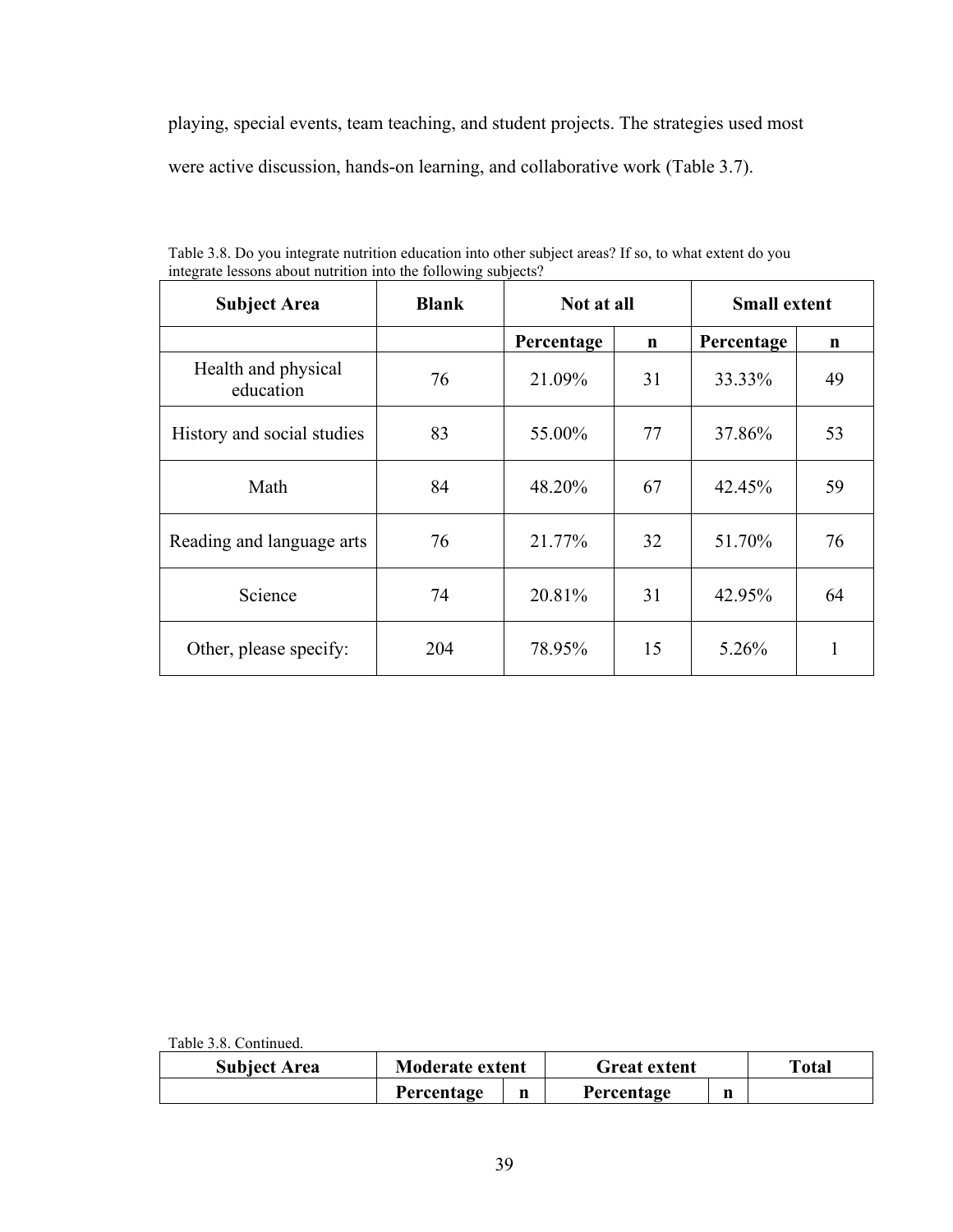playing, special events, team teaching, and student projects. The strategies used most were active discussion, hands-on learning, and collaborative work (Table 3.7).

Table 3.8. Do you integrate nutrition education into other subject areas? If so, to what extent do you integrate lessons about nutrition into the following subjects?

| Subject Area | Blank | Not at all | | Small extent | |
|---|---|---|---|---|---|
| | | Percentage | n | Percentage | n |
| Health and physical education | 76 | 21.09% | 31 | 33.33% | 49 |
| History and social studies | 83 | 55.00% | 77 | 37.86% | 53 |
| Math | 84 | 48.20% | 67 | 42.45% | 59 |
| Reading and language arts | 76 | 21.77% | 32 | 51.70% | 76 |
| Science | 74 | 20.81% | 31 | 42.95% | 64 |
| Other, please specify: | 204 | 78.95% | 15 | 5.26% | 1 |

Table 3.8. Continued.

| Subject Area | Moderate extent | | Great extent | | Total |
|---|---|---|---|---|---|
| | Percentage | n | Percentage | n | |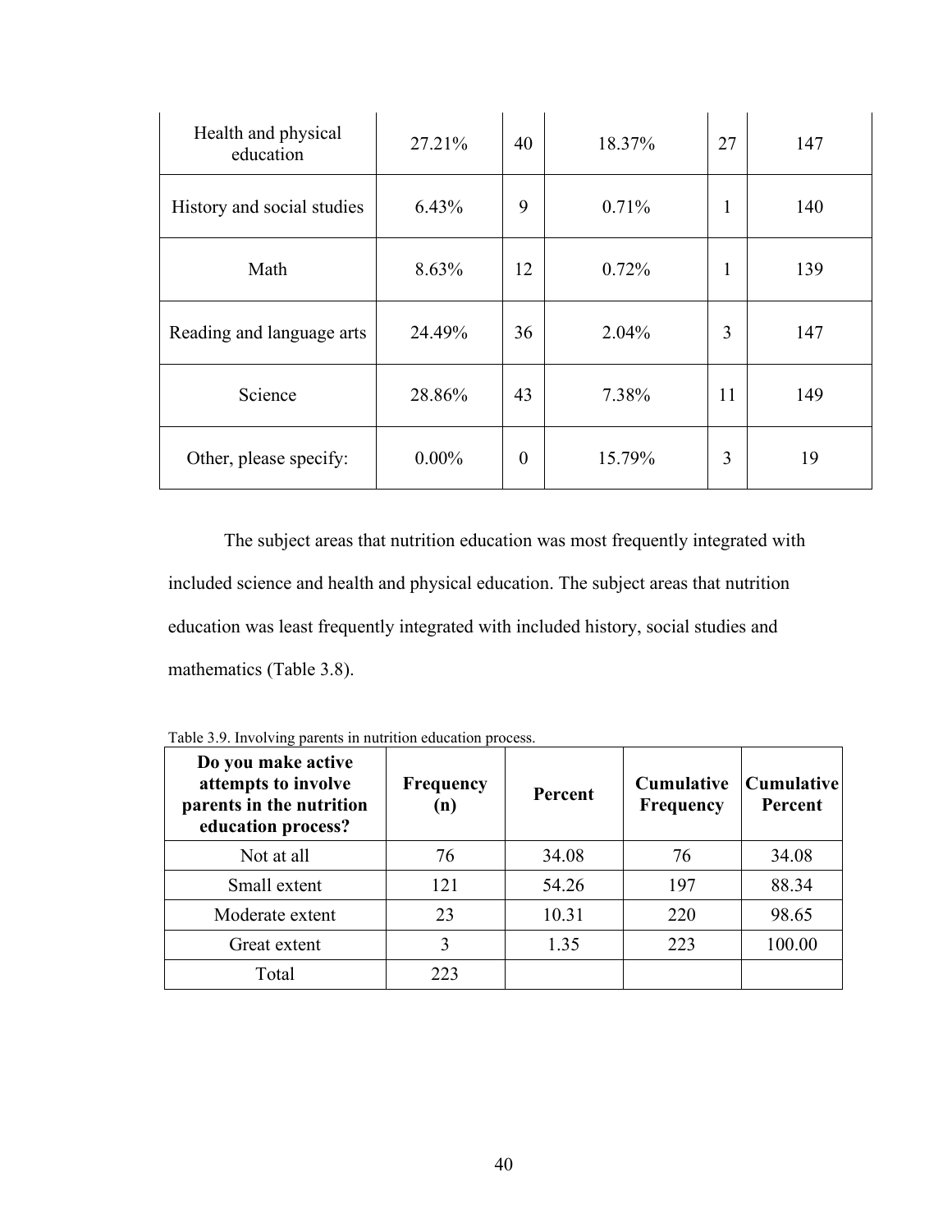| | | | | | |
|---|---|---|---|---|---|
| Health and physical education | 27.21% | 40 | 18.37% | 27 | 147 |
| History and social studies | 6.43% | 9 | 0.71% | 1 | 140 |
| Math | 8.63% | 12 | 0.72% | 1 | 139 |
| Reading and language arts | 24.49% | 36 | 2.04% | 3 | 147 |
| Science | 28.86% | 43 | 7.38% | 11 | 149 |
| Other, please specify: | 0.00% | 0 | 15.79% | 3 | 19 |

The subject areas that nutrition education was most frequently integrated with included science and health and physical education. The subject areas that nutrition education was least frequently integrated with included history, social studies and mathematics (Table 3.8).

Table 3.9. Involving parents in nutrition education process.

| Do you make active attempts to involve parents in the nutrition education process? | Frequency (n) | Percent | Cumulative Frequency | Cumulative Percent |
|---|---|---|---|---|
| Not at all | 76 | 34.08 | 76 | 34.08 |
| Small extent | 121 | 54.26 | 197 | 88.34 |
| Moderate extent | 23 | 10.31 | 220 | 98.65 |
| Great extent | 3 | 1.35 | 223 | 100.00 |
| Total | 223 | | | |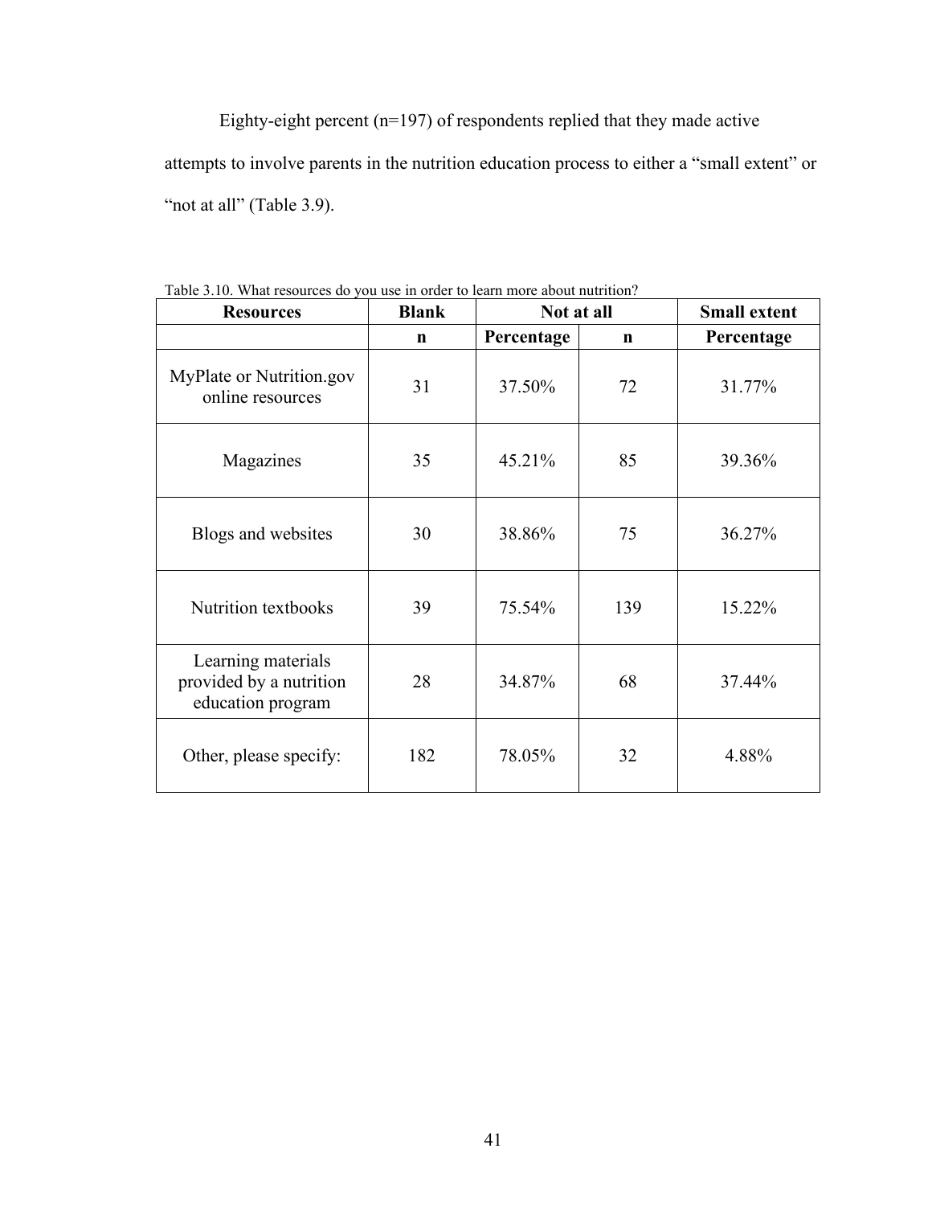Eighty-eight percent (n=197) of respondents replied that they made active attempts to involve parents in the nutrition education process to either a "small extent" or "not at all" (Table 3.9).

Table 3.10. What resources do you use in order to learn more about nutrition?

| Resources | Blank | Not at all | | Small extent |
|---|---|---|---|---|
| | n | Percentage | n | Percentage |
| MyPlate or Nutrition.gov online resources | 31 | 37.50% | 72 | 31.77% |
| Magazines | 35 | 45.21% | 85 | 39.36% |
| Blogs and websites | 30 | 38.86% | 75 | 36.27% |
| Nutrition textbooks | 39 | 75.54% | 139 | 15.22% |
| Learning materials provided by a nutrition education program | 28 | 34.87% | 68 | 37.44% |
| Other, please specify: | 182 | 78.05% | 32 | 4.88% |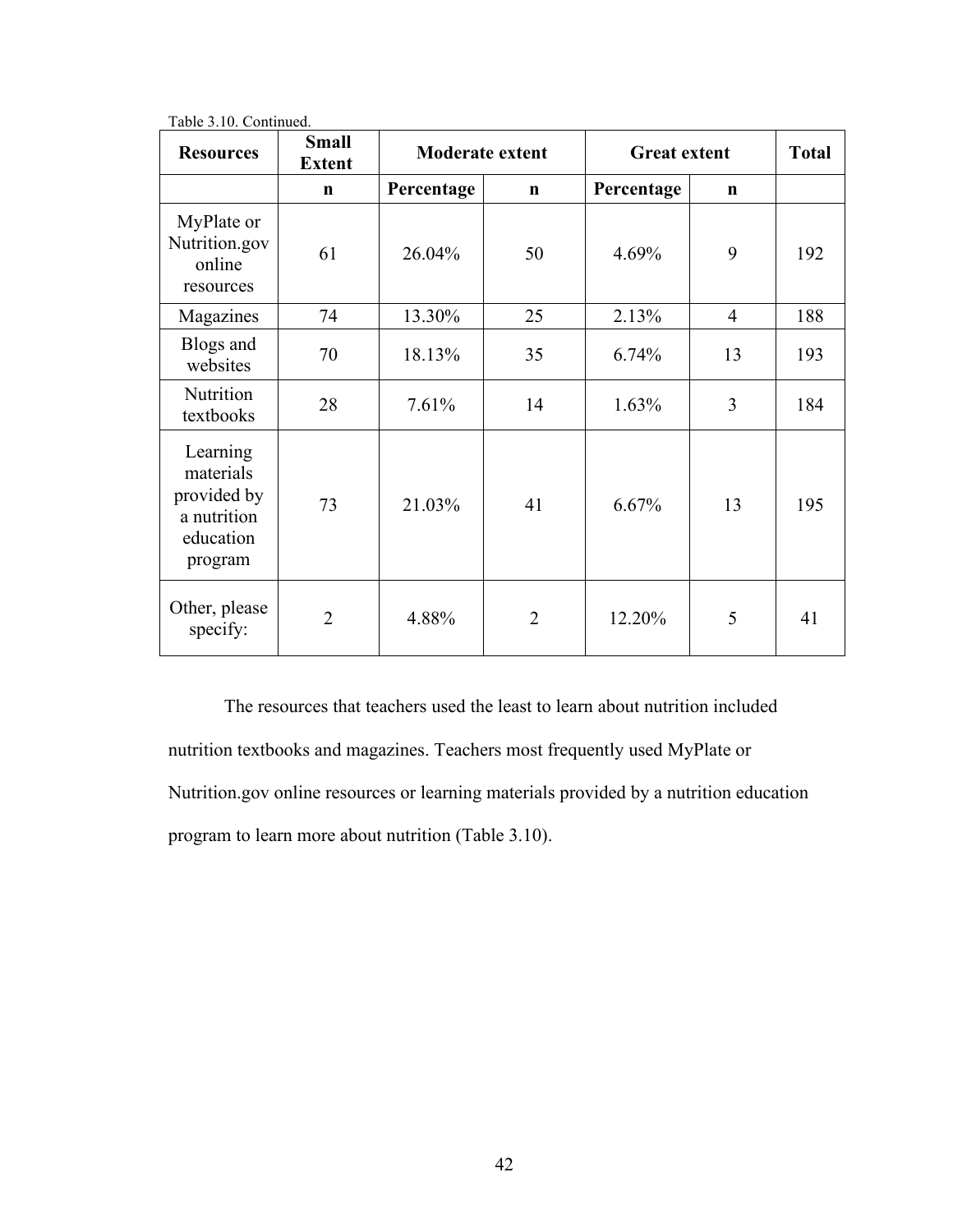Table 3.10. Continued.

| Resources | Small Extent | Moderate extent | | Great extent | | Total |
|---|---|---|---|---|---|---|
| | n | Percentage | n | Percentage | n | |
| MyPlate or Nutrition.gov online resources | 61 | 26.04% | 50 | 4.69% | 9 | 192 |
| Magazines | 74 | 13.30% | 25 | 2.13% | 4 | 188 |
| Blogs and websites | 70 | 18.13% | 35 | 6.74% | 13 | 193 |
| Nutrition textbooks | 28 | 7.61% | 14 | 1.63% | 3 | 184 |
| Learning materials provided by a nutrition education program | 73 | 21.03% | 41 | 6.67% | 13 | 195 |
| Other, please specify: | 2 | 4.88% | 2 | 12.20% | 5 | 41 |

The resources that teachers used the least to learn about nutrition included nutrition textbooks and magazines. Teachers most frequently used MyPlate or Nutrition.gov online resources or learning materials provided by a nutrition education program to learn more about nutrition (Table 3.10).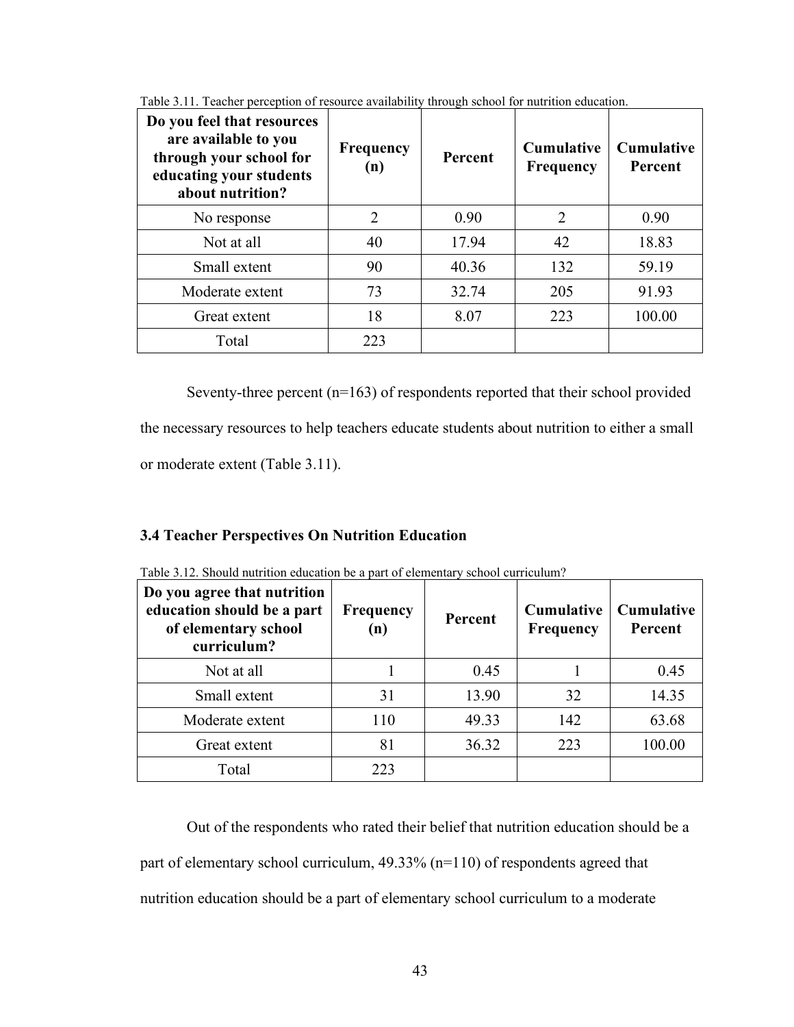Table 3.11. Teacher perception of resource availability through school for nutrition education.

| Do you feel that resources are available to you through your school for educating your students about nutrition? | Frequency (n) | Percent | Cumulative Frequency | Cumulative Percent |
|---|---|---|---|---|
| No response | 2 | 0.90 | 2 | 0.90 |
| Not at all | 40 | 17.94 | 42 | 18.83 |
| Small extent | 90 | 40.36 | 132 | 59.19 |
| Moderate extent | 73 | 32.74 | 205 | 91.93 |
| Great extent | 18 | 8.07 | 223 | 100.00 |
| Total | 223 | | | |

Seventy-three percent (n=163) of respondents reported that their school provided the necessary resources to help teachers educate students about nutrition to either a small or moderate extent (Table 3.11).

### 3.4 Teacher Perspectives On Nutrition Education

Table 3.12. Should nutrition education be a part of elementary school curriculum?

| Do you agree that nutrition education should be a part of elementary school curriculum? | Frequency (n) | Percent | Cumulative Frequency | Cumulative Percent |
|---|---|---|---|---|
| Not at all | 1 | 0.45 | 1 | 0.45 |
| Small extent | 31 | 13.90 | 32 | 14.35 |
| Moderate extent | 110 | 49.33 | 142 | 63.68 |
| Great extent | 81 | 36.32 | 223 | 100.00 |
| Total | 223 | | | |

Out of the respondents who rated their belief that nutrition education should be a part of elementary school curriculum, 49.33% (n=110) of respondents agreed that nutrition education should be a part of elementary school curriculum to a moderate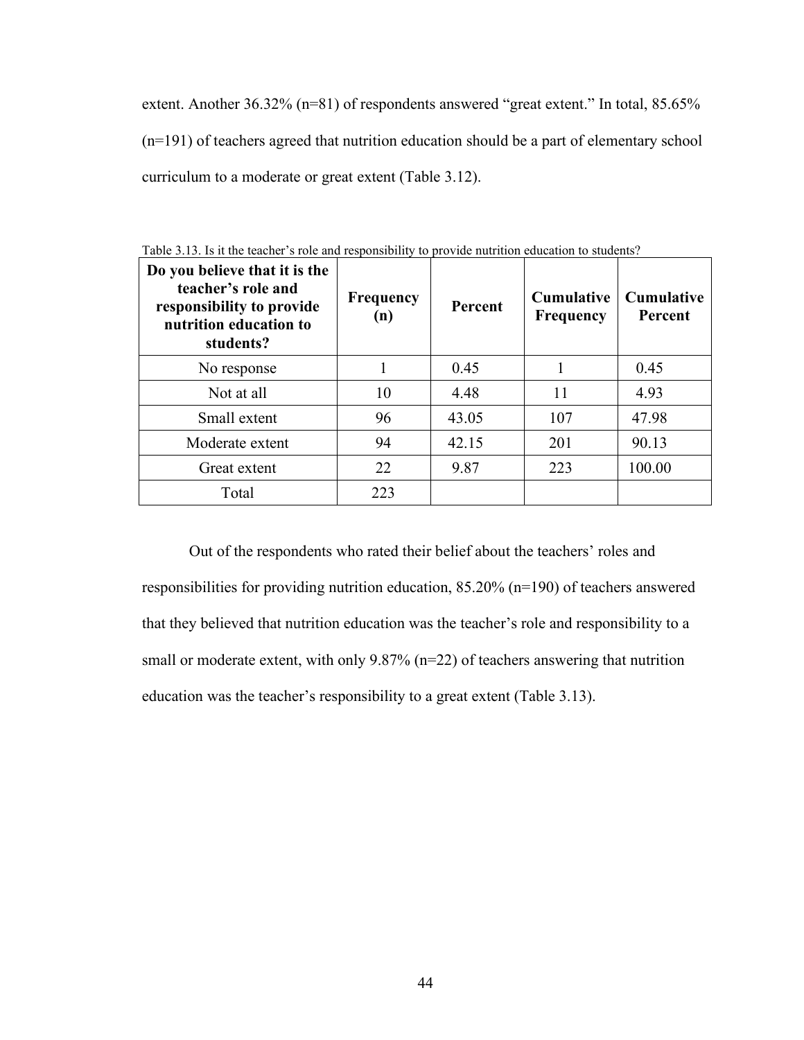extent. Another 36.32% (n=81) of respondents answered "great extent." In total, 85.65% (n=191) of teachers agreed that nutrition education should be a part of elementary school curriculum to a moderate or great extent (Table 3.12).

Table 3.13. Is it the teacher's role and responsibility to provide nutrition education to students?

| Do you believe that it is the teacher's role and responsibility to provide nutrition education to students? | Frequency (n) | Percent | Cumulative Frequency | Cumulative Percent |
|---|---|---|---|---|
| No response | 1 | 0.45 | 1 | 0.45 |
| Not at all | 10 | 4.48 | 11 | 4.93 |
| Small extent | 96 | 43.05 | 107 | 47.98 |
| Moderate extent | 94 | 42.15 | 201 | 90.13 |
| Great extent | 22 | 9.87 | 223 | 100.00 |
| Total | 223 | | | |

Out of the respondents who rated their belief about the teachers' roles and responsibilities for providing nutrition education, 85.20% (n=190) of teachers answered that they believed that nutrition education was the teacher's role and responsibility to a small or moderate extent, with only 9.87% (n=22) of teachers answering that nutrition education was the teacher's responsibility to a great extent (Table 3.13).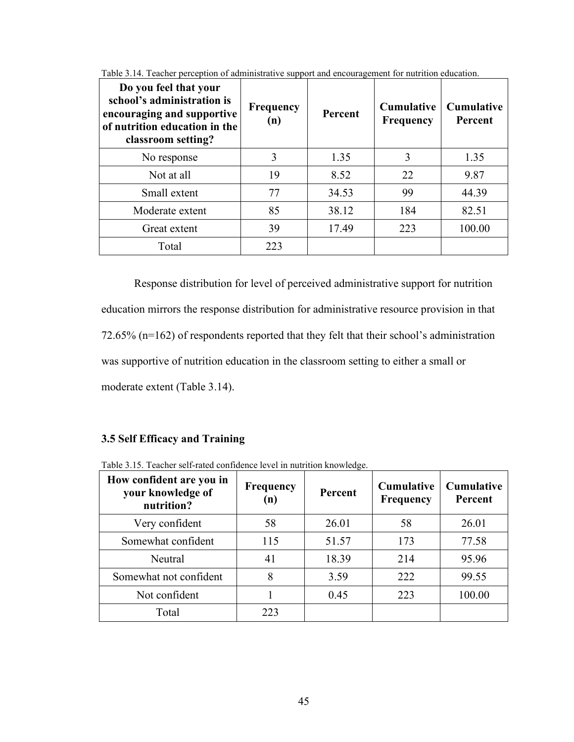Table 3.14. Teacher perception of administrative support and encouragement for nutrition education.

| Do you feel that your school's administration is encouraging and supportive of nutrition education in the classroom setting? | Frequency (n) | Percent | Cumulative Frequency | Cumulative Percent |
|---|---|---|---|---|
| No response | 3 | 1.35 | 3 | 1.35 |
| Not at all | 19 | 8.52 | 22 | 9.87 |
| Small extent | 77 | 34.53 | 99 | 44.39 |
| Moderate extent | 85 | 38.12 | 184 | 82.51 |
| Great extent | 39 | 17.49 | 223 | 100.00 |
| Total | 223 | | | |

Response distribution for level of perceived administrative support for nutrition education mirrors the response distribution for administrative resource provision in that 72.65% (n=162) of respondents reported that they felt that their school's administration was supportive of nutrition education in the classroom setting to either a small or moderate extent (Table 3.14).

### 3.5 Self Efficacy and Training

Table 3.15. Teacher self-rated confidence level in nutrition knowledge.

| How confident are you in your knowledge of nutrition? | Frequency (n) | Percent | Cumulative Frequency | Cumulative Percent |
|---|---|---|---|---|
| Very confident | 58 | 26.01 | 58 | 26.01 |
| Somewhat confident | 115 | 51.57 | 173 | 77.58 |
| Neutral | 41 | 18.39 | 214 | 95.96 |
| Somewhat not confident | 8 | 3.59 | 222 | 99.55 |
| Not confident | 1 | 0.45 | 223 | 100.00 |
| Total | 223 | | | |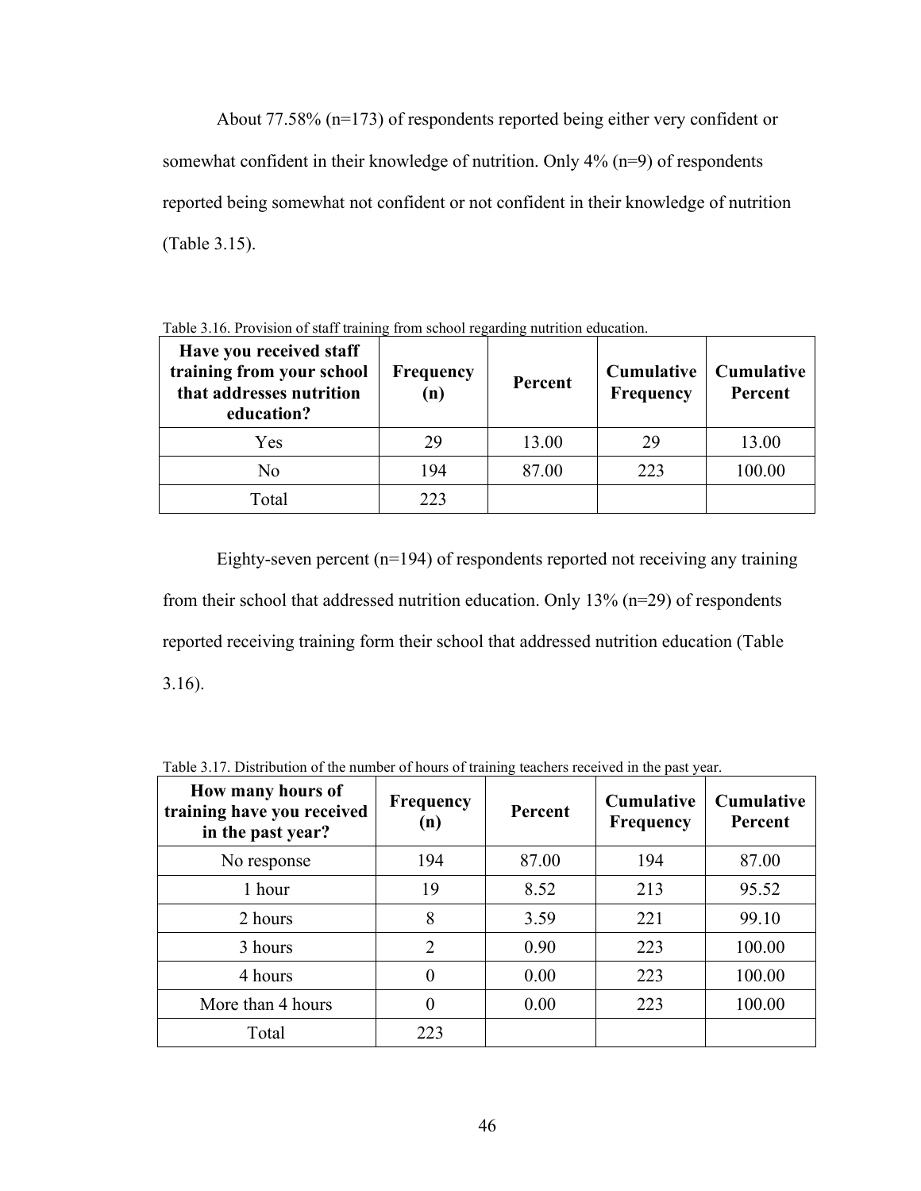About 77.58% (n=173) of respondents reported being either very confident or somewhat confident in their knowledge of nutrition. Only 4% (n=9) of respondents reported being somewhat not confident or not confident in their knowledge of nutrition (Table 3.15).

Table 3.16. Provision of staff training from school regarding nutrition education.

| Have you received staff training from your school that addresses nutrition education? | Frequency (n) | Percent | Cumulative Frequency | Cumulative Percent |
|---|---|---|---|---|
| Yes | 29 | 13.00 | 29 | 13.00 |
| No | 194 | 87.00 | 223 | 100.00 |
| Total | 223 | | | |

Eighty-seven percent (n=194) of respondents reported not receiving any training from their school that addressed nutrition education. Only 13% (n=29) of respondents reported receiving training form their school that addressed nutrition education (Table 3.16).

Table 3.17. Distribution of the number of hours of training teachers received in the past year.

| How many hours of training have you received in the past year? | Frequency (n) | Percent | Cumulative Frequency | Cumulative Percent |
|---|---|---|---|---|
| No response | 194 | 87.00 | 194 | 87.00 |
| 1 hour | 19 | 8.52 | 213 | 95.52 |
| 2 hours | 8 | 3.59 | 221 | 99.10 |
| 3 hours | 2 | 0.90 | 223 | 100.00 |
| 4 hours | 0 | 0.00 | 223 | 100.00 |
| More than 4 hours | 0 | 0.00 | 223 | 100.00 |
| Total | 223 | | | |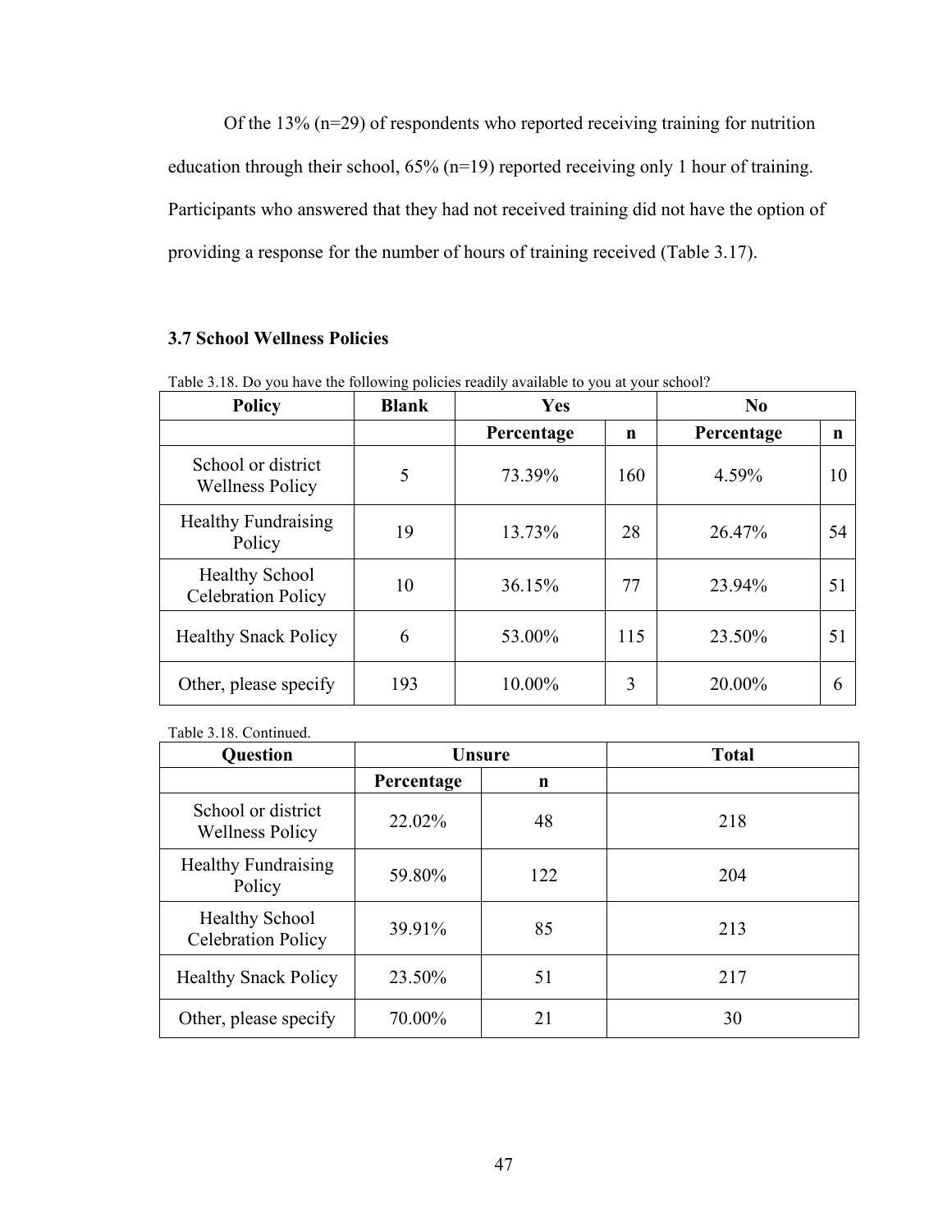Of the 13% (n=29) of respondents who reported receiving training for nutrition education through their school, 65% (n=19) reported receiving only 1 hour of training. Participants who answered that they had not received training did not have the option of providing a response for the number of hours of training received (Table 3.17).

### 3.7 School Wellness Policies

Table 3.18. Do you have the following policies readily available to you at your school?

| Policy | Blank | Yes | | No | |
|---|---|---|---|---|---|
| | | Percentage | n | Percentage | n |
| School or district Wellness Policy | 5 | 73.39% | 160 | 4.59% | 10 |
| Healthy Fundraising Policy | 19 | 13.73% | 28 | 26.47% | 54 |
| Healthy School Celebration Policy | 10 | 36.15% | 77 | 23.94% | 51 |
| Healthy Snack Policy | 6 | 53.00% | 115 | 23.50% | 51 |
| Other, please specify | 193 | 10.00% | 3 | 20.00% | 6 |

Table 3.18. Continued.

| Question | Unsure | | Total |
|---|---|---|---|
| | Percentage | n | |
| School or district Wellness Policy | 22.02% | 48 | 218 |
| Healthy Fundraising Policy | 59.80% | 122 | 204 |
| Healthy School Celebration Policy | 39.91% | 85 | 213 |
| Healthy Snack Policy | 23.50% | 51 | 217 |
| Other, please specify | 70.00% | 21 | 30 |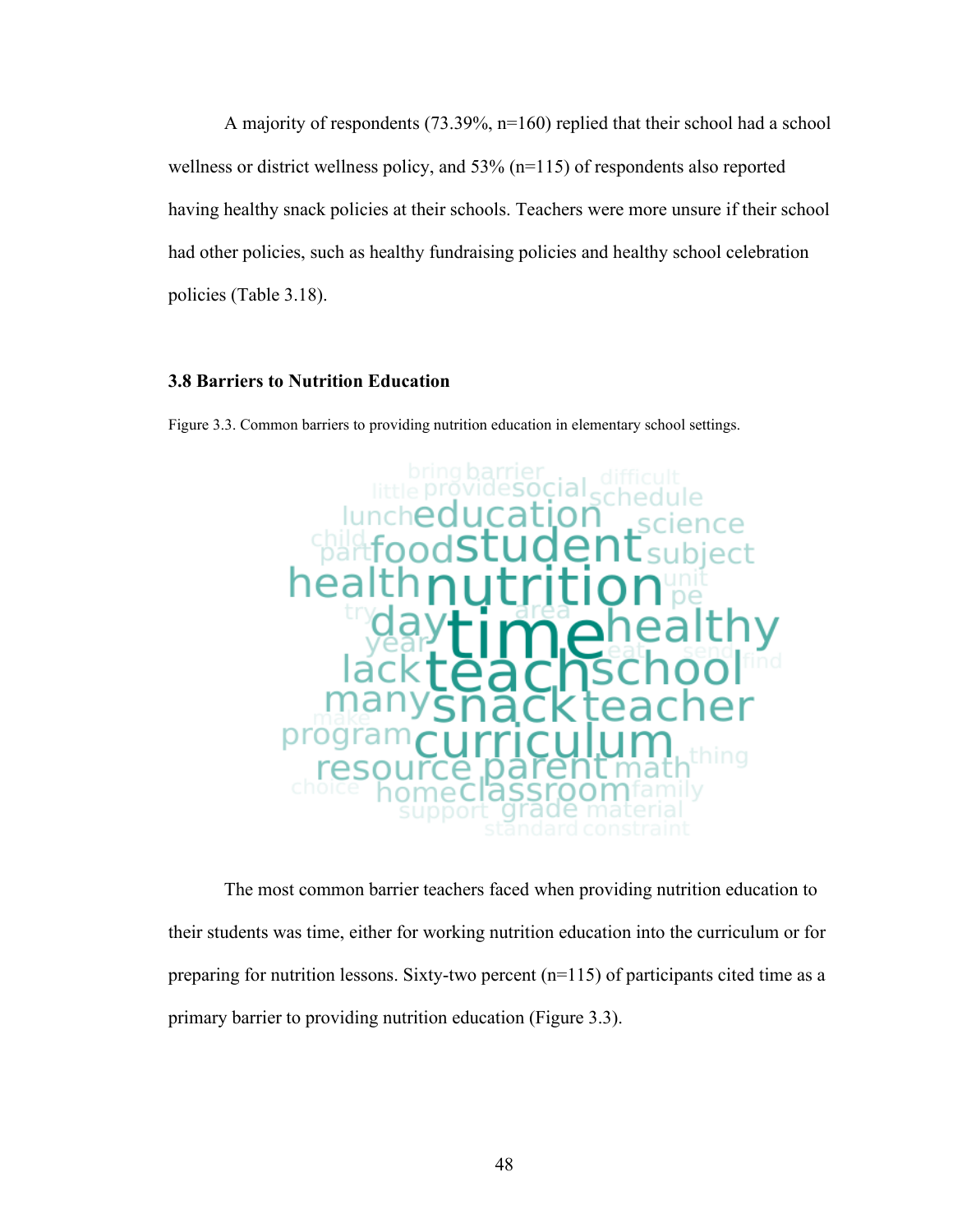A majority of respondents (73.39%, n=160) replied that their school had a school wellness or district wellness policy, and 53% (n=115) of respondents also reported having healthy snack policies at their schools. Teachers were more unsure if their school had other policies, such as healthy fundraising policies and healthy school celebration policies (Table 3.18).

### 3.8 Barriers to Nutrition Education

Figure 3.3. Common barriers to providing nutrition education in elementary school settings.

The most common barrier teachers faced when providing nutrition education to their students was time, either for working nutrition education into the curriculum or for preparing for nutrition lessons. Sixty-two percent (n=115) of participants cited time as a primary barrier to providing nutrition education (Figure 3.3).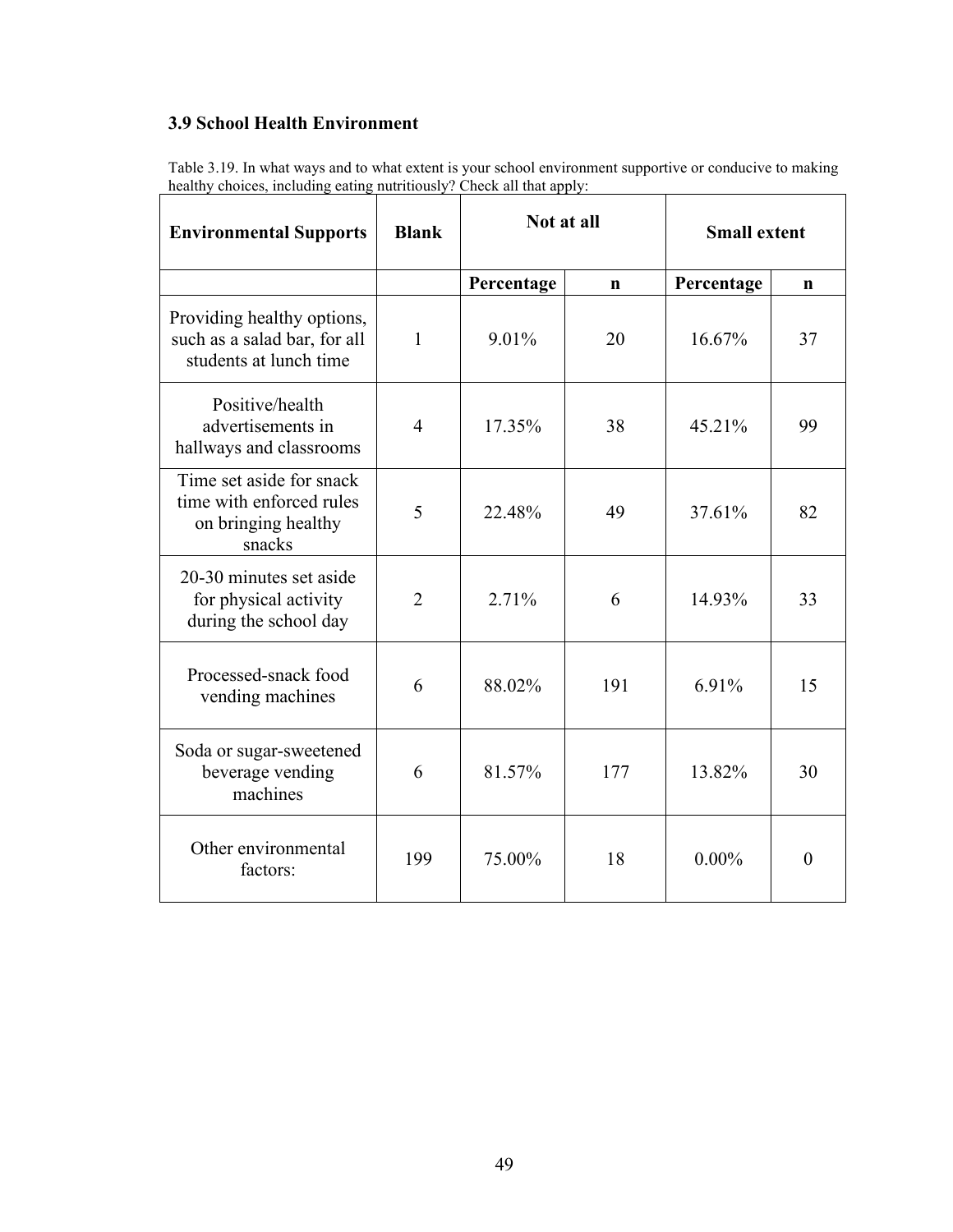### 3.9 School Health Environment

Table 3.19. In what ways and to what extent is your school environment supportive or conducive to making healthy choices, including eating nutritiously? Check all that apply:

| Environmental Supports | Blank | Not at all | | Small extent | |
|---|---|---|---|---|---|
| | | Percentage | n | Percentage | n |
| Providing healthy options, such as a salad bar, for all students at lunch time | 1 | 9.01% | 20 | 16.67% | 37 |
| Positive/health advertisements in hallways and classrooms | 4 | 17.35% | 38 | 45.21% | 99 |
| Time set aside for snack time with enforced rules on bringing healthy snacks | 5 | 22.48% | 49 | 37.61% | 82 |
| 20-30 minutes set aside for physical activity during the school day | 2 | 2.71% | 6 | 14.93% | 33 |
| Processed-snack food vending machines | 6 | 88.02% | 191 | 6.91% | 15 |
| Soda or sugar-sweetened beverage vending machines | 6 | 81.57% | 177 | 13.82% | 30 |
| Other environmental factors: | 199 | 75.00% | 18 | 0.00% | 0 |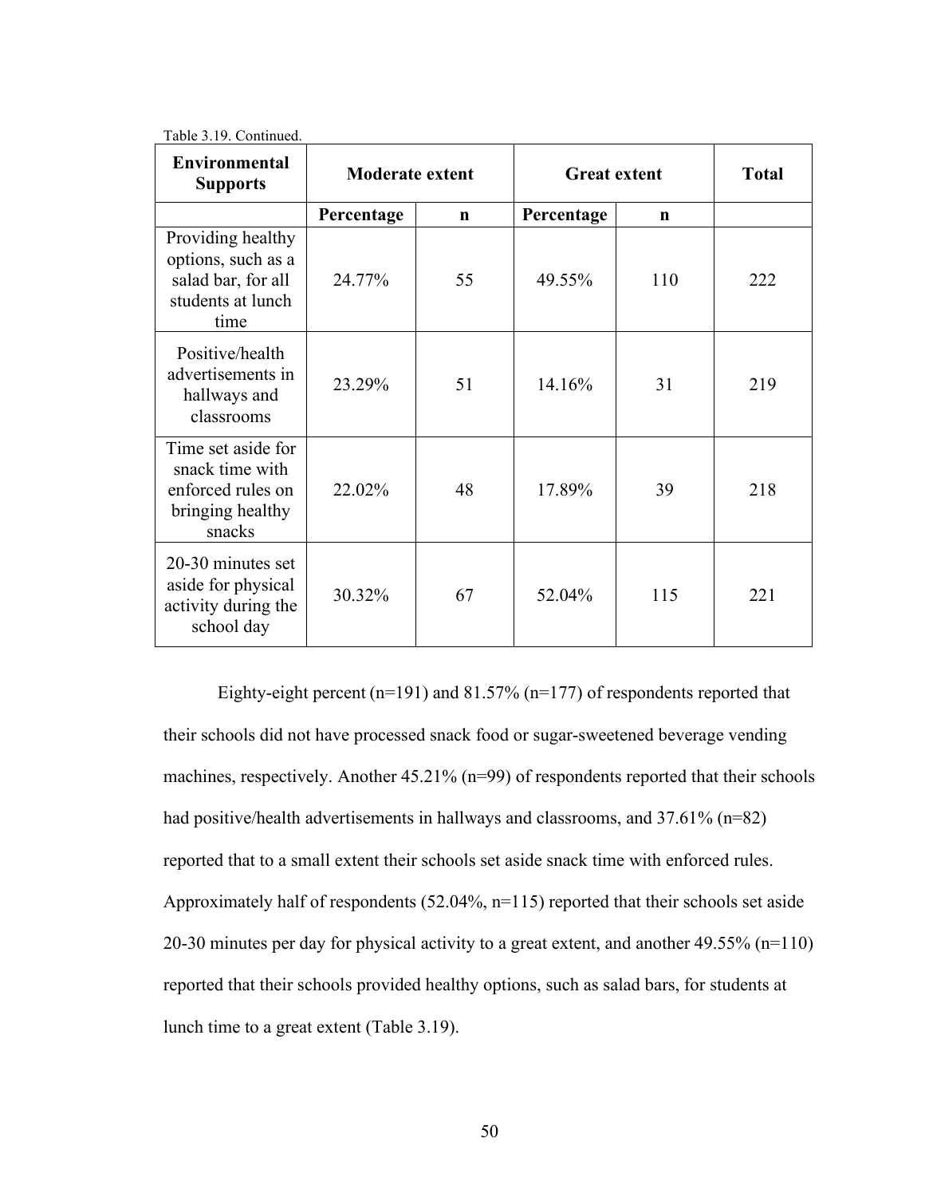Table 3.19. Continued.

| Environmental Supports | Moderate extent | | Great extent | | Total |
|---|---|---|---|---|---|
| | Percentage | n | Percentage | n | |
| Providing healthy options, such as a salad bar, for all students at lunch time | 24.77% | 55 | 49.55% | 110 | 222 |
| Positive/health advertisements in hallways and classrooms | 23.29% | 51 | 14.16% | 31 | 219 |
| Time set aside for snack time with enforced rules on bringing healthy snacks | 22.02% | 48 | 17.89% | 39 | 218 |
| 20-30 minutes set aside for physical activity during the school day | 30.32% | 67 | 52.04% | 115 | 221 |

Eighty-eight percent (n=191) and 81.57% (n=177) of respondents reported that their schools did not have processed snack food or sugar-sweetened beverage vending machines, respectively. Another 45.21% (n=99) of respondents reported that their schools had positive/health advertisements in hallways and classrooms, and 37.61% (n=82) reported that to a small extent their schools set aside snack time with enforced rules. Approximately half of respondents (52.04%, n=115) reported that their schools set aside 20-30 minutes per day for physical activity to a great extent, and another 49.55% (n=110) reported that their schools provided healthy options, such as salad bars, for students at lunch time to a great extent (Table 3.19).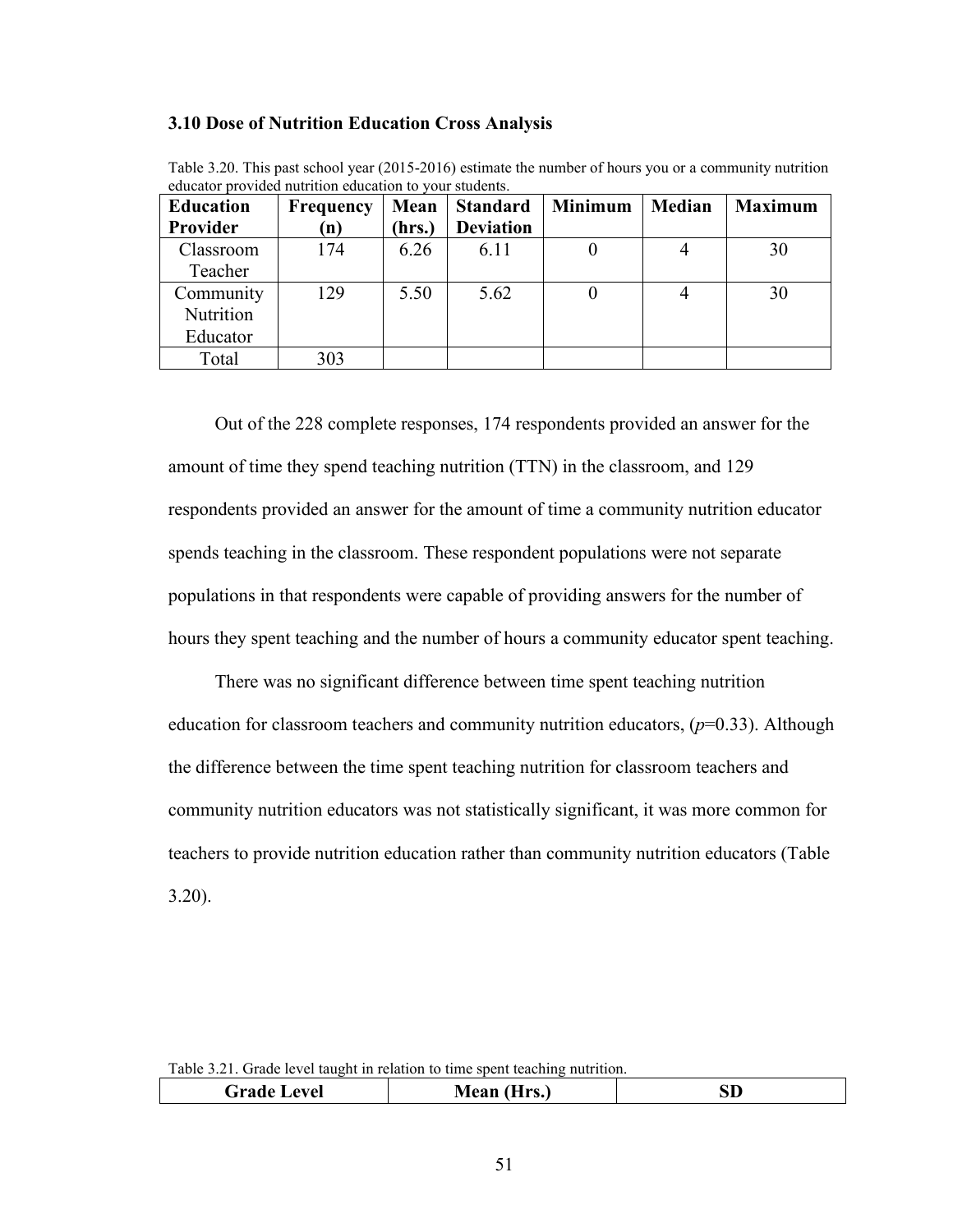### 3.10 Dose of Nutrition Education Cross Analysis

Table 3.20. This past school year (2015-2016) estimate the number of hours you or a community nutrition educator provided nutrition education to your students.

| Education Provider | Frequency (n) | Mean (hrs.) | Standard Deviation | Minimum | Median | Maximum |
|---|---|---|---|---|---|---|
| Classroom Teacher | 174 | 6.26 | 6.11 | 0 | 4 | 30 |
| Community Nutrition Educator | 129 | 5.50 | 5.62 | 0 | 4 | 30 |
| Total | 303 | | | | | |

Out of the 228 complete responses, 174 respondents provided an answer for the amount of time they spend teaching nutrition (TTN) in the classroom, and 129 respondents provided an answer for the amount of time a community nutrition educator spends teaching in the classroom. These respondent populations were not separate populations in that respondents were capable of providing answers for the number of hours they spent teaching and the number of hours a community educator spent teaching.

There was no significant difference between time spent teaching nutrition education for classroom teachers and community nutrition educators, ($p$=0.33). Although the difference between the time spent teaching nutrition for classroom teachers and community nutrition educators was not statistically significant, it was more common for teachers to provide nutrition education rather than community nutrition educators (Table 3.20).

Table 3.21. Grade level taught in relation to time spent teaching nutrition.

| Grade Level | Mean (Hrs.) | SD |
|---|---|---|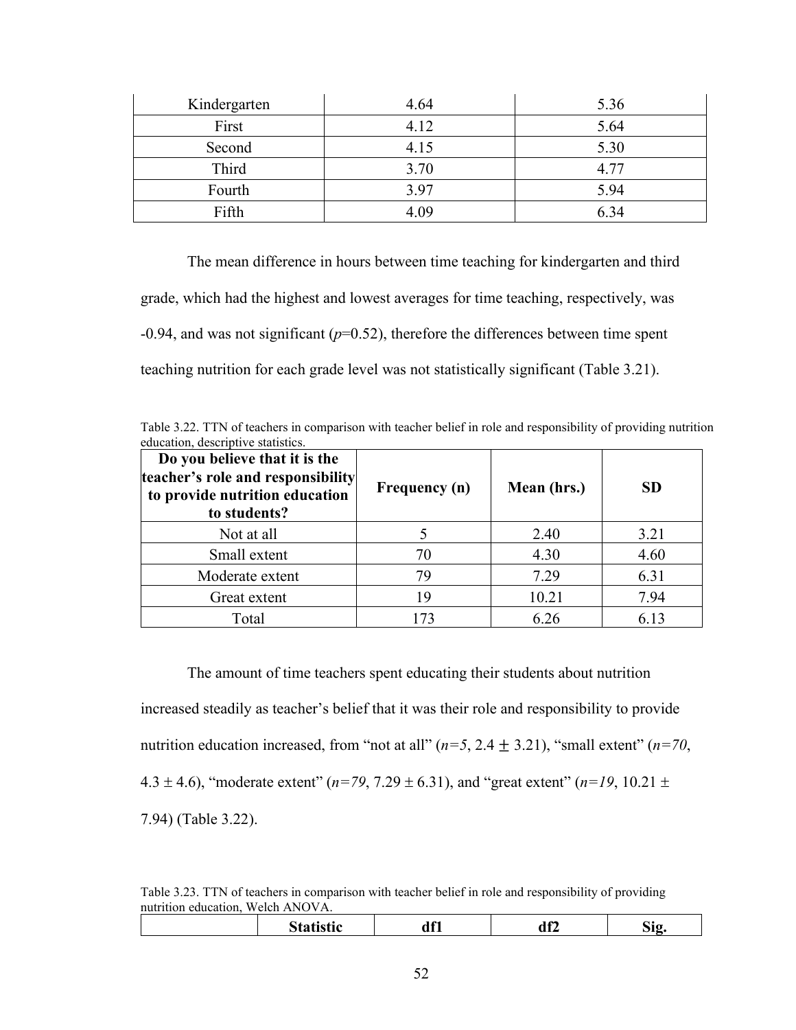| Kindergarten | 4.64 | 5.36 |
|---|---|---|
| First | 4.12 | 5.64 |
| Second | 4.15 | 5.30 |
| Third | 3.70 | 4.77 |
| Fourth | 3.97 | 5.94 |
| Fifth | 4.09 | 6.34 |

The mean difference in hours between time teaching for kindergarten and third grade, which had the highest and lowest averages for time teaching, respectively, was -0.94, and was not significant (*p*=0.52), therefore the differences between time spent teaching nutrition for each grade level was not statistically significant (Table 3.21).

Table 3.22. TTN of teachers in comparison with teacher belief in role and responsibility of providing nutrition education, descriptive statistics.

| Do you believe that it is the teacher's role and responsibility to provide nutrition education to students? | Frequency (n) | Mean (hrs.) | SD |
|---|---|---|---|
| Not at all | 5 | 2.40 | 3.21 |
| Small extent | 70 | 4.30 | 4.60 |
| Moderate extent | 79 | 7.29 | 6.31 |
| Great extent | 19 | 10.21 | 7.94 |
| Total | 173 | 6.26 | 6.13 |

The amount of time teachers spent educating their students about nutrition increased steadily as teacher's belief that it was their role and responsibility to provide nutrition education increased, from "not at all" (*n=5*, 2.4 ± 3.21), "small extent" (*n=70*, 4.3 ± 4.6), "moderate extent" (*n=79*, 7.29 ± 6.31), and "great extent" (*n=19*, 10.21 ± 7.94) (Table 3.22).

Table 3.23. TTN of teachers in comparison with teacher belief in role and responsibility of providing nutrition education, Welch ANOVA.

| | Statistic | df1 | df2 | Sig. |
|---|---|---|---|---|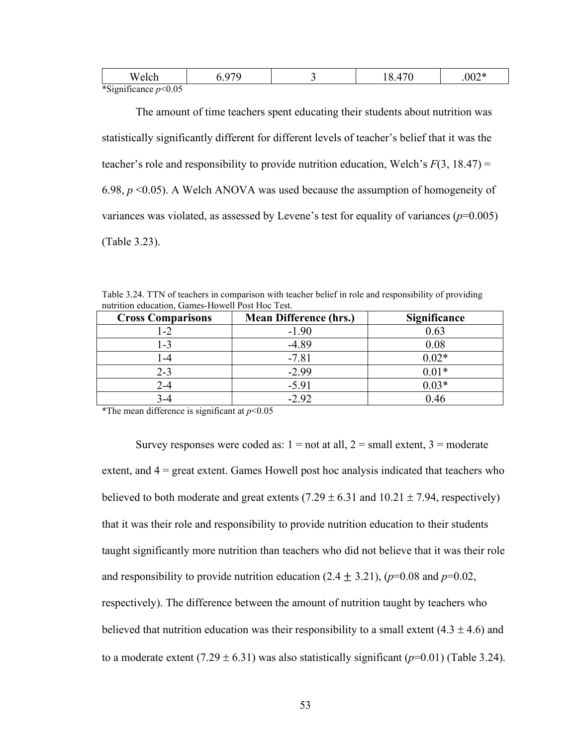| Welch | 6.979 | 3 | 18.470 | .002* |
|---|---|---|---|---|

*Significance $p<0.05$

The amount of time teachers spent educating their students about nutrition was statistically significantly different for different levels of teacher's belief that it was the teacher's role and responsibility to provide nutrition education, Welch's $F(3, 18.47) = 6.98$, $p < 0.05$). A Welch ANOVA was used because the assumption of homogeneity of variances was violated, as assessed by Levene's test for equality of variances ($p=0.005$) (Table 3.23).

Table 3.24. TTN of teachers in comparison with teacher belief in role and responsibility of providing nutrition education, Games-Howell Post Hoc Test.

| Cross Comparisons | Mean Difference (hrs.) | Significance |
|---|---|---|
| 1-2 | -1.90 | 0.63 |
| 1-3 | -4.89 | 0.08 |
| 1-4 | -7.81 | 0.02* |
| 2-3 | -2.99 | 0.01* |
| 2-4 | -5.91 | 0.03* |
| 3-4 | -2.92 | 0.46 |

*The mean difference is significant at $p<0.05$

Survey responses were coded as: 1 = not at all, 2 = small extent, 3 = moderate extent, and 4 = great extent. Games Howell post hoc analysis indicated that teachers who believed to both moderate and great extents ($7.29 \pm 6.31$ and $10.21 \pm 7.94$, respectively) that it was their role and responsibility to provide nutrition education to their students taught significantly more nutrition than teachers who did not believe that it was their role and responsibility to provide nutrition education ($2.4 \pm 3.21$), ($p=0.08$ and $p=0.02$, respectively). The difference between the amount of nutrition taught by teachers who believed that nutrition education was their responsibility to a small extent ($4.3 \pm 4.6$) and to a moderate extent ($7.29 \pm 6.31$) was also statistically significant ($p=0.01$) (Table 3.24).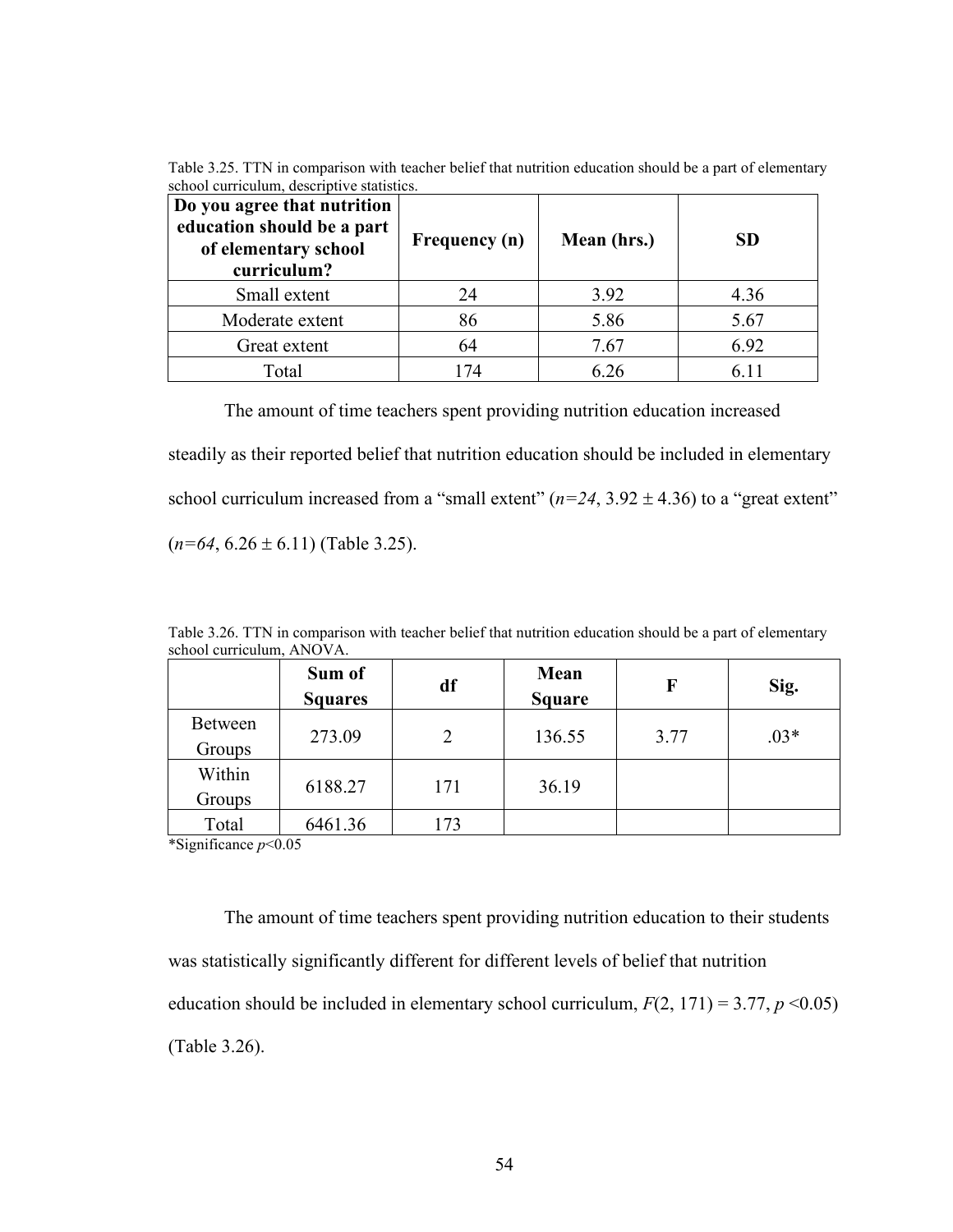Table 3.25. TTN in comparison with teacher belief that nutrition education should be a part of elementary school curriculum, descriptive statistics.

| Do you agree that nutrition education should be a part of elementary school curriculum? | Frequency (n) | Mean (hrs.) | SD |
|---|---|---|---|
| Small extent | 24 | 3.92 | 4.36 |
| Moderate extent | 86 | 5.86 | 5.67 |
| Great extent | 64 | 7.67 | 6.92 |
| Total | 174 | 6.26 | 6.11 |

The amount of time teachers spent providing nutrition education increased steadily as their reported belief that nutrition education should be included in elementary school curriculum increased from a "small extent" (*n=24*, 3.92 ± 4.36) to a "great extent" (*n=64*, 6.26 ± 6.11) (Table 3.25).

Table 3.26. TTN in comparison with teacher belief that nutrition education should be a part of elementary school curriculum, ANOVA.

| | Sum of Squares | df | Mean Square | F | Sig. |
|---|---|---|---|---|---|
| Between Groups | 273.09 | 2 | 136.55 | 3.77 | .03* |
| Within Groups | 6188.27 | 171 | 36.19 | | |
| Total | 6461.36 | 173 | | | |

*Significance $p$<0.05

The amount of time teachers spent providing nutrition education to their students was statistically significantly different for different levels of belief that nutrition education should be included in elementary school curriculum, $F(2, 171) = 3.77$, $p < 0.05$) (Table 3.26).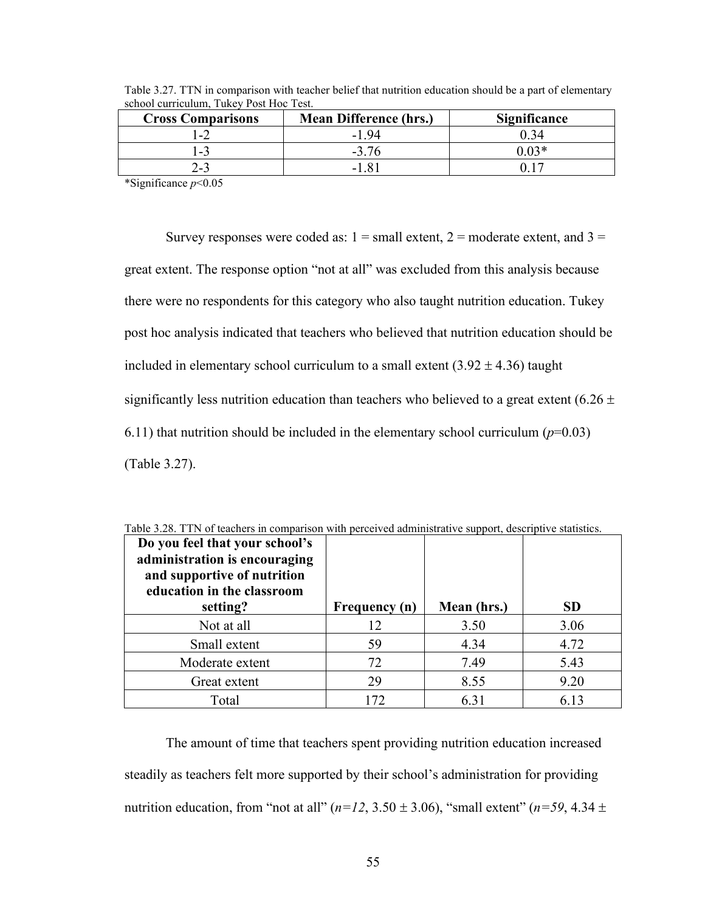Table 3.27. TTN in comparison with teacher belief that nutrition education should be a part of elementary school curriculum, Tukey Post Hoc Test.

| Cross Comparisons | Mean Difference (hrs.) | Significance |
|---|---|---|
| 1-2 | -1.94 | 0.34 |
| 1-3 | -3.76 | 0.03* |
| 2-3 | -1.81 | 0.17 |

*Significance $p<0.05$

Survey responses were coded as: 1 = small extent, 2 = moderate extent, and 3 = great extent. The response option "not at all" was excluded from this analysis because there were no respondents for this category who also taught nutrition education. Tukey post hoc analysis indicated that teachers who believed that nutrition education should be included in elementary school curriculum to a small extent ($3.92 \pm 4.36$) taught significantly less nutrition education than teachers who believed to a great extent ($6.26 \pm 6.11$) that nutrition should be included in the elementary school curriculum ($p$=0.03) (Table 3.27).

Table 3.28. TTN of teachers in comparison with perceived administrative support, descriptive statistics.

| Do you feel that your school's administration is encouraging and supportive of nutrition education in the classroom setting? | Frequency (n) | Mean (hrs.) | SD |
|---|---|---|---|
| Not at all | 12 | 3.50 | 3.06 |
| Small extent | 59 | 4.34 | 4.72 |
| Moderate extent | 72 | 7.49 | 5.43 |
| Great extent | 29 | 8.55 | 9.20 |
| Total | 172 | 6.31 | 6.13 |

The amount of time that teachers spent providing nutrition education increased steadily as teachers felt more supported by their school's administration for providing nutrition education, from "not at all" ($n=12$, $3.50 \pm 3.06$), "small extent" ($n=59$, $4.34 \pm$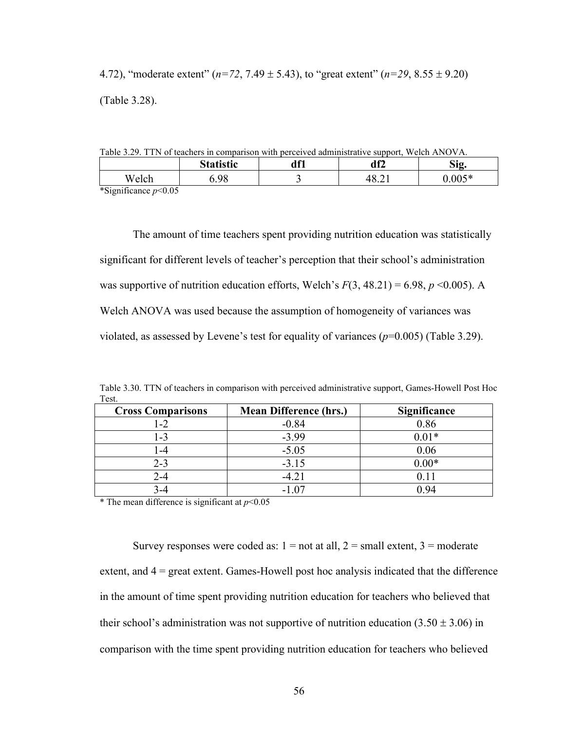4.72), "moderate extent" (*n=72*, 7.49 ± 5.43), to "great extent" (*n=29*, 8.55 ± 9.20) (Table 3.28).

Table 3.29. TTN of teachers in comparison with perceived administrative support, Welch ANOVA.

| | Statistic | df1 | df2 | Sig. |
|---|---|---|---|---|
| Welch | 6.98 | 3 | 48.21 | 0.005* |

*Significance $p<0.05$

The amount of time teachers spent providing nutrition education was statistically significant for different levels of teacher's perception that their school's administration was supportive of nutrition education efforts, Welch's $F(3, 48.21) = 6.98$, $p < 0.005$). A Welch ANOVA was used because the assumption of homogeneity of variances was violated, as assessed by Levene's test for equality of variances ($p=0.005$) (Table 3.29).

Table 3.30. TTN of teachers in comparison with perceived administrative support, Games-Howell Post Hoc Test.

| Cross Comparisons | Mean Difference (hrs.) | Significance |
|---|---|---|
| 1-2 | -0.84 | 0.86 |
| 1-3 | -3.99 | 0.01* |
| 1-4 | -5.05 | 0.06 |
| 2-3 | -3.15 | 0.00* |
| 2-4 | -4.21 | 0.11 |
| 3-4 | -1.07 | 0.94 |

* The mean difference is significant at $p<0.05$

Survey responses were coded as: 1 = not at all, 2 = small extent, 3 = moderate extent, and 4 = great extent. Games-Howell post hoc analysis indicated that the difference in the amount of time spent providing nutrition education for teachers who believed that their school's administration was not supportive of nutrition education (3.50 ± 3.06) in comparison with the time spent providing nutrition education for teachers who believed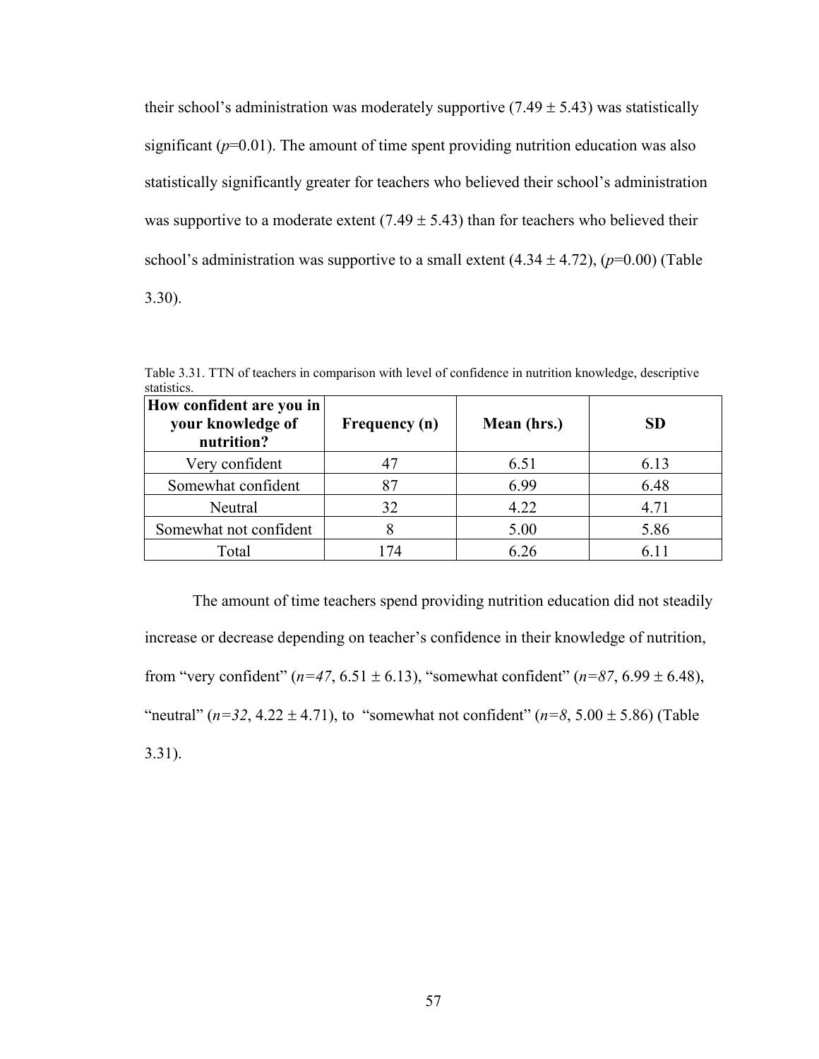their school's administration was moderately supportive (7.49 ± 5.43) was statistically significant (*p*=0.01). The amount of time spent providing nutrition education was also statistically significantly greater for teachers who believed their school's administration was supportive to a moderate extent (7.49 ± 5.43) than for teachers who believed their school's administration was supportive to a small extent (4.34 ± 4.72), (*p*=0.00) (Table 3.30).

Table 3.31. TTN of teachers in comparison with level of confidence in nutrition knowledge, descriptive statistics.

| **How confident are you in your knowledge of nutrition?** | **Frequency (n)** | **Mean (hrs.)** | **SD** |
|---|---|---|---|
| Very confident | 47 | 6.51 | 6.13 |
| Somewhat confident | 87 | 6.99 | 6.48 |
| Neutral | 32 | 4.22 | 4.71 |
| Somewhat not confident | 8 | 5.00 | 5.86 |
| Total | 174 | 6.26 | 6.11 |

The amount of time teachers spend providing nutrition education did not steadily increase or decrease depending on teacher's confidence in their knowledge of nutrition, from "very confident" (*n=47*, 6.51 ± 6.13), "somewhat confident" (*n=87*, 6.99 ± 6.48), "neutral" (*n=32*, 4.22 ± 4.71), to "somewhat not confident" (*n=8*, 5.00 ± 5.86) (Table 3.31).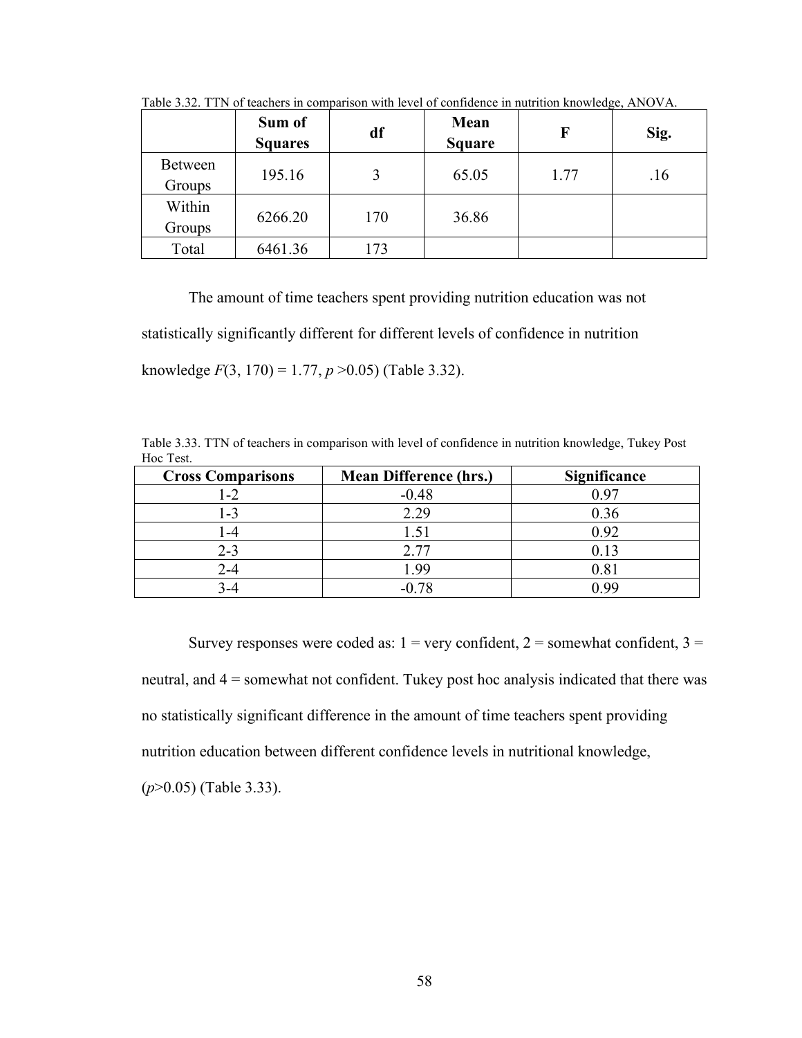Table 3.32. TTN of teachers in comparison with level of confidence in nutrition knowledge, ANOVA.

| | Sum of Squares | df | Mean Square | F | Sig. |
|---|---|---|---|---|---|
| Between Groups | 195.16 | 3 | 65.05 | 1.77 | .16 |
| Within Groups | 6266.20 | 170 | 36.86 | | |
| Total | 6461.36 | 173 | | | |

The amount of time teachers spent providing nutrition education was not statistically significantly different for different levels of confidence in nutrition knowledge $F(3, 170) = 1.77$, $p > 0.05$) (Table 3.32).

Table 3.33. TTN of teachers in comparison with level of confidence in nutrition knowledge, Tukey Post Hoc Test.

| Cross Comparisons | Mean Difference (hrs.) | Significance |
|---|---|---|
| 1-2 | -0.48 | 0.97 |
| 1-3 | 2.29 | 0.36 |
| 1-4 | 1.51 | 0.92 |
| 2-3 | 2.77 | 0.13 |
| 2-4 | 1.99 | 0.81 |
| 3-4 | -0.78 | 0.99 |

Survey responses were coded as: 1 = very confident, 2 = somewhat confident, 3 = neutral, and 4 = somewhat not confident. Tukey post hoc analysis indicated that there was no statistically significant difference in the amount of time teachers spent providing nutrition education between different confidence levels in nutritional knowledge, ($p > 0.05$) (Table 3.33).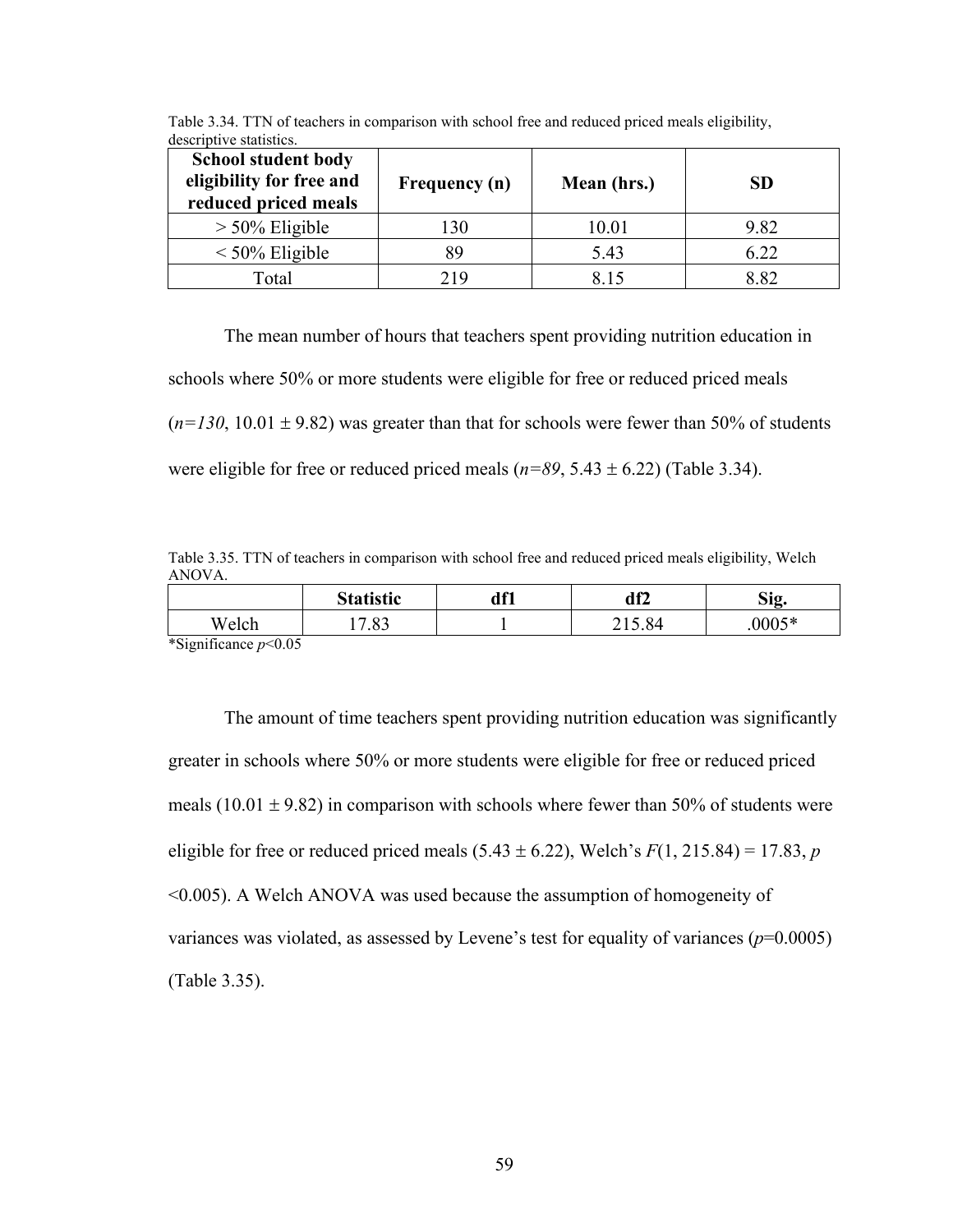Table 3.34. TTN of teachers in comparison with school free and reduced priced meals eligibility, descriptive statistics.

| School student body eligibility for free and reduced priced meals | Frequency (n) | Mean (hrs.) | SD |
|---|---|---|---|
| > 50% Eligible | 130 | 10.01 | 9.82 |
| < 50% Eligible | 89 | 5.43 | 6.22 |
| Total | 219 | 8.15 | 8.82 |

The mean number of hours that teachers spent providing nutrition education in schools where 50% or more students were eligible for free or reduced priced meals ($n=130$, 10.01 ± 9.82) was greater than that for schools were fewer than 50% of students were eligible for free or reduced priced meals ($n=89$, 5.43 ± 6.22) (Table 3.34).

Table 3.35. TTN of teachers in comparison with school free and reduced priced meals eligibility, Welch ANOVA.

| | Statistic | df1 | df2 | Sig. |
|---|---|---|---|---|
| Welch | 17.83 | 1 | 215.84 | .0005* |

*Significance $p<0.05$

The amount of time teachers spent providing nutrition education was significantly greater in schools where 50% or more students were eligible for free or reduced priced meals (10.01 ± 9.82) in comparison with schools where fewer than 50% of students were eligible for free or reduced priced meals (5.43 ± 6.22), Welch's $F(1, 215.84) = 17.83$, $p < 0.005$). A Welch ANOVA was used because the assumption of homogeneity of variances was violated, as assessed by Levene's test for equality of variances ($p=0.0005$) (Table 3.35).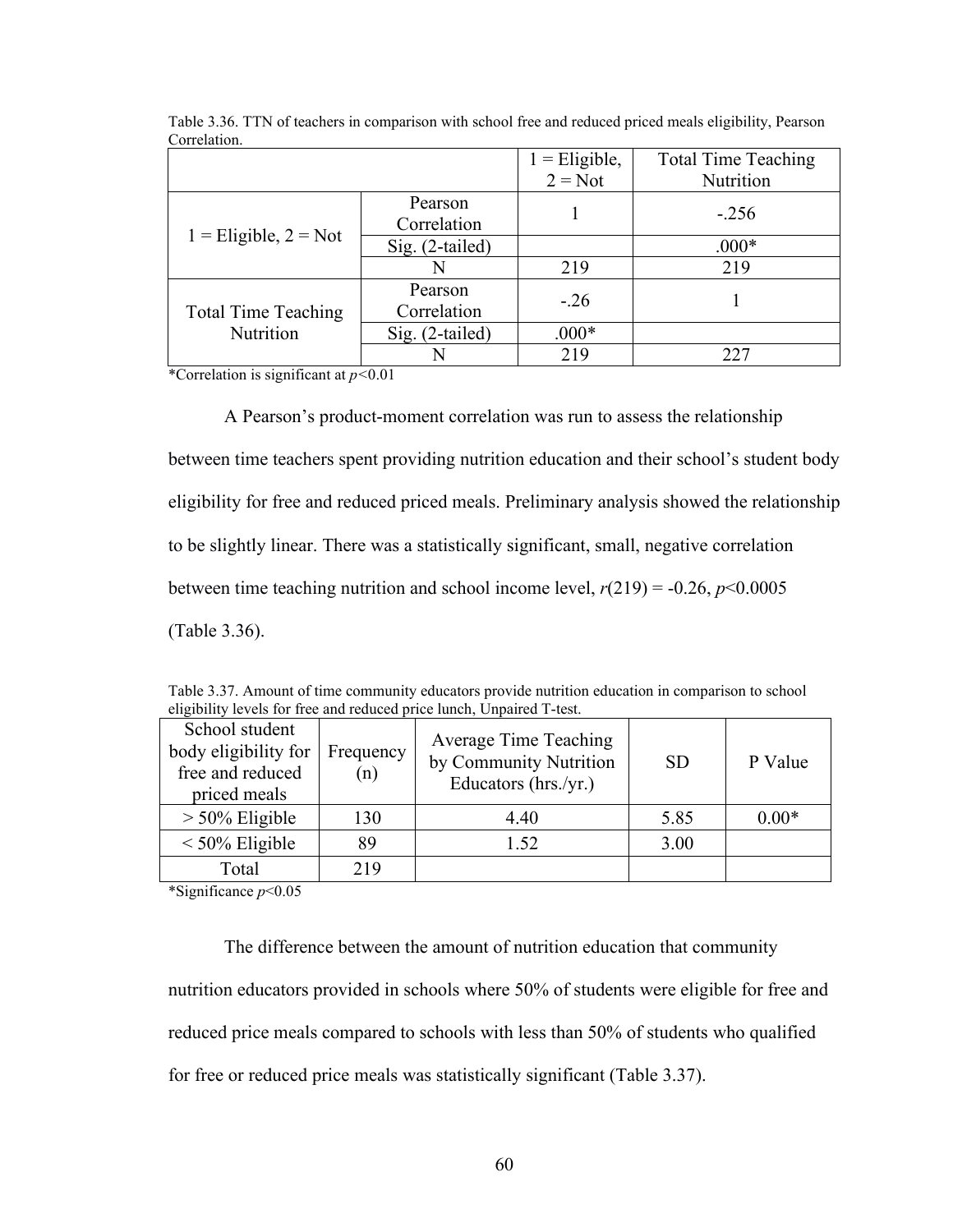Table 3.36. TTN of teachers in comparison with school free and reduced priced meals eligibility, Pearson Correlation.

| | | 1 = Eligible, 2 = Not | Total Time Teaching Nutrition |
|---|---|---|---|
| 1 = Eligible, 2 = Not | Pearson Correlation | 1 | -.256 |
| | Sig. (2-tailed) | | .000* |
| | N | 219 | 219 |
| Total Time Teaching Nutrition | Pearson Correlation | -.26 | 1 |
| | Sig. (2-tailed) | .000* | |
| | N | 219 | 227 |

*Correlation is significant at $p<0.01$

A Pearson's product-moment correlation was run to assess the relationship between time teachers spent providing nutrition education and their school's student body eligibility for free and reduced priced meals. Preliminary analysis showed the relationship to be slightly linear. There was a statistically significant, small, negative correlation between time teaching nutrition and school income level, $r(219) = -0.26$, $p<0.0005$ (Table 3.36).

Table 3.37. Amount of time community educators provide nutrition education in comparison to school eligibility levels for free and reduced price lunch, Unpaired T-test.

| School student body eligibility for free and reduced priced meals | Frequency (n) | Average Time Teaching by Community Nutrition Educators (hrs./yr.) | SD | P Value |
|---|---|---|---|---|
| > 50% Eligible | 130 | 4.40 | 5.85 | 0.00* |
| < 50% Eligible | 89 | 1.52 | 3.00 | |
| Total | 219 | | | |

*Significance $p<0.05$

The difference between the amount of nutrition education that community nutrition educators provided in schools where 50% of students were eligible for free and reduced price meals compared to schools with less than 50% of students who qualified for free or reduced price meals was statistically significant (Table 3.37).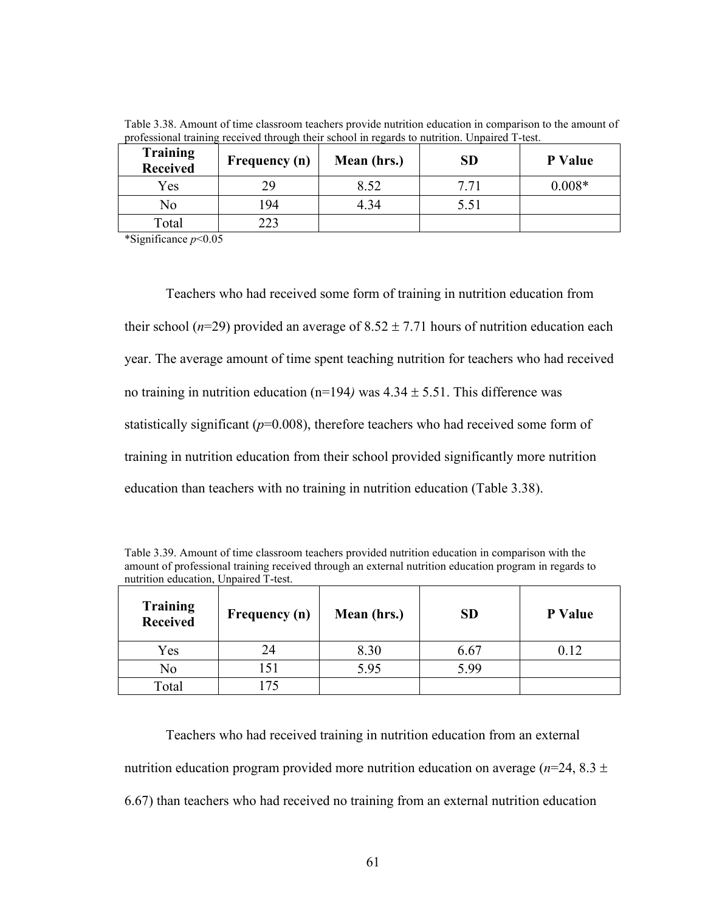Table 3.38. Amount of time classroom teachers provide nutrition education in comparison to the amount of professional training received through their school in regards to nutrition. Unpaired T-test.

| Training Received | Frequency (n) | Mean (hrs.) | SD | P Value |
|---|---|---|---|---|
| Yes | 29 | 8.52 | 7.71 | 0.008* |
| No | 194 | 4.34 | 5.51 | |
| Total | 223 | | | |

*Significance $p<0.05$

Teachers who had received some form of training in nutrition education from their school (*n*=29) provided an average of $8.52 \pm 7.71$ hours of nutrition education each year. The average amount of time spent teaching nutrition for teachers who had received no training in nutrition education (n=194) was $4.34 \pm 5.51$. This difference was statistically significant ($p=0.008$), therefore teachers who had received some form of training in nutrition education from their school provided significantly more nutrition education than teachers with no training in nutrition education (Table 3.38).

Table 3.39. Amount of time classroom teachers provided nutrition education in comparison with the amount of professional training received through an external nutrition education program in regards to nutrition education, Unpaired T-test.

| Training Received | Frequency (n) | Mean (hrs.) | SD | P Value |
|---|---|---|---|---|
| Yes | 24 | 8.30 | 6.67 | 0.12 |
| No | 151 | 5.95 | 5.99 | |
| Total | 175 | | | |

Teachers who had received training in nutrition education from an external nutrition education program provided more nutrition education on average (*n*=24, $8.3 \pm 6.67$) than teachers who had received no training from an external nutrition education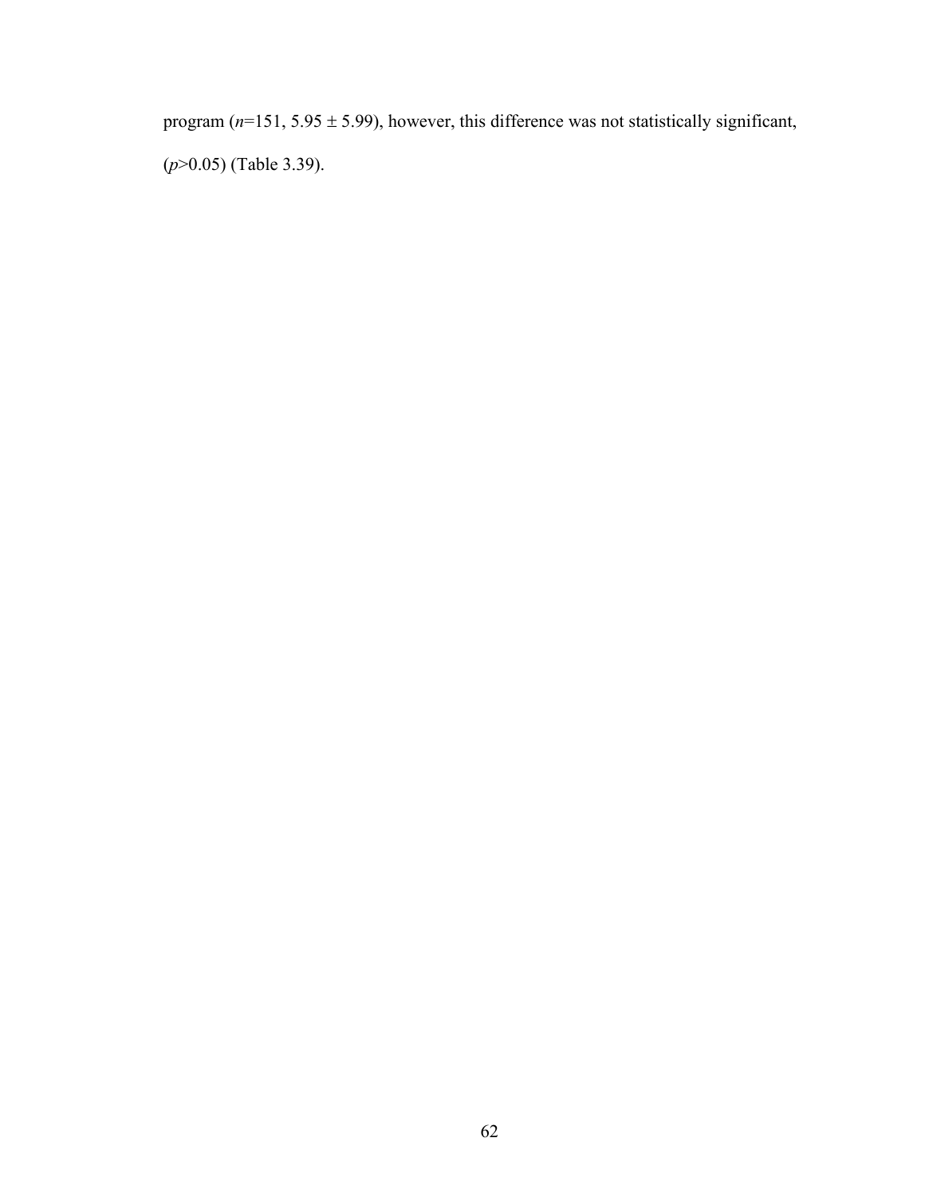program ($n$=151, 5.95 ± 5.99), however, this difference was not statistically significant, ($p$>0.05) (Table 3.39).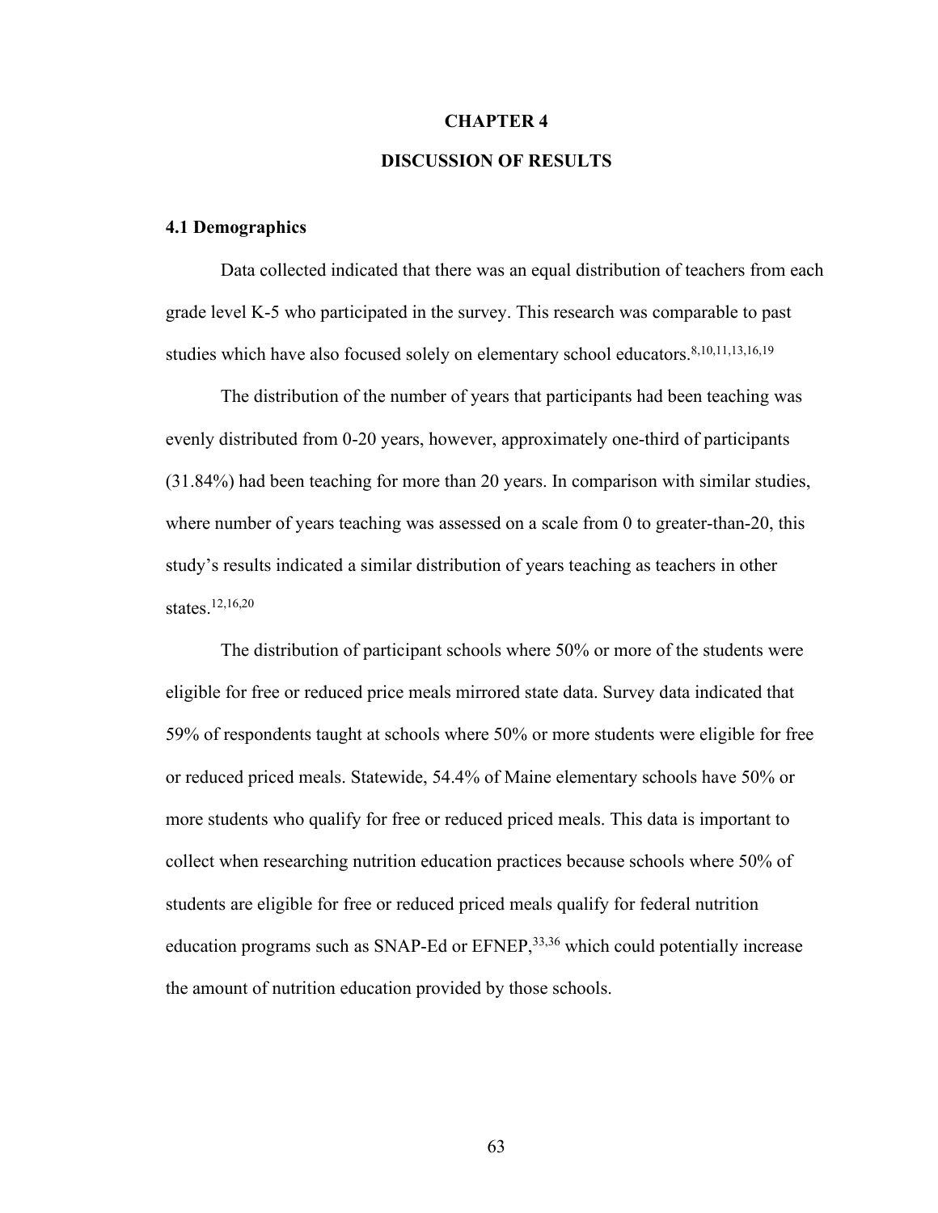# CHAPTER 4

# DISCUSSION OF RESULTS

## 4.1 Demographics

Data collected indicated that there was an equal distribution of teachers from each grade level K-5 who participated in the survey. This research was comparable to past studies which have also focused solely on elementary school educators.[8,10,11,13,16,19]

The distribution of the number of years that participants had been teaching was evenly distributed from 0-20 years, however, approximately one-third of participants (31.84%) had been teaching for more than 20 years. In comparison with similar studies, where number of years teaching was assessed on a scale from 0 to greater-than-20, this study's results indicated a similar distribution of years teaching as teachers in other states.[12,16,20]

The distribution of participant schools where 50% or more of the students were eligible for free or reduced price meals mirrored state data. Survey data indicated that 59% of respondents taught at schools where 50% or more students were eligible for free or reduced priced meals. Statewide, 54.4% of Maine elementary schools have 50% or more students who qualify for free or reduced priced meals. This data is important to collect when researching nutrition education practices because schools where 50% of students are eligible for free or reduced priced meals qualify for federal nutrition education programs such as SNAP-Ed or EFNEP,[33,36] which could potentially increase the amount of nutrition education provided by those schools.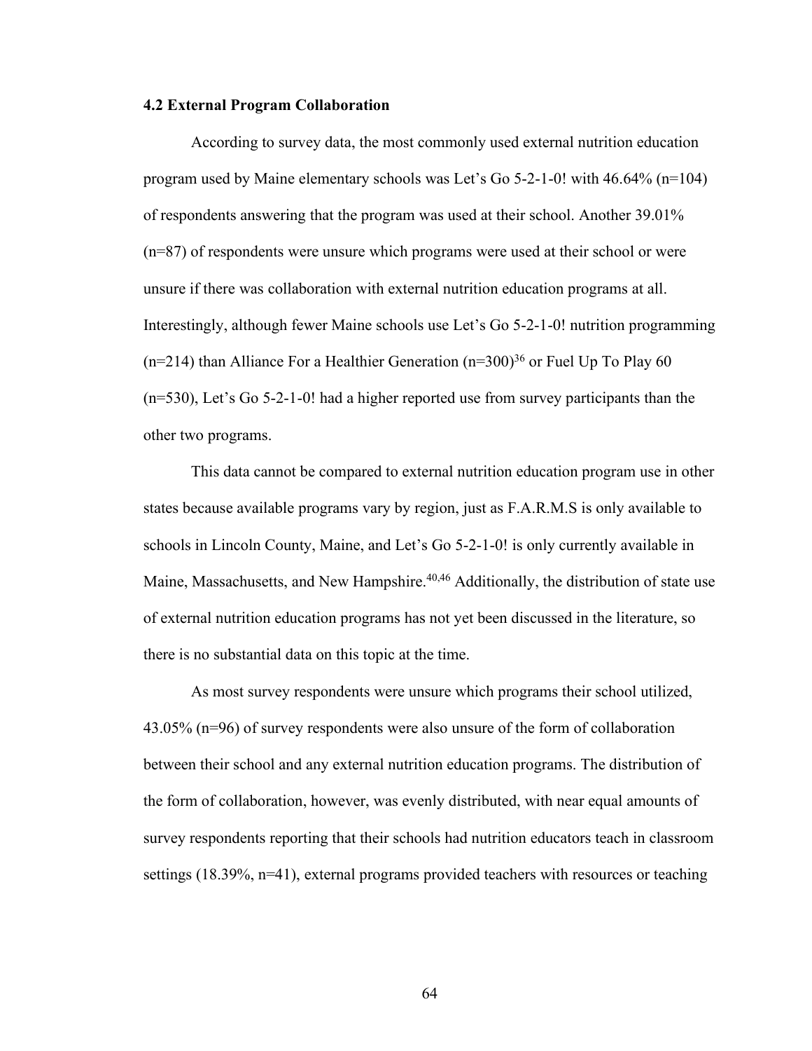### 4.2 External Program Collaboration

According to survey data, the most commonly used external nutrition education program used by Maine elementary schools was Let's Go 5-2-1-0! with 46.64% (n=104) of respondents answering that the program was used at their school. Another 39.01% (n=87) of respondents were unsure which programs were used at their school or were unsure if there was collaboration with external nutrition education programs at all. Interestingly, although fewer Maine schools use Let's Go 5-2-1-0! nutrition programming (n=214) than Alliance For a Healthier Generation (n=300)[36] or Fuel Up To Play 60 (n=530), Let's Go 5-2-1-0! had a higher reported use from survey participants than the other two programs.

This data cannot be compared to external nutrition education program use in other states because available programs vary by region, just as F.A.R.M.S is only available to schools in Lincoln County, Maine, and Let's Go 5-2-1-0! is only currently available in Maine, Massachusetts, and New Hampshire.[40,46] Additionally, the distribution of state use of external nutrition education programs has not yet been discussed in the literature, so there is no substantial data on this topic at the time.

As most survey respondents were unsure which programs their school utilized, 43.05% (n=96) of survey respondents were also unsure of the form of collaboration between their school and any external nutrition education programs. The distribution of the form of collaboration, however, was evenly distributed, with near equal amounts of survey respondents reporting that their schools had nutrition educators teach in classroom settings (18.39%, n=41), external programs provided teachers with resources or teaching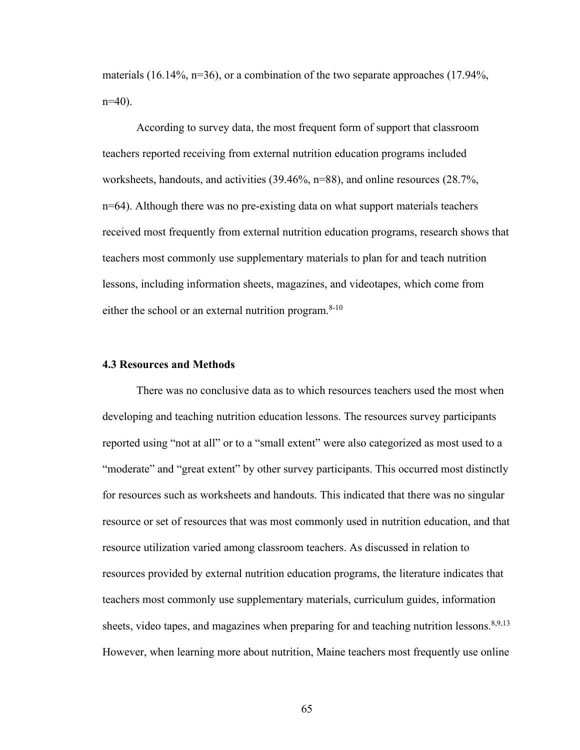materials (16.14%, n=36), or a combination of the two separate approaches (17.94%, n=40).

According to survey data, the most frequent form of support that classroom teachers reported receiving from external nutrition education programs included worksheets, handouts, and activities (39.46%, n=88), and online resources (28.7%, n=64). Although there was no pre-existing data on what support materials teachers received most frequently from external nutrition education programs, research shows that teachers most commonly use supplementary materials to plan for and teach nutrition lessons, including information sheets, magazines, and videotapes, which come from either the school or an external nutrition program.[8-10]

### 4.3 Resources and Methods

There was no conclusive data as to which resources teachers used the most when developing and teaching nutrition education lessons. The resources survey participants reported using "not at all" or to a "small extent" were also categorized as most used to a "moderate" and "great extent" by other survey participants. This occurred most distinctly for resources such as worksheets and handouts. This indicated that there was no singular resource or set of resources that was most commonly used in nutrition education, and that resource utilization varied among classroom teachers. As discussed in relation to resources provided by external nutrition education programs, the literature indicates that teachers most commonly use supplementary materials, curriculum guides, information sheets, video tapes, and magazines when preparing for and teaching nutrition lessons.[8,9,13] However, when learning more about nutrition, Maine teachers most frequently use online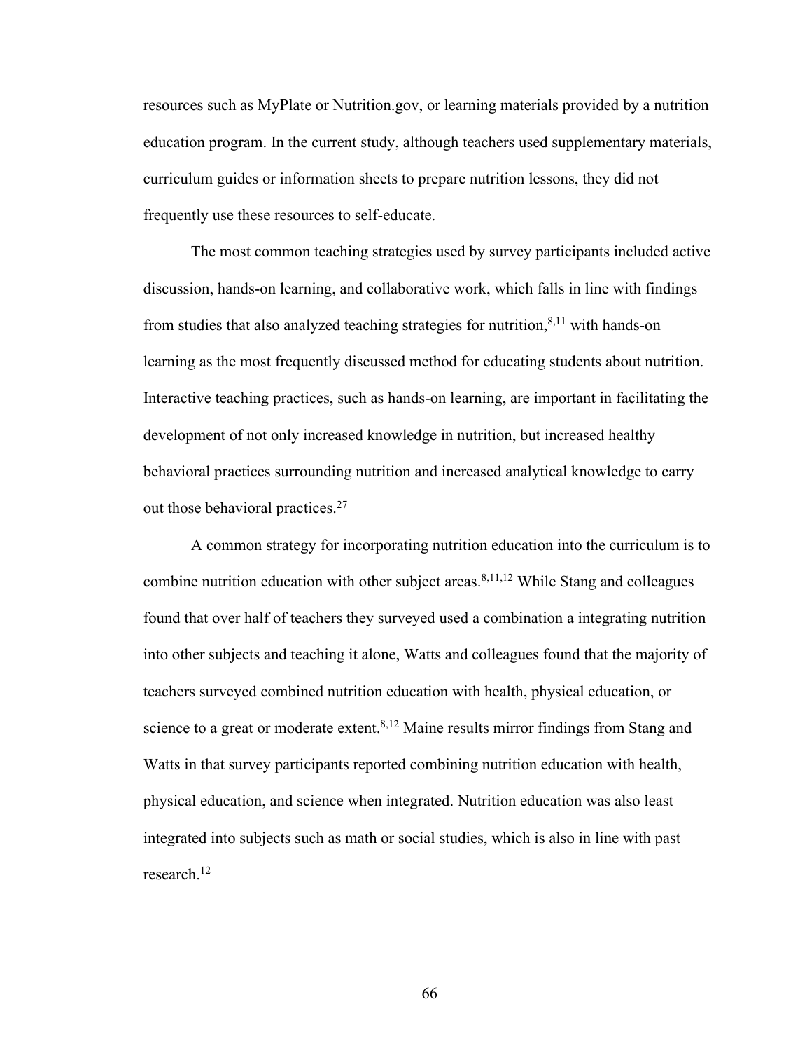resources such as MyPlate or Nutrition.gov, or learning materials provided by a nutrition education program. In the current study, although teachers used supplementary materials, curriculum guides or information sheets to prepare nutrition lessons, they did not frequently use these resources to self-educate.

The most common teaching strategies used by survey participants included active discussion, hands-on learning, and collaborative work, which falls in line with findings from studies that also analyzed teaching strategies for nutrition,[8,11] with hands-on learning as the most frequently discussed method for educating students about nutrition. Interactive teaching practices, such as hands-on learning, are important in facilitating the development of not only increased knowledge in nutrition, but increased healthy behavioral practices surrounding nutrition and increased analytical knowledge to carry out those behavioral practices.[27]

A common strategy for incorporating nutrition education into the curriculum is to combine nutrition education with other subject areas.[8,11,12] While Stang and colleagues found that over half of teachers they surveyed used a combination a integrating nutrition into other subjects and teaching it alone, Watts and colleagues found that the majority of teachers surveyed combined nutrition education with health, physical education, or science to a great or moderate extent.[8,12] Maine results mirror findings from Stang and Watts in that survey participants reported combining nutrition education with health, physical education, and science when integrated. Nutrition education was also least integrated into subjects such as math or social studies, which is also in line with past research.[12]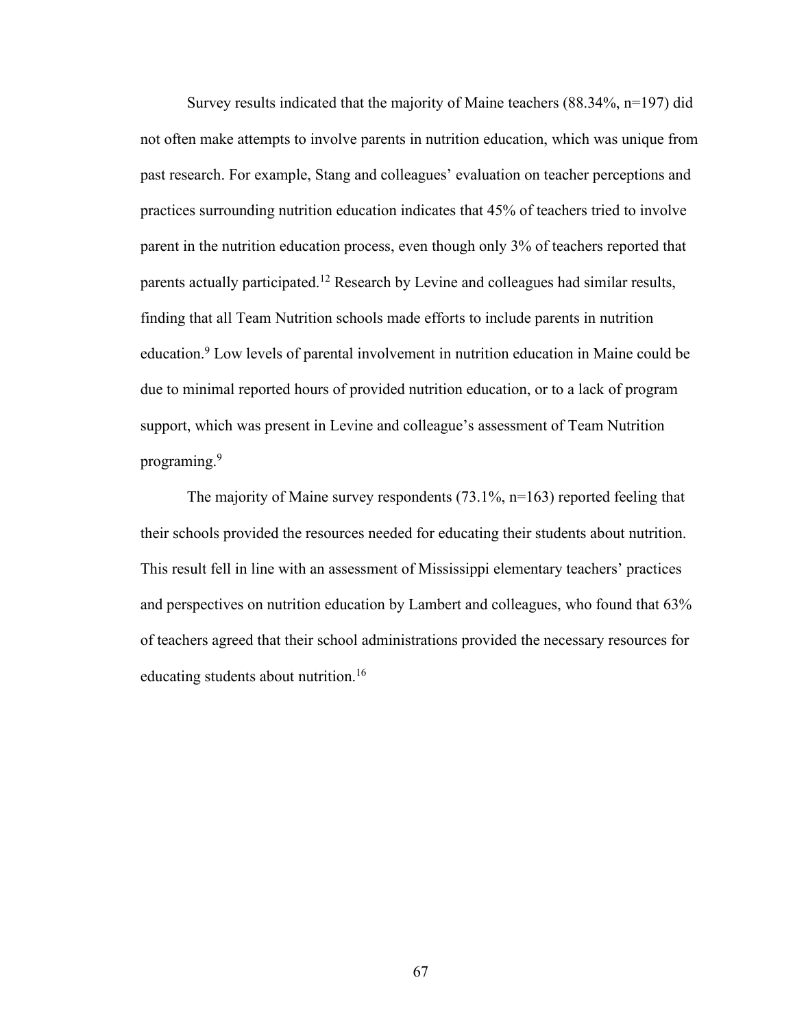Survey results indicated that the majority of Maine teachers (88.34%, n=197) did not often make attempts to involve parents in nutrition education, which was unique from past research. For example, Stang and colleagues' evaluation on teacher perceptions and practices surrounding nutrition education indicates that 45% of teachers tried to involve parent in the nutrition education process, even though only 3% of teachers reported that parents actually participated.[12] Research by Levine and colleagues had similar results, finding that all Team Nutrition schools made efforts to include parents in nutrition education.[9] Low levels of parental involvement in nutrition education in Maine could be due to minimal reported hours of provided nutrition education, or to a lack of program support, which was present in Levine and colleague's assessment of Team Nutrition programing.[9]

The majority of Maine survey respondents (73.1%, n=163) reported feeling that their schools provided the resources needed for educating their students about nutrition. This result fell in line with an assessment of Mississippi elementary teachers' practices and perspectives on nutrition education by Lambert and colleagues, who found that 63% of teachers agreed that their school administrations provided the necessary resources for educating students about nutrition.[16]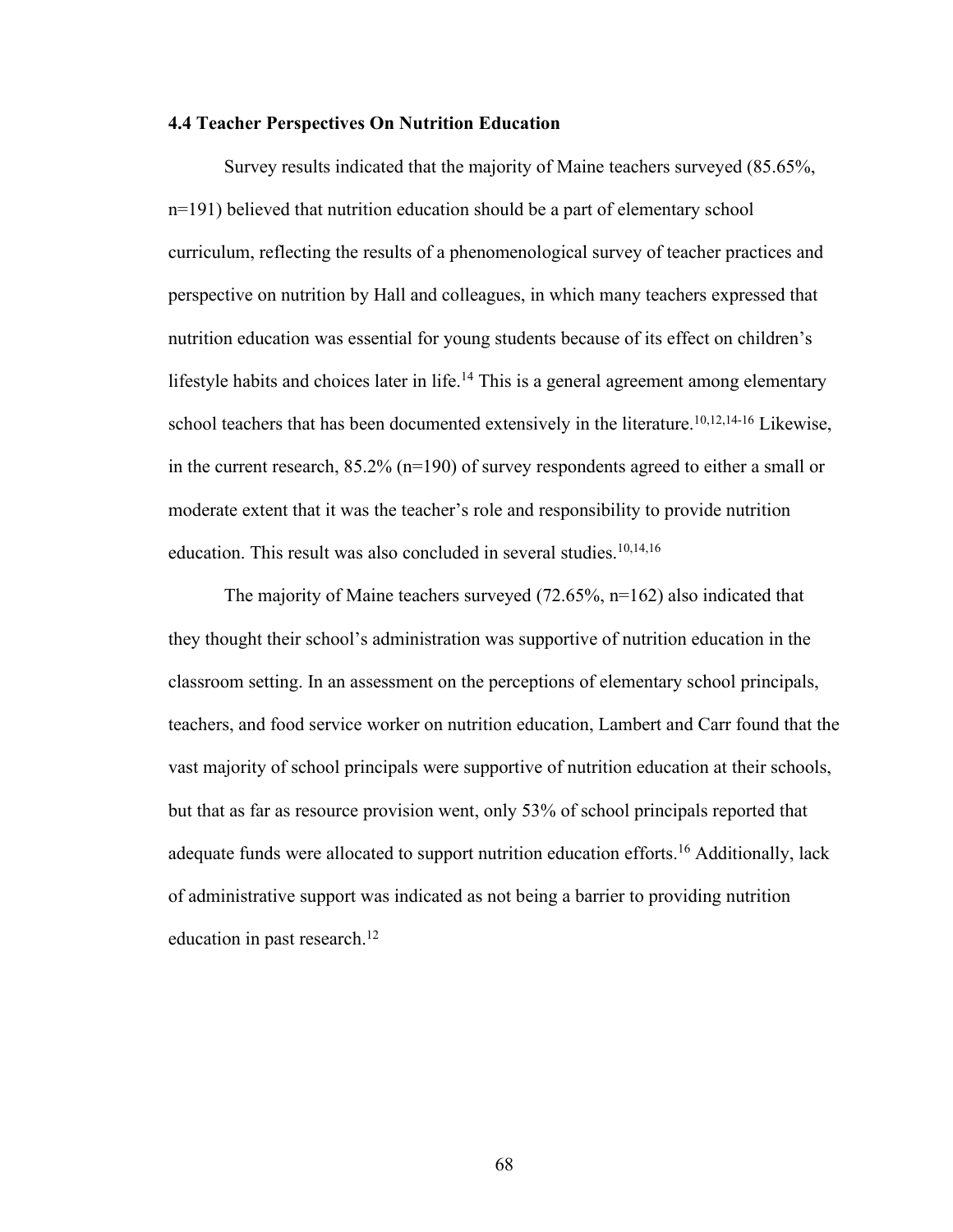### 4.4 Teacher Perspectives On Nutrition Education

Survey results indicated that the majority of Maine teachers surveyed (85.65%, n=191) believed that nutrition education should be a part of elementary school curriculum, reflecting the results of a phenomenological survey of teacher practices and perspective on nutrition by Hall and colleagues, in which many teachers expressed that nutrition education was essential for young students because of its effect on children's lifestyle habits and choices later in life.[14] This is a general agreement among elementary school teachers that has been documented extensively in the literature.[10,12,14-16] Likewise, in the current research, 85.2% (n=190) of survey respondents agreed to either a small or moderate extent that it was the teacher's role and responsibility to provide nutrition education. This result was also concluded in several studies.[10,14,16]

The majority of Maine teachers surveyed (72.65%, n=162) also indicated that they thought their school's administration was supportive of nutrition education in the classroom setting. In an assessment on the perceptions of elementary school principals, teachers, and food service worker on nutrition education, Lambert and Carr found that the vast majority of school principals were supportive of nutrition education at their schools, but that as far as resource provision went, only 53% of school principals reported that adequate funds were allocated to support nutrition education efforts.[16] Additionally, lack of administrative support was indicated as not being a barrier to providing nutrition education in past research.[12]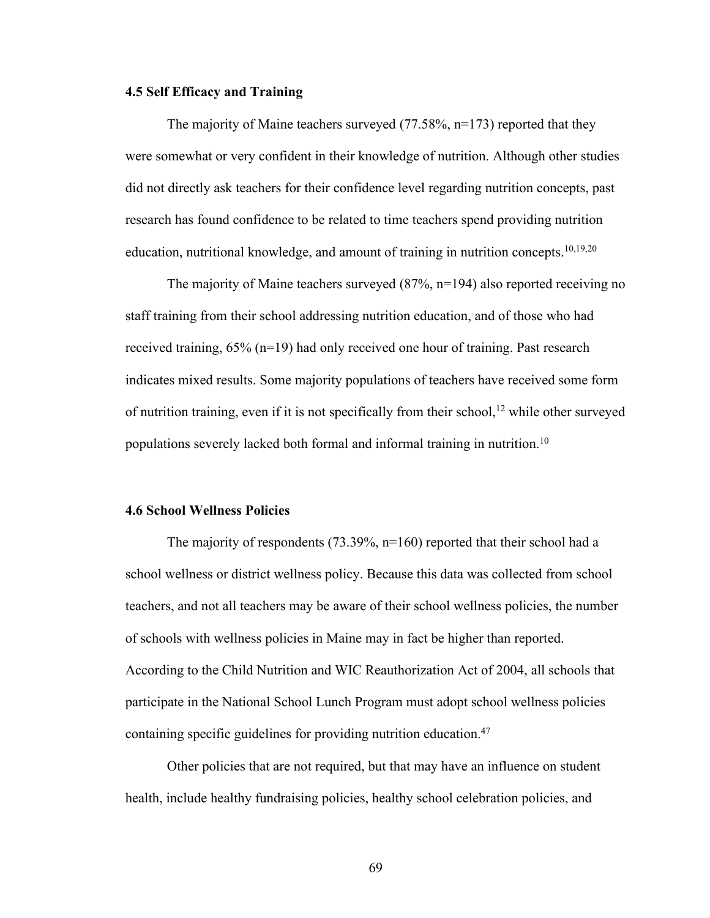### 4.5 Self Efficacy and Training

The majority of Maine teachers surveyed (77.58%, n=173) reported that they were somewhat or very confident in their knowledge of nutrition. Although other studies did not directly ask teachers for their confidence level regarding nutrition concepts, past research has found confidence to be related to time teachers spend providing nutrition education, nutritional knowledge, and amount of training in nutrition concepts.[10,19,20]

The majority of Maine teachers surveyed (87%, n=194) also reported receiving no staff training from their school addressing nutrition education, and of those who had received training, 65% (n=19) had only received one hour of training. Past research indicates mixed results. Some majority populations of teachers have received some form of nutrition training, even if it is not specifically from their school,[12] while other surveyed populations severely lacked both formal and informal training in nutrition.[10]

### 4.6 School Wellness Policies

The majority of respondents (73.39%, n=160) reported that their school had a school wellness or district wellness policy. Because this data was collected from school teachers, and not all teachers may be aware of their school wellness policies, the number of schools with wellness policies in Maine may in fact be higher than reported. According to the Child Nutrition and WIC Reauthorization Act of 2004, all schools that participate in the National School Lunch Program must adopt school wellness policies containing specific guidelines for providing nutrition education.[47]

Other policies that are not required, but that may have an influence on student health, include healthy fundraising policies, healthy school celebration policies, and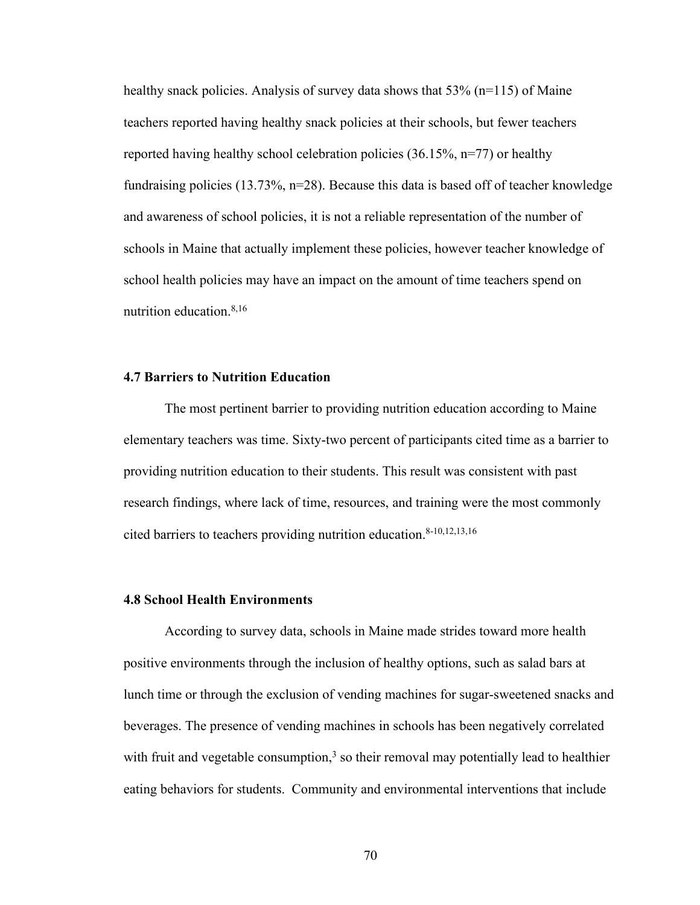healthy snack policies. Analysis of survey data shows that 53% (n=115) of Maine teachers reported having healthy snack policies at their schools, but fewer teachers reported having healthy school celebration policies (36.15%, n=77) or healthy fundraising policies (13.73%, n=28). Because this data is based off of teacher knowledge and awareness of school policies, it is not a reliable representation of the number of schools in Maine that actually implement these policies, however teacher knowledge of school health policies may have an impact on the amount of time teachers spend on nutrition education.[8,16]

### 4.7 Barriers to Nutrition Education

The most pertinent barrier to providing nutrition education according to Maine elementary teachers was time. Sixty-two percent of participants cited time as a barrier to providing nutrition education to their students. This result was consistent with past research findings, where lack of time, resources, and training were the most commonly cited barriers to teachers providing nutrition education.[8-10,12,13,16]

### 4.8 School Health Environments

According to survey data, schools in Maine made strides toward more health positive environments through the inclusion of healthy options, such as salad bars at lunch time or through the exclusion of vending machines for sugar-sweetened snacks and beverages. The presence of vending machines in schools has been negatively correlated with fruit and vegetable consumption,[3] so their removal may potentially lead to healthier eating behaviors for students. Community and environmental interventions that include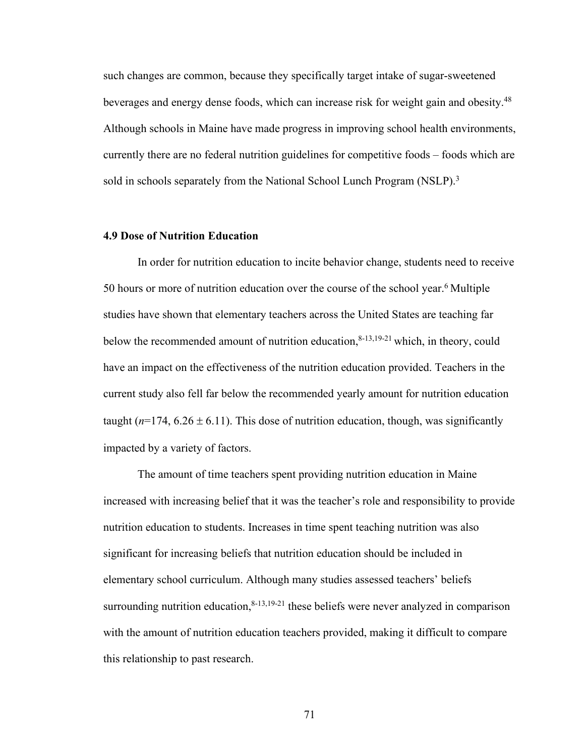such changes are common, because they specifically target intake of sugar-sweetened beverages and energy dense foods, which can increase risk for weight gain and obesity.[48] Although schools in Maine have made progress in improving school health environments, currently there are no federal nutrition guidelines for competitive foods – foods which are sold in schools separately from the National School Lunch Program (NSLP).[3]

### 4.9 Dose of Nutrition Education

In order for nutrition education to incite behavior change, students need to receive 50 hours or more of nutrition education over the course of the school year.[6] Multiple studies have shown that elementary teachers across the United States are teaching far below the recommended amount of nutrition education,[8-13,19-21] which, in theory, could have an impact on the effectiveness of the nutrition education provided. Teachers in the current study also fell far below the recommended yearly amount for nutrition education taught ($n$=174, 6.26 ± 6.11). This dose of nutrition education, though, was significantly impacted by a variety of factors.

The amount of time teachers spent providing nutrition education in Maine increased with increasing belief that it was the teacher's role and responsibility to provide nutrition education to students. Increases in time spent teaching nutrition was also significant for increasing beliefs that nutrition education should be included in elementary school curriculum. Although many studies assessed teachers' beliefs surrounding nutrition education,[8-13,19-21] these beliefs were never analyzed in comparison with the amount of nutrition education teachers provided, making it difficult to compare this relationship to past research.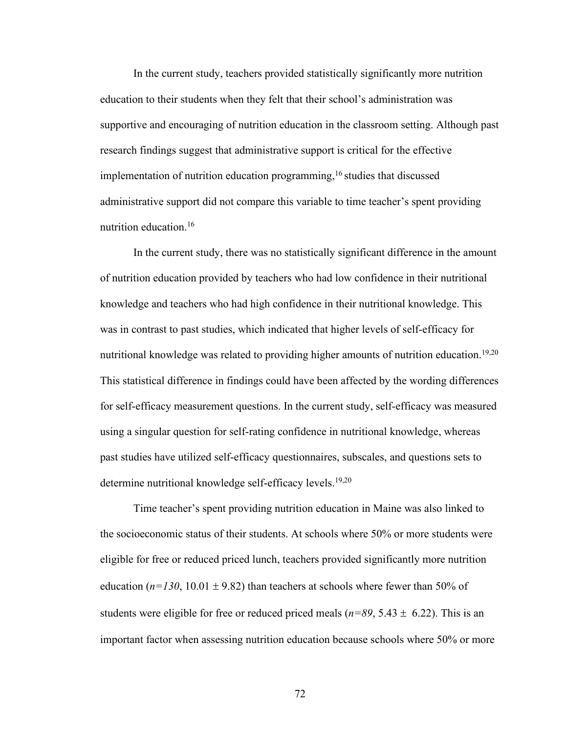In the current study, teachers provided statistically significantly more nutrition education to their students when they felt that their school's administration was supportive and encouraging of nutrition education in the classroom setting. Although past research findings suggest that administrative support is critical for the effective implementation of nutrition education programming,[16] studies that discussed administrative support did not compare this variable to time teacher's spent providing nutrition education.[16]

In the current study, there was no statistically significant difference in the amount of nutrition education provided by teachers who had low confidence in their nutritional knowledge and teachers who had high confidence in their nutritional knowledge. This was in contrast to past studies, which indicated that higher levels of self-efficacy for nutritional knowledge was related to providing higher amounts of nutrition education.[19,20] This statistical difference in findings could have been affected by the wording differences for self-efficacy measurement questions. In the current study, self-efficacy was measured using a singular question for self-rating confidence in nutritional knowledge, whereas past studies have utilized self-efficacy questionnaires, subscales, and questions sets to determine nutritional knowledge self-efficacy levels.[19,20]

Time teacher's spent providing nutrition education in Maine was also linked to the socioeconomic status of their students. At schools where 50% or more students were eligible for free or reduced priced lunch, teachers provided significantly more nutrition education ($n=130$, $10.01 \pm 9.82$) than teachers at schools where fewer than 50% of students were eligible for free or reduced priced meals ($n=89$, $5.43 \pm 6.22$). This is an important factor when assessing nutrition education because schools where 50% or more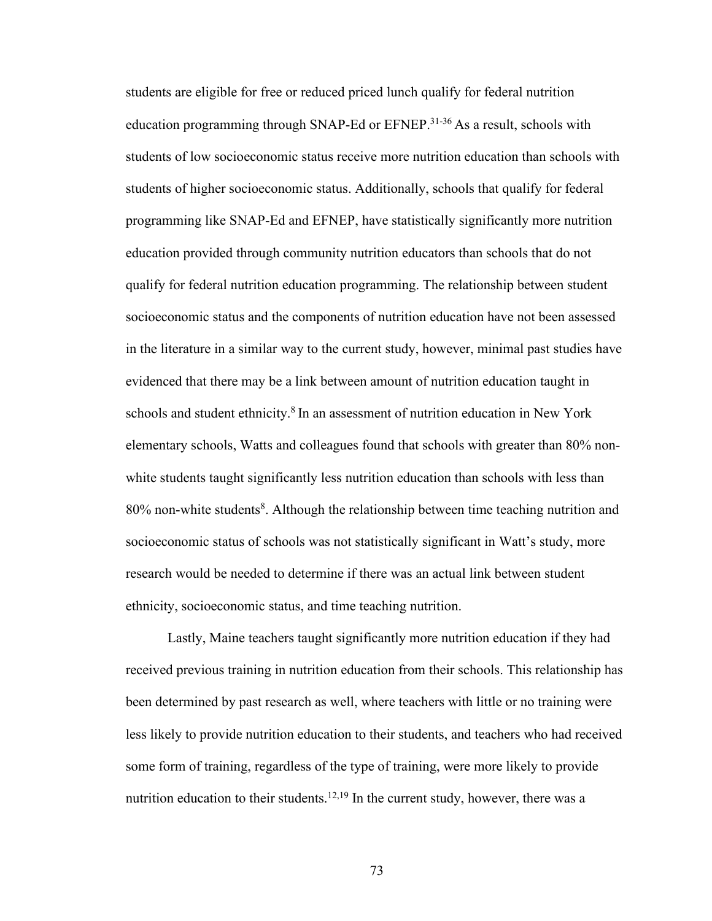students are eligible for free or reduced priced lunch qualify for federal nutrition education programming through SNAP-Ed or EFNEP.[31-36] As a result, schools with students of low socioeconomic status receive more nutrition education than schools with students of higher socioeconomic status. Additionally, schools that qualify for federal programming like SNAP-Ed and EFNEP, have statistically significantly more nutrition education provided through community nutrition educators than schools that do not qualify for federal nutrition education programming. The relationship between student socioeconomic status and the components of nutrition education have not been assessed in the literature in a similar way to the current study, however, minimal past studies have evidenced that there may be a link between amount of nutrition education taught in schools and student ethnicity.[8] In an assessment of nutrition education in New York elementary schools, Watts and colleagues found that schools with greater than 80% non-white students taught significantly less nutrition education than schools with less than 80% non-white students[8]. Although the relationship between time teaching nutrition and socioeconomic status of schools was not statistically significant in Watt's study, more research would be needed to determine if there was an actual link between student ethnicity, socioeconomic status, and time teaching nutrition.

Lastly, Maine teachers taught significantly more nutrition education if they had received previous training in nutrition education from their schools. This relationship has been determined by past research as well, where teachers with little or no training were less likely to provide nutrition education to their students, and teachers who had received some form of training, regardless of the type of training, were more likely to provide nutrition education to their students.[12,19] In the current study, however, there was a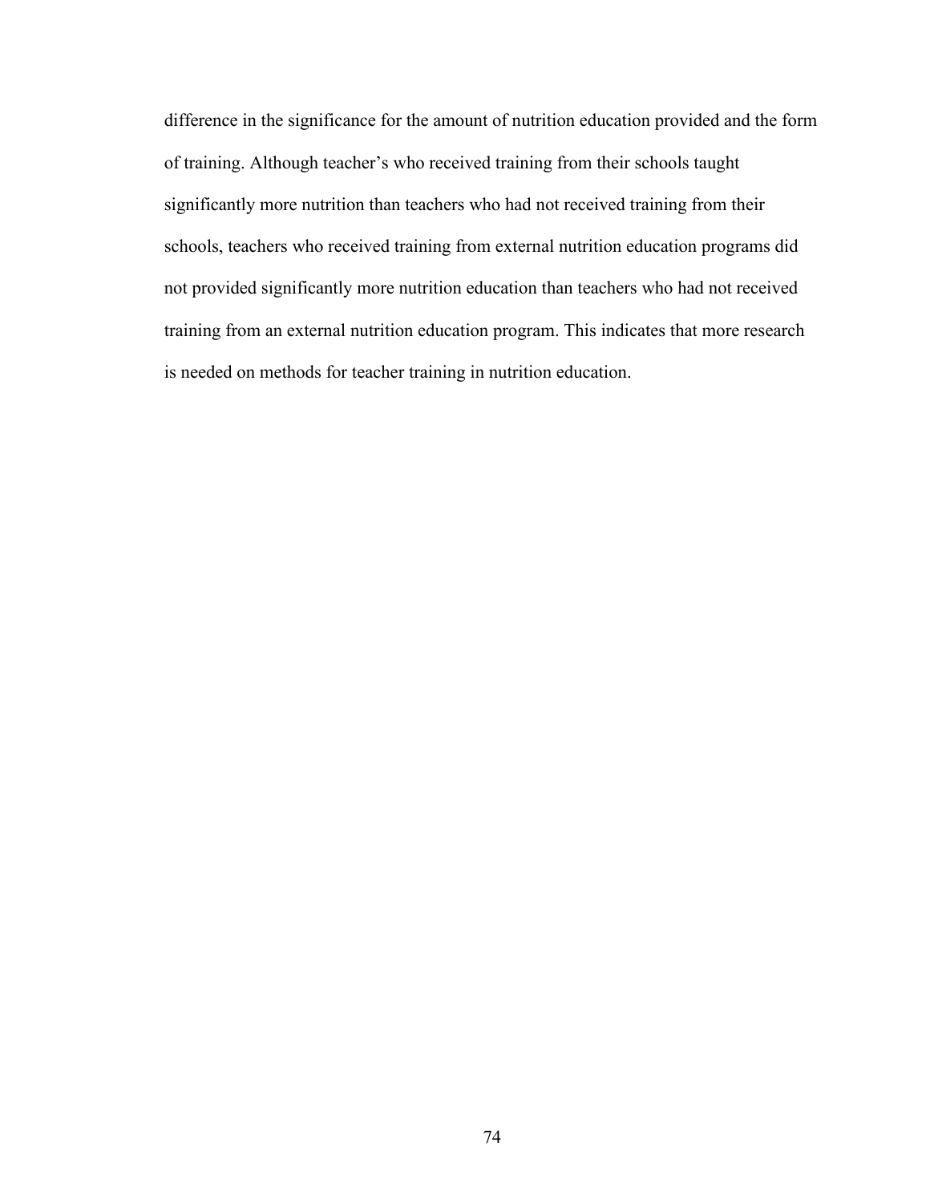difference in the significance for the amount of nutrition education provided and the form of training. Although teacher's who received training from their schools taught significantly more nutrition than teachers who had not received training from their schools, teachers who received training from external nutrition education programs did not provided significantly more nutrition education than teachers who had not received training from an external nutrition education program. This indicates that more research is needed on methods for teacher training in nutrition education.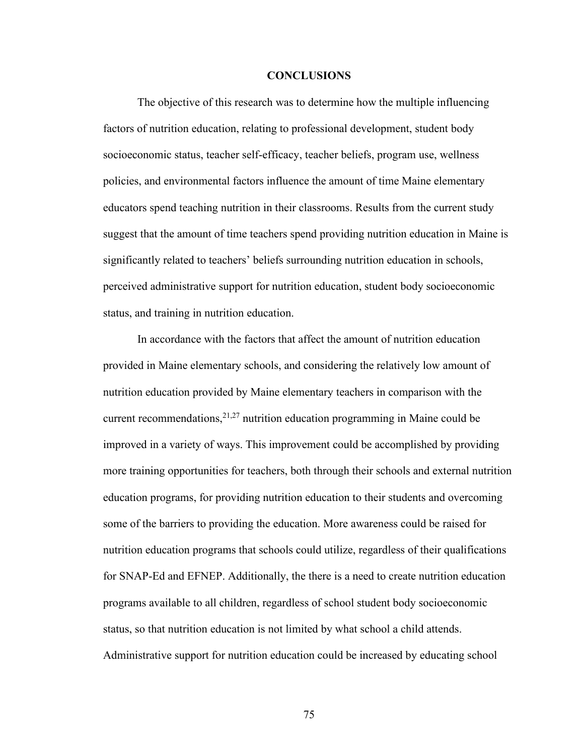## CONCLUSIONS

The objective of this research was to determine how the multiple influencing factors of nutrition education, relating to professional development, student body socioeconomic status, teacher self-efficacy, teacher beliefs, program use, wellness policies, and environmental factors influence the amount of time Maine elementary educators spend teaching nutrition in their classrooms. Results from the current study suggest that the amount of time teachers spend providing nutrition education in Maine is significantly related to teachers' beliefs surrounding nutrition education in schools, perceived administrative support for nutrition education, student body socioeconomic status, and training in nutrition education.

In accordance with the factors that affect the amount of nutrition education provided in Maine elementary schools, and considering the relatively low amount of nutrition education provided by Maine elementary teachers in comparison with the current recommendations,[21,27] nutrition education programming in Maine could be improved in a variety of ways. This improvement could be accomplished by providing more training opportunities for teachers, both through their schools and external nutrition education programs, for providing nutrition education to their students and overcoming some of the barriers to providing the education. More awareness could be raised for nutrition education programs that schools could utilize, regardless of their qualifications for SNAP-Ed and EFNEP. Additionally, the there is a need to create nutrition education programs available to all children, regardless of school student body socioeconomic status, so that nutrition education is not limited by what school a child attends. Administrative support for nutrition education could be increased by educating school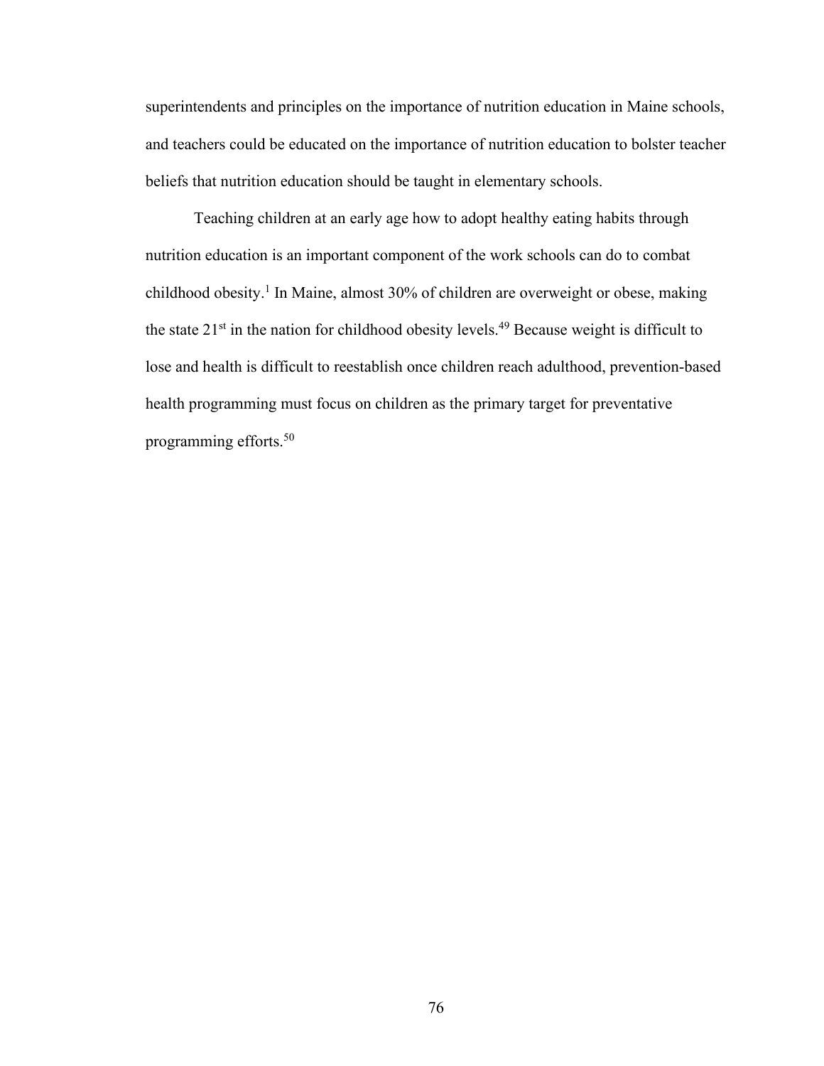superintendents and principles on the importance of nutrition education in Maine schools, and teachers could be educated on the importance of nutrition education to bolster teacher beliefs that nutrition education should be taught in elementary schools.

Teaching children at an early age how to adopt healthy eating habits through nutrition education is an important component of the work schools can do to combat childhood obesity.[1] In Maine, almost 30% of children are overweight or obese, making the state 21st in the nation for childhood obesity levels.[49] Because weight is difficult to lose and health is difficult to reestablish once children reach adulthood, prevention-based health programming must focus on children as the primary target for preventative programming efforts.[50]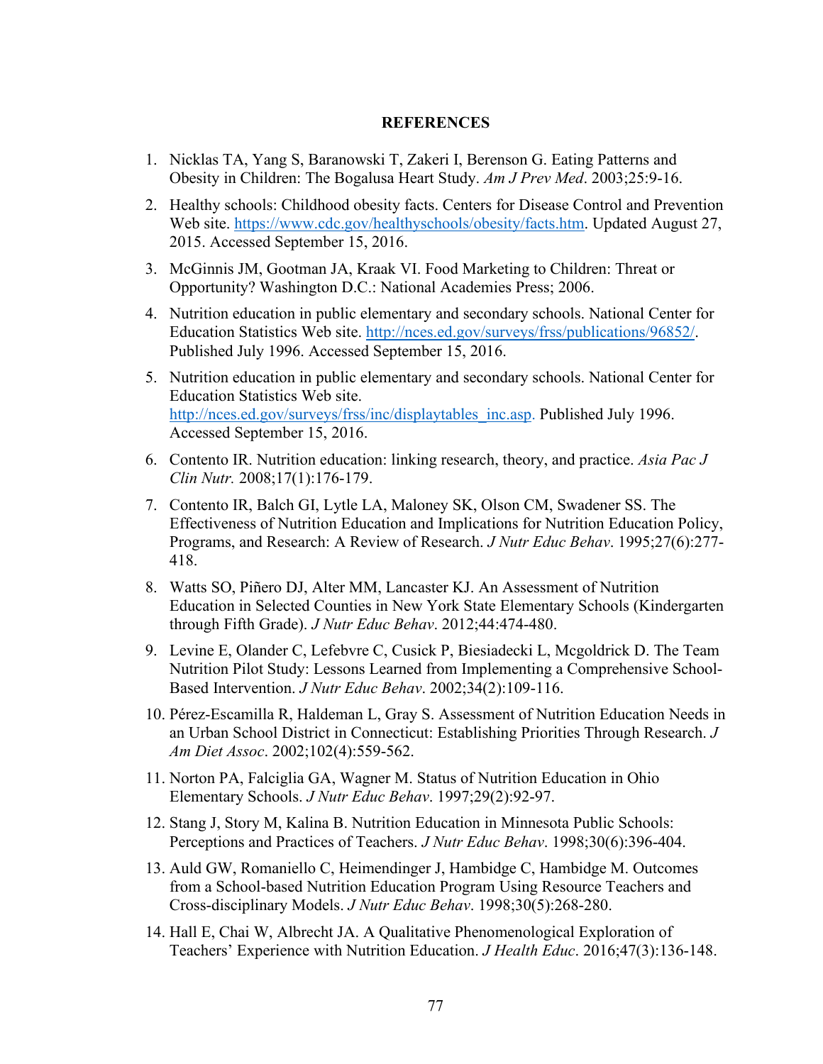# REFERENCES

1. Nicklas TA, Yang S, Baranowski T, Zakeri I, Berenson G. Eating Patterns and Obesity in Children: The Bogalusa Heart Study. *Am J Prev Med*. 2003;25:9-16.
2. Healthy schools: Childhood obesity facts. Centers for Disease Control and Prevention Web site. https://www.cdc.gov/healthyschools/obesity/facts.htm. Updated August 27, 2015. Accessed September 15, 2016.
3. McGinnis JM, Gootman JA, Kraak VI. Food Marketing to Children: Threat or Opportunity? Washington D.C.: National Academies Press; 2006.
4. Nutrition education in public elementary and secondary schools. National Center for Education Statistics Web site. http://nces.ed.gov/surveys/frss/publications/96852/. Published July 1996. Accessed September 15, 2016.
5. Nutrition education in public elementary and secondary schools. National Center for Education Statistics Web site. http://nces.ed.gov/surveys/frss/inc/displaytables_inc.asp. Published July 1996. Accessed September 15, 2016.
6. Contento IR. Nutrition education: linking research, theory, and practice. *Asia Pac J Clin Nutr.* 2008;17(1):176-179.
7. Contento IR, Balch GI, Lytle LA, Maloney SK, Olson CM, Swadener SS. The Effectiveness of Nutrition Education and Implications for Nutrition Education Policy, Programs, and Research: A Review of Research. *J Nutr Educ Behav*. 1995;27(6):277-418.
8. Watts SO, Piñero DJ, Alter MM, Lancaster KJ. An Assessment of Nutrition Education in Selected Counties in New York State Elementary Schools (Kindergarten through Fifth Grade). *J Nutr Educ Behav*. 2012;44:474-480.
9. Levine E, Olander C, Lefebvre C, Cusick P, Biesiadecki L, Mcgoldrick D. The Team Nutrition Pilot Study: Lessons Learned from Implementing a Comprehensive School-Based Intervention. *J Nutr Educ Behav*. 2002;34(2):109-116.
10. Pérez-Escamilla R, Haldeman L, Gray S. Assessment of Nutrition Education Needs in an Urban School District in Connecticut: Establishing Priorities Through Research. *J Am Diet Assoc*. 2002;102(4):559-562.
11. Norton PA, Falciglia GA, Wagner M. Status of Nutrition Education in Ohio Elementary Schools. *J Nutr Educ Behav*. 1997;29(2):92-97.
12. Stang J, Story M, Kalina B. Nutrition Education in Minnesota Public Schools: Perceptions and Practices of Teachers. *J Nutr Educ Behav*. 1998;30(6):396-404.
13. Auld GW, Romaniello C, Heimendinger J, Hambidge C, Hambidge M. Outcomes from a School-based Nutrition Education Program Using Resource Teachers and Cross-disciplinary Models. *J Nutr Educ Behav*. 1998;30(5):268-280.
14. Hall E, Chai W, Albrecht JA. A Qualitative Phenomenological Exploration of Teachers' Experience with Nutrition Education. *J Health Educ*. 2016;47(3):136-148.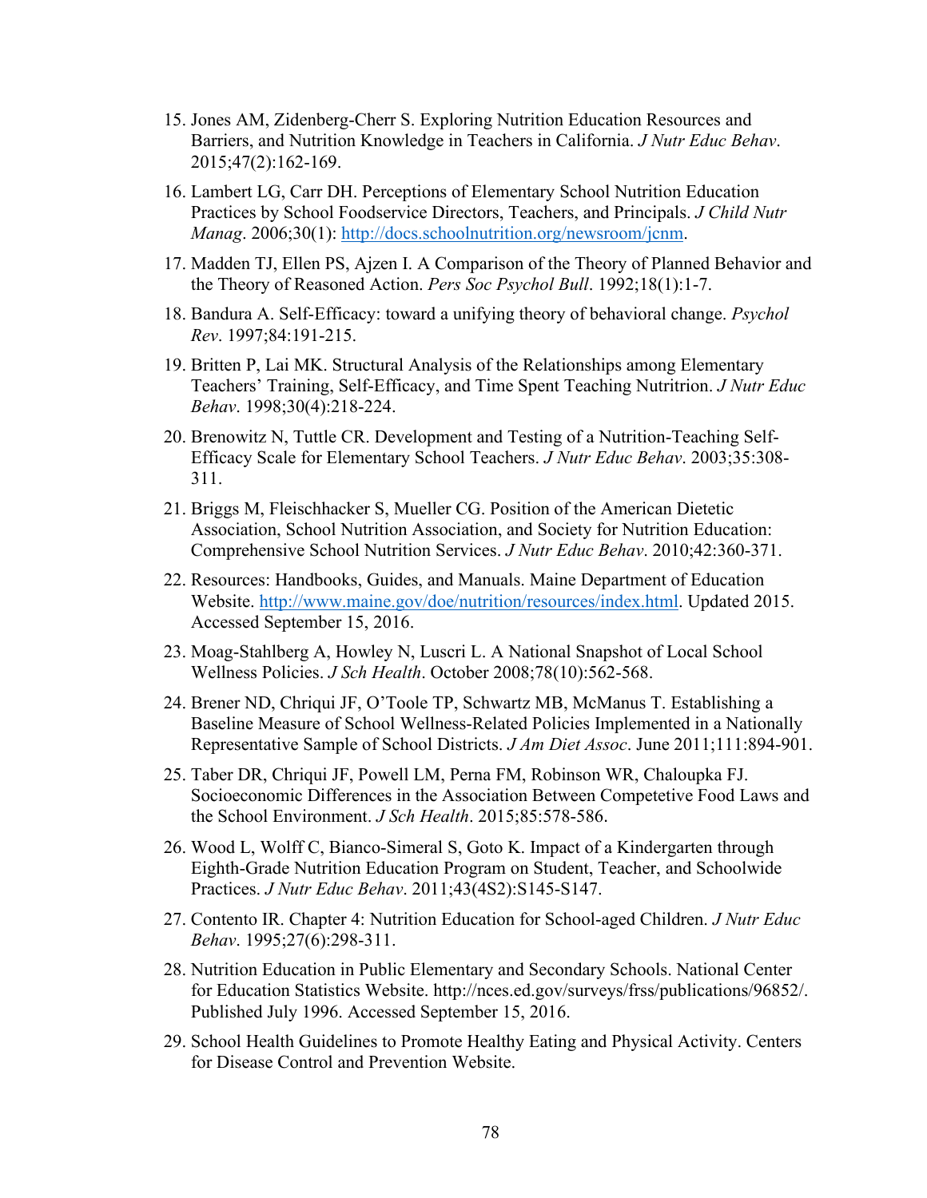15. Jones AM, Zidenberg-Cherr S. Exploring Nutrition Education Resources and Barriers, and Nutrition Knowledge in Teachers in California. *J Nutr Educ Behav*. 2015;47(2):162-169.

16. Lambert LG, Carr DH. Perceptions of Elementary School Nutrition Education Practices by School Foodservice Directors, Teachers, and Principals. *J Child Nutr Manag*. 2006;30(1): http://docs.schoolnutrition.org/newsroom/jcnm.

17. Madden TJ, Ellen PS, Ajzen I. A Comparison of the Theory of Planned Behavior and the Theory of Reasoned Action. *Pers Soc Psychol Bull*. 1992;18(1):1-7.

18. Bandura A. Self-Efficacy: toward a unifying theory of behavioral change. *Psychol Rev*. 1997;84:191-215.

19. Britten P, Lai MK. Structural Analysis of the Relationships among Elementary Teachers' Training, Self-Efficacy, and Time Spent Teaching Nutritrion. *J Nutr Educ Behav*. 1998;30(4):218-224.

20. Brenowitz N, Tuttle CR. Development and Testing of a Nutrition-Teaching Self-Efficacy Scale for Elementary School Teachers. *J Nutr Educ Behav*. 2003;35:308-311.

21. Briggs M, Fleischhacker S, Mueller CG. Position of the American Dietetic Association, School Nutrition Association, and Society for Nutrition Education: Comprehensive School Nutrition Services. *J Nutr Educ Behav*. 2010;42:360-371.

22. Resources: Handbooks, Guides, and Manuals. Maine Department of Education Website. http://www.maine.gov/doe/nutrition/resources/index.html. Updated 2015. Accessed September 15, 2016.

23. Moag-Stahlberg A, Howley N, Luscri L. A National Snapshot of Local School Wellness Policies. *J Sch Health*. October 2008;78(10):562-568.

24. Brener ND, Chriqui JF, O'Toole TP, Schwartz MB, McManus T. Establishing a Baseline Measure of School Wellness-Related Policies Implemented in a Nationally Representative Sample of School Districts. *J Am Diet Assoc*. June 2011;111:894-901.

25. Taber DR, Chriqui JF, Powell LM, Perna FM, Robinson WR, Chaloupka FJ. Socioeconomic Differences in the Association Between Competetive Food Laws and the School Environment. *J Sch Health*. 2015;85:578-586.

26. Wood L, Wolff C, Bianco-Simeral S, Goto K. Impact of a Kindergarten through Eighth-Grade Nutrition Education Program on Student, Teacher, and Schoolwide Practices. *J Nutr Educ Behav*. 2011;43(4S2):S145-S147.

27. Contento IR. Chapter 4: Nutrition Education for School-aged Children. *J Nutr Educ Behav*. 1995;27(6):298-311.

28. Nutrition Education in Public Elementary and Secondary Schools. National Center for Education Statistics Website. http://nces.ed.gov/surveys/frss/publications/96852/. Published July 1996. Accessed September 15, 2016.

29. School Health Guidelines to Promote Healthy Eating and Physical Activity. Centers for Disease Control and Prevention Website.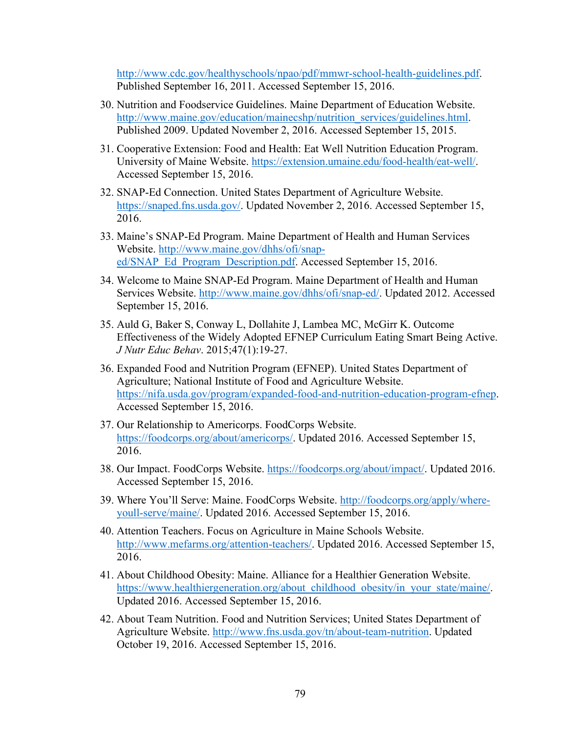http://www.cdc.gov/healthyschools/npao/pdf/mmwr-school-health-guidelines.pdf. Published September 16, 2011. Accessed September 15, 2016.

30. Nutrition and Foodservice Guidelines. Maine Department of Education Website. http://www.maine.gov/education/mainecshp/nutrition_services/guidelines.html. Published 2009. Updated November 2, 2016. Accessed September 15, 2015.

31. Cooperative Extension: Food and Health: Eat Well Nutrition Education Program. University of Maine Website. https://extension.umaine.edu/food-health/eat-well/. Accessed September 15, 2016.

32. SNAP-Ed Connection. United States Department of Agriculture Website. https://snaped.fns.usda.gov/. Updated November 2, 2016. Accessed September 15, 2016.

33. Maine's SNAP-Ed Program. Maine Department of Health and Human Services Website. http://www.maine.gov/dhhs/ofi/snap-ed/SNAP_Ed_Program_Description.pdf. Accessed September 15, 2016.

34. Welcome to Maine SNAP-Ed Program. Maine Department of Health and Human Services Website. http://www.maine.gov/dhhs/ofi/snap-ed/. Updated 2012. Accessed September 15, 2016.

35. Auld G, Baker S, Conway L, Dollahite J, Lambea MC, McGirr K. Outcome Effectiveness of the Widely Adopted EFNEP Curriculum Eating Smart Being Active. *J Nutr Educ Behav*. 2015;47(1):19-27.

36. Expanded Food and Nutrition Program (EFNEP). United States Department of Agriculture; National Institute of Food and Agriculture Website. https://nifa.usda.gov/program/expanded-food-and-nutrition-education-program-efnep. Accessed September 15, 2016.

37. Our Relationship to Americorps. FoodCorps Website. https://foodcorps.org/about/americorps/. Updated 2016. Accessed September 15, 2016.

38. Our Impact. FoodCorps Website. https://foodcorps.org/about/impact/. Updated 2016. Accessed September 15, 2016.

39. Where You'll Serve: Maine. FoodCorps Website. http://foodcorps.org/apply/where-youll-serve/maine/. Updated 2016. Accessed September 15, 2016.

40. Attention Teachers. Focus on Agriculture in Maine Schools Website. http://www.mefarms.org/attention-teachers/. Updated 2016. Accessed September 15, 2016.

41. About Childhood Obesity: Maine. Alliance for a Healthier Generation Website. https://www.healthiergeneration.org/about_childhood_obesity/in_your_state/maine/. Updated 2016. Accessed September 15, 2016.

42. About Team Nutrition. Food and Nutrition Services; United States Department of Agriculture Website. http://www.fns.usda.gov/tn/about-team-nutrition. Updated October 19, 2016. Accessed September 15, 2016.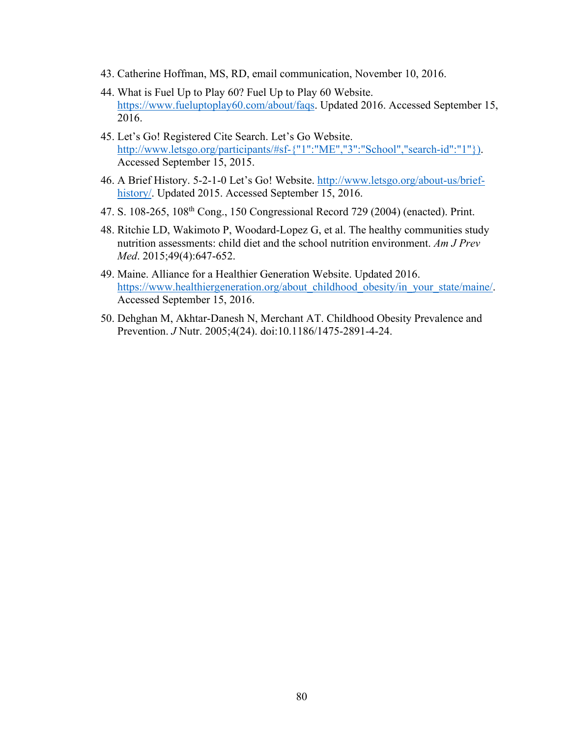43. Catherine Hoffman, MS, RD, email communication, November 10, 2016.
44. What is Fuel Up to Play 60? Fuel Up to Play 60 Website. https://www.fueluptoplay60.com/about/faqs. Updated 2016. Accessed September 15, 2016.
45. Let's Go! Registered Cite Search. Let's Go Website. http://www.letsgo.org/participants/#sf-{"1":"ME","3":"School","search-id":"1"}). Accessed September 15, 2015.
46. A Brief History. 5-2-1-0 Let's Go! Website. http://www.letsgo.org/about-us/brief-history/. Updated 2015. Accessed September 15, 2016.
47. S. 108-265, 108th Cong., 150 Congressional Record 729 (2004) (enacted). Print.
48. Ritchie LD, Wakimoto P, Woodard-Lopez G, et al. The healthy communities study nutrition assessments: child diet and the school nutrition environment. *Am J Prev Med*. 2015;49(4):647-652.
49. Maine. Alliance for a Healthier Generation Website. Updated 2016. https://www.healthiergeneration.org/about_childhood_obesity/in_your_state/maine/. Accessed September 15, 2016.
50. Dehghan M, Akhtar-Danesh N, Merchant AT. Childhood Obesity Prevalence and Prevention. *J* Nutr. 2005;4(24). doi:10.1186/1475-2891-4-24.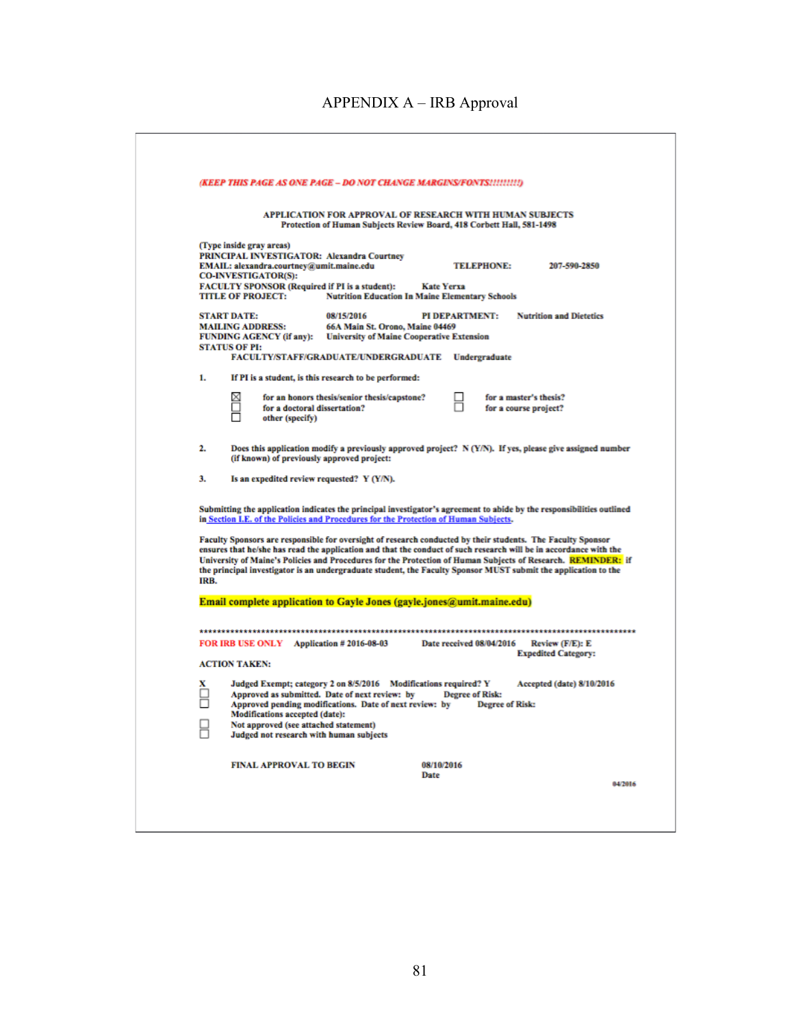# APPENDIX A – IRB Approval

*(KEEP THIS PAGE AS ONE PAGE – DO NOT CHANGE MARGINS/FONTS!!!!!!!!!)*

**APPLICATION FOR APPROVAL OF RESEARCH WITH HUMAN SUBJECTS**
**Protection of Human Subjects Review Board, 418 Corbett Hall, 581-1498**

(Type inside gray areas)
**PRINCIPAL INVESTIGATOR:** Alexandra Courtney
**EMAIL:** alexandra.courtney@umit.maine.edu **TELEPHONE:** 207-590-2850
**CO-INVESTIGATOR(S):**
**FACULTY SPONSOR (Required if PI is a student):** Kate Yerxa
**TITLE OF PROJECT:** Nutrition Education In Maine Elementary Schools

**START DATE:** 08/15/2016 **PI DEPARTMENT:** Nutrition and Dietetics
**MAILING ADDRESS:** 66A Main St. Orono, Maine 04469
**FUNDING AGENCY (if any):** University of Maine Cooperative Extension
**STATUS OF PI:**
FACULTY/STAFF/GRADUATE/UNDERGRADUATE Undergraduate

1. If PI is a student, is this research to be performed:

   ☒ for an honors thesis/senior thesis/capstone? ☐ for a master's thesis?
   ☐ for a doctoral dissertation? ☐ for a course project?
   ☐ other (specify)

2. Does this application modify a previously approved project? N (Y/N). If yes, please give assigned number (if known) of previously approved project:

3. Is an expedited review requested? Y (Y/N).

Submitting the application indicates the principal investigator's agreement to abide by the responsibilities outlined in Section I.E. of the Policies and Procedures for the Protection of Human Subjects.

Faculty Sponsors are responsible for oversight of research conducted by their students. The Faculty Sponsor ensures that he/she has read the application and that the conduct of such research will be in accordance with the University of Maine's Policies and Procedures for the Protection of Human Subjects of Research. **REMINDER:** if the principal investigator is an undergraduate student, the Faculty Sponsor MUST submit the application to the IRB.

**Email complete application to Gayle Jones (gayle.jones@umit.maine.edu)**

\*\*\*\*\*\*\*\*\*\*\*\*\*\*\*\*\*\*\*\*\*\*\*\*\*\*\*\*\*\*\*\*\*\*\*\*\*\*\*\*\*\*\*\*\*\*\*\*\*\*\*\*\*\*\*\*\*\*\*\*\*\*\*\*\*\*\*\*\*\*\*\*\*\*\*\*\*\*\*\*\*\*\*\*\*\*\*\*\*\*\*\*

**FOR IRB USE ONLY** Application # 2016-08-03 Date received 08/04/2016 Review (F/E): E
Expedited Category:

**ACTION TAKEN:**

X Judged Exempt; category 2 on 8/5/2016 Modifications required? Y Accepted (date) 8/10/2016
☐ Approved as submitted. Date of next review: by Degree of Risk:
☐ Approved pending modifications. Date of next review: by Degree of Risk:
Modifications accepted (date):
☐ Not approved (see attached statement)
☐ Judged not research with human subjects

FINAL APPROVAL TO BEGIN 08/10/2016
Date

04/2016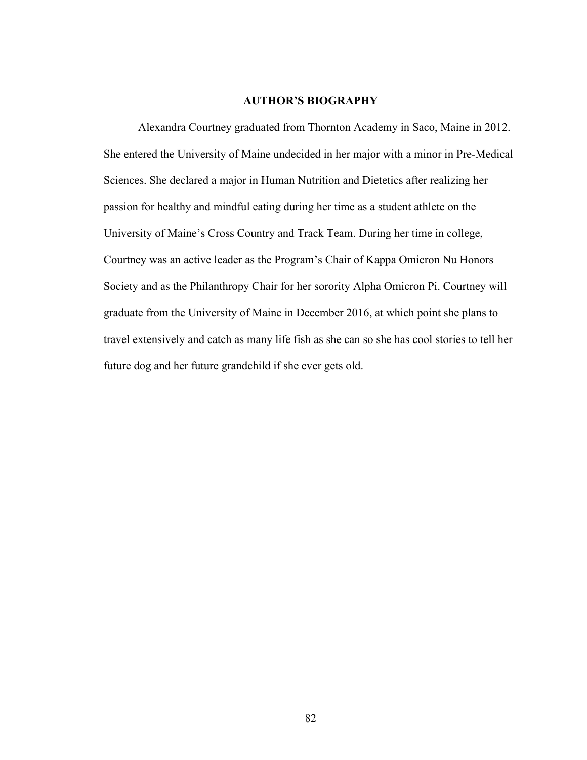## AUTHOR'S BIOGRAPHY

Alexandra Courtney graduated from Thornton Academy in Saco, Maine in 2012. She entered the University of Maine undecided in her major with a minor in Pre-Medical Sciences. She declared a major in Human Nutrition and Dietetics after realizing her passion for healthy and mindful eating during her time as a student athlete on the University of Maine's Cross Country and Track Team. During her time in college, Courtney was an active leader as the Program's Chair of Kappa Omicron Nu Honors Society and as the Philanthropy Chair for her sorority Alpha Omicron Pi. Courtney will graduate from the University of Maine in December 2016, at which point she plans to travel extensively and catch as many life fish as she can so she has cool stories to tell her future dog and her future grandchild if she ever gets old.